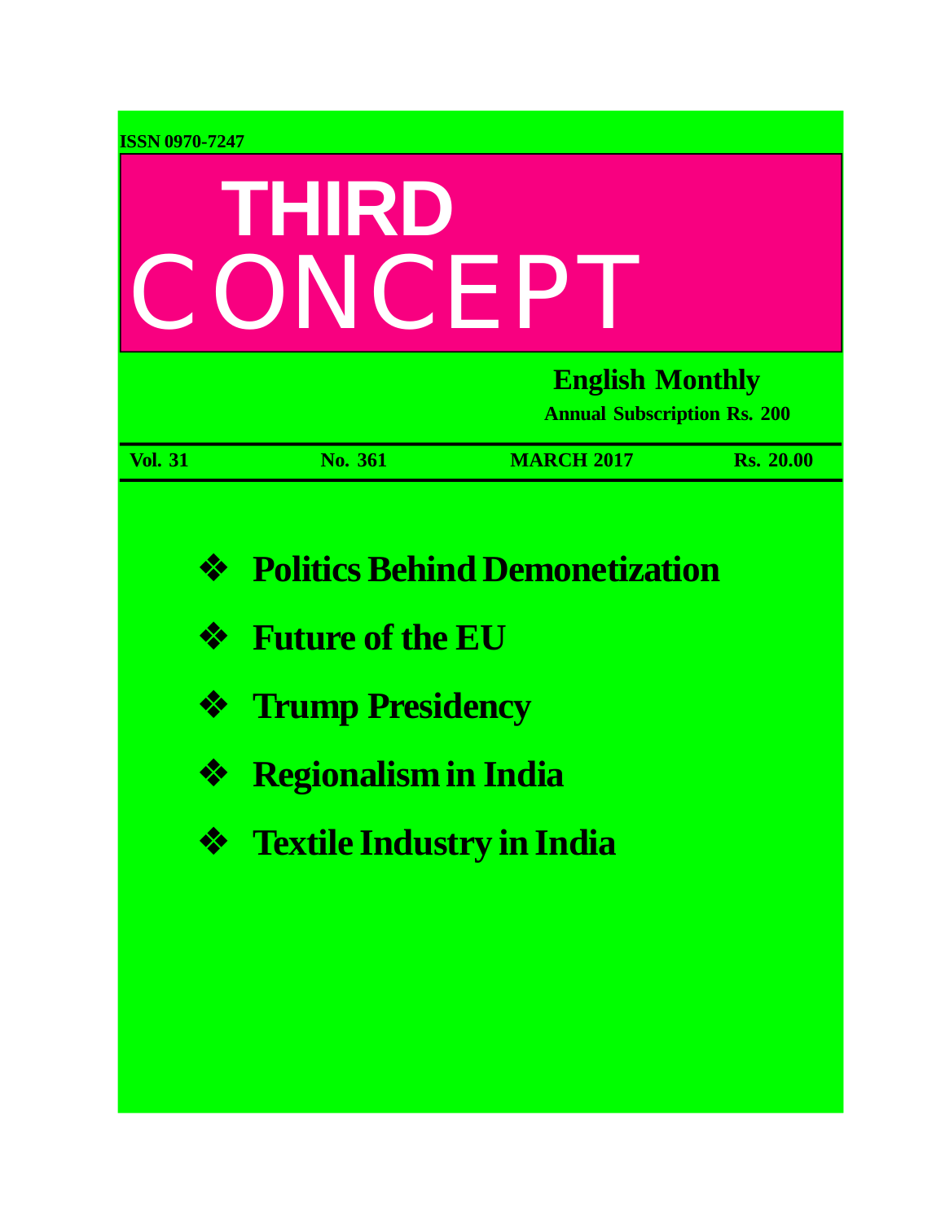ISSN 0970-7247

# THIRD CONCEPT

**English Monthly**

**Annual Subscription Rs. 200**

| Vol. 31 | No. 361 | MARCH 2017 | Rs. 20.00 |
|---|---|---|---|

- **Politics Behind Demonetization**
- **Future of the EU**
- **Trump Presidency**
- **Regionalism in India**
- **Textile Industry in India**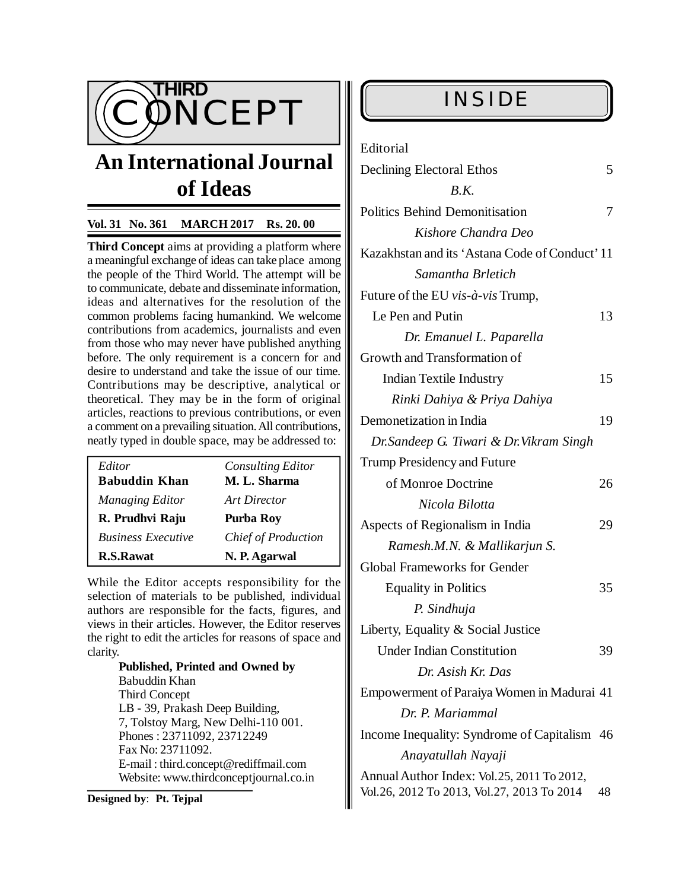# THIRD CONCEPT

## An International Journal of Ideas

**Vol. 31 No. 361 MARCH 2017 Rs. 20. 00**

**Third Concept** aims at providing a platform where a meaningful exchange of ideas can take place among the people of the Third World. The attempt will be to communicate, debate and disseminate information, ideas and alternatives for the resolution of the common problems facing humankind. We welcome contributions from academics, journalists and even from those who may never have published anything before. The only requirement is a concern for and desire to understand and take the issue of our time. Contributions may be descriptive, analytical or theoretical. They may be in the form of original articles, reactions to previous contributions, or even a comment on a prevailing situation. All contributions, neatly typed in double space, may be addressed to:

| | |
|---|---|
| *Editor* | *Consulting Editor* |
| **Babuddin Khan** | **M. L. Sharma** |
| *Managing Editor* | *Art Director* |
| **R. Prudhvi Raju** | **Purba Roy** |
| *Business Executive* | *Chief of Production* |
| **R.S.Rawat** | **N. P. Agarwal** |

While the Editor accepts responsibility for the selection of materials to be published, individual authors are responsible for the facts, figures, and views in their articles. However, the Editor reserves the right to edit the articles for reasons of space and clarity.

**Published, Printed and Owned by**
Babuddin Khan
Third Concept
LB - 39, Prakash Deep Building,
7, Tolstoy Marg, New Delhi-110 001.
Phones : 23711092, 23712249
Fax No: 23711092.
E-mail : third.concept@rediffmail.com
Website: www.thirdconceptjournal.co.in

**Designed by**: **Pt. Tejpal**

## INSIDE

Editorial

Declining Electoral Ethos — 5
*B.K.*

Politics Behind Demonitisation — 7
*Kishore Chandra Deo*

Kazakhstan and its 'Astana Code of Conduct' — 11
*Samantha Brletich*

Future of the EU *vis-à-vis* Trump, Le Pen and Putin — 13
*Dr. Emanuel L. Paparella*

Growth and Transformation of Indian Textile Industry — 15
*Rinki Dahiya & Priya Dahiya*

Demonetization in India — 19
*Dr.Sandeep G. Tiwari & Dr.Vikram Singh*

Trump Presidency and Future of Monroe Doctrine — 26
*Nicola Bilotta*

Aspects of Regionalism in India — 29
*Ramesh.M.N. & Mallikarjun S.*

Global Frameworks for Gender Equality in Politics — 35
*P. Sindhuja*

Liberty, Equality & Social Justice Under Indian Constitution — 39
*Dr. Asish Kr. Das*

Empowerment of Paraiya Women in Madurai — 41
*Dr. P. Mariammal*

Income Inequality: Syndrome of Capitalism — 46
*Anayatullah Nayaji*

Annual Author Index: Vol.25, 2011 To 2012, Vol.26, 2012 To 2013, Vol.27, 2013 To 2014 — 48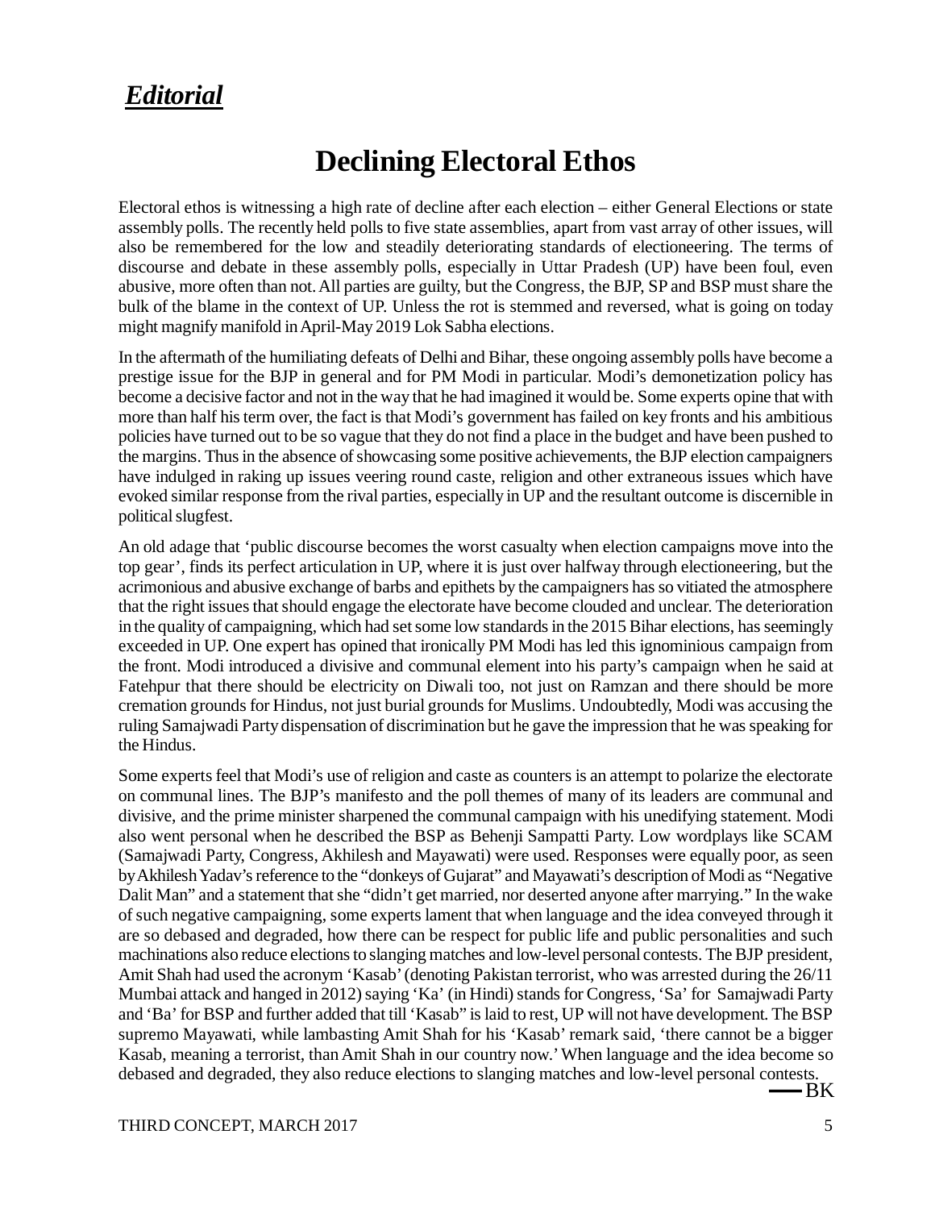## ***Editorial***

# Declining Electoral Ethos

Electoral ethos is witnessing a high rate of decline after each election – either General Elections or state assembly polls. The recently held polls to five state assemblies, apart from vast array of other issues, will also be remembered for the low and steadily deteriorating standards of electioneering. The terms of discourse and debate in these assembly polls, especially in Uttar Pradesh (UP) have been foul, even abusive, more often than not. All parties are guilty, but the Congress, the BJP, SP and BSP must share the bulk of the blame in the context of UP. Unless the rot is stemmed and reversed, what is going on today might magnify manifold in April-May 2019 Lok Sabha elections.

In the aftermath of the humiliating defeats of Delhi and Bihar, these ongoing assembly polls have become a prestige issue for the BJP in general and for PM Modi in particular. Modi's demonetization policy has become a decisive factor and not in the way that he had imagined it would be. Some experts opine that with more than half his term over, the fact is that Modi's government has failed on key fronts and his ambitious policies have turned out to be so vague that they do not find a place in the budget and have been pushed to the margins. Thus in the absence of showcasing some positive achievements, the BJP election campaigners have indulged in raking up issues veering round caste, religion and other extraneous issues which have evoked similar response from the rival parties, especially in UP and the resultant outcome is discernible in political slugfest.

An old adage that 'public discourse becomes the worst casualty when election campaigns move into the top gear', finds its perfect articulation in UP, where it is just over halfway through electioneering, but the acrimonious and abusive exchange of barbs and epithets by the campaigners has so vitiated the atmosphere that the right issues that should engage the electorate have become clouded and unclear. The deterioration in the quality of campaigning, which had set some low standards in the 2015 Bihar elections, has seemingly exceeded in UP. One expert has opined that ironically PM Modi has led this ignominious campaign from the front. Modi introduced a divisive and communal element into his party's campaign when he said at Fatehpur that there should be electricity on Diwali too, not just on Ramzan and there should be more cremation grounds for Hindus, not just burial grounds for Muslims. Undoubtedly, Modi was accusing the ruling Samajwadi Party dispensation of discrimination but he gave the impression that he was speaking for the Hindus.

Some experts feel that Modi's use of religion and caste as counters is an attempt to polarize the electorate on communal lines. The BJP's manifesto and the poll themes of many of its leaders are communal and divisive, and the prime minister sharpened the communal campaign with his unedifying statement. Modi also went personal when he described the BSP as Behenji Sampatti Party. Low wordplays like SCAM (Samajwadi Party, Congress, Akhilesh and Mayawati) were used. Responses were equally poor, as seen by Akhilesh Yadav's reference to the "donkeys of Gujarat" and Mayawati's description of Modi as "Negative Dalit Man" and a statement that she "didn't get married, nor deserted anyone after marrying." In the wake of such negative campaigning, some experts lament that when language and the idea conveyed through it are so debased and degraded, how there can be respect for public life and public personalities and such machinations also reduce elections to slanging matches and low-level personal contests. The BJP president, Amit Shah had used the acronym 'Kasab' (denoting Pakistan terrorist, who was arrested during the 26/11 Mumbai attack and hanged in 2012) saying 'Ka' (in Hindi) stands for Congress, 'Sa' for Samajwadi Party and 'Ba' for BSP and further added that till 'Kasab" is laid to rest, UP will not have development. The BSP supremo Mayawati, while lambasting Amit Shah for his 'Kasab' remark said, 'there cannot be a bigger Kasab, meaning a terrorist, than Amit Shah in our country now.' When language and the idea become so debased and degraded, they also reduce elections to slanging matches and low-level personal contests.

—BK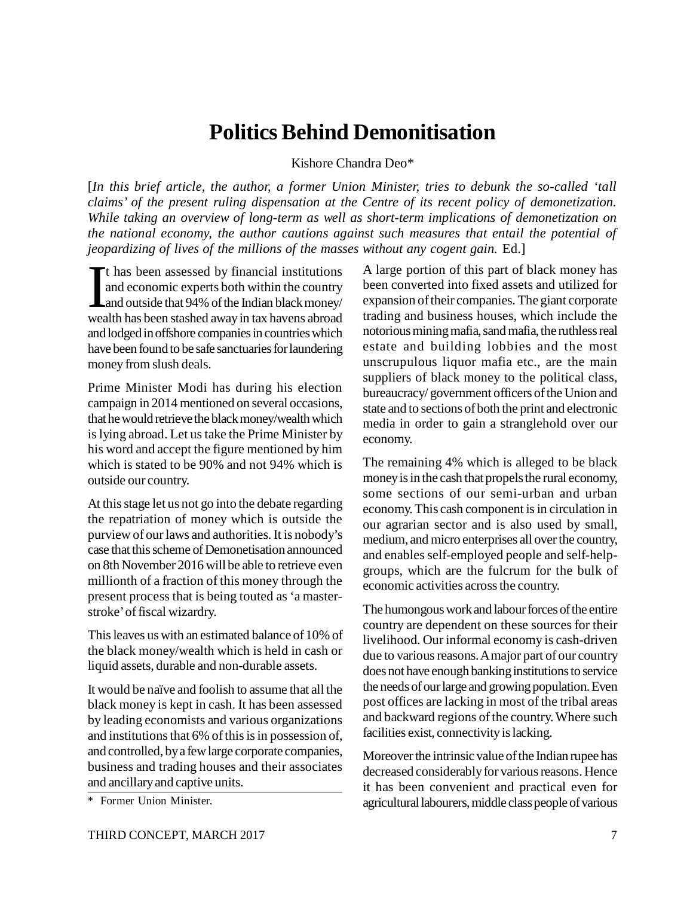# Politics Behind Demonitisation

Kishore Chandra Deo*

[*In this brief article, the author, a former Union Minister, tries to debunk the so-called 'tall claims' of the present ruling dispensation at the Centre of its recent policy of demonetization. While taking an overview of long-term as well as short-term implications of demonetization on the national economy, the author cautions against such measures that entail the potential of jeopardizing of lives of the millions of the masses without any cogent gain.* Ed.]

It has been assessed by financial institutions and economic experts both within the country and outside that 94% of the Indian black money/ wealth has been stashed away in tax havens abroad and lodged in offshore companies in countries which have been found to be safe sanctuaries for laundering money from slush deals.

Prime Minister Modi has during his election campaign in 2014 mentioned on several occasions, that he would retrieve the black money/wealth which is lying abroad. Let us take the Prime Minister by his word and accept the figure mentioned by him which is stated to be 90% and not 94% which is outside our country.

At this stage let us not go into the debate regarding the repatriation of money which is outside the purview of our laws and authorities. It is nobody's case that this scheme of Demonetisation announced on 8th November 2016 will be able to retrieve even millionth of a fraction of this money through the present process that is being touted as 'a master-stroke' of fiscal wizardry.

This leaves us with an estimated balance of 10% of the black money/wealth which is held in cash or liquid assets, durable and non-durable assets.

It would be naïve and foolish to assume that all the black money is kept in cash. It has been assessed by leading economists and various organizations and institutions that 6% of this is in possession of, and controlled, by a few large corporate companies, business and trading houses and their associates and ancillary and captive units.

\* Former Union Minister.

A large portion of this part of black money has been converted into fixed assets and utilized for expansion of their companies. The giant corporate trading and business houses, which include the notorious mining mafia, sand mafia, the ruthless real estate and building lobbies and the most unscrupulous liquor mafia etc., are the main suppliers of black money to the political class, bureaucracy/ government officers of the Union and state and to sections of both the print and electronic media in order to gain a stranglehold over our economy.

The remaining 4% which is alleged to be black money is in the cash that propels the rural economy, some sections of our semi-urban and urban economy. This cash component is in circulation in our agrarian sector and is also used by small, medium, and micro enterprises all over the country, and enables self-employed people and self-help-groups, which are the fulcrum for the bulk of economic activities across the country.

The humongous work and labour forces of the entire country are dependent on these sources for their livelihood. Our informal economy is cash-driven due to various reasons. A major part of our country does not have enough banking institutions to service the needs of our large and growing population. Even post offices are lacking in most of the tribal areas and backward regions of the country. Where such facilities exist, connectivity is lacking.

Moreover the intrinsic value of the Indian rupee has decreased considerably for various reasons. Hence it has been convenient and practical even for agricultural labourers, middle class people of various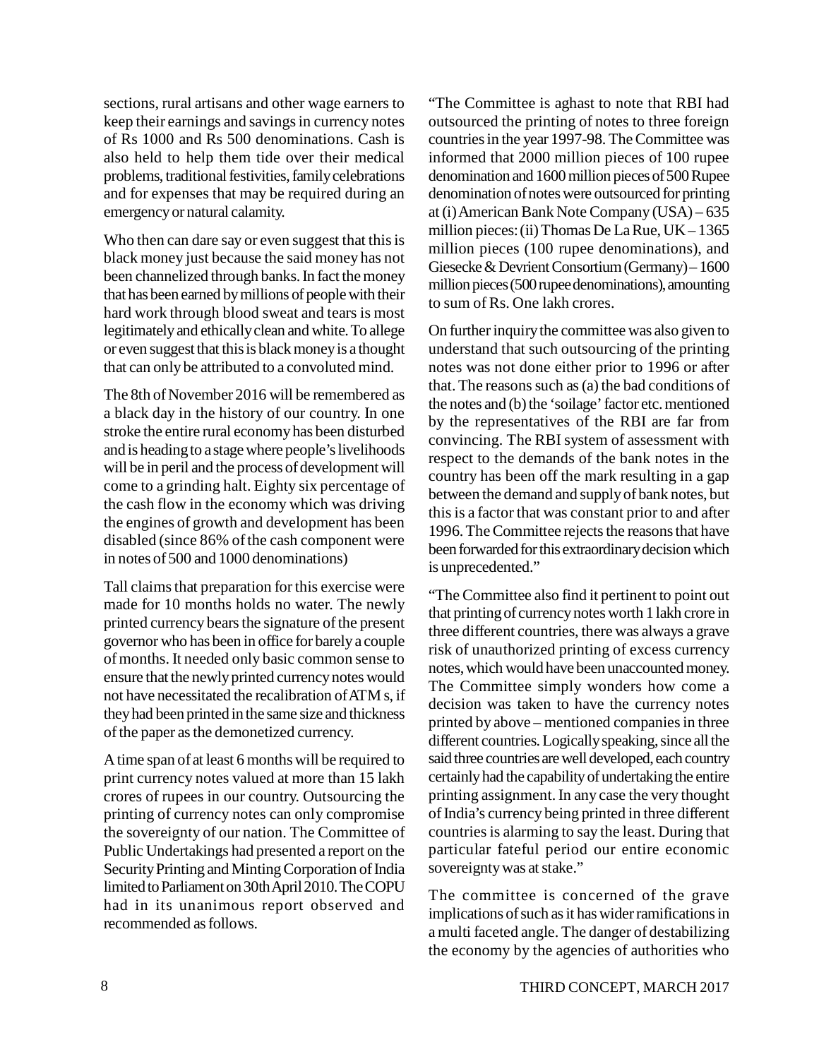sections, rural artisans and other wage earners to keep their earnings and savings in currency notes of Rs 1000 and Rs 500 denominations. Cash is also held to help them tide over their medical problems, traditional festivities, family celebrations and for expenses that may be required during an emergency or natural calamity.

Who then can dare say or even suggest that this is black money just because the said money has not been channelized through banks. In fact the money that has been earned by millions of people with their hard work through blood sweat and tears is most legitimately and ethically clean and white. To allege or even suggest that this is black money is a thought that can only be attributed to a convoluted mind.

The 8th of November 2016 will be remembered as a black day in the history of our country. In one stroke the entire rural economy has been disturbed and is heading to a stage where people's livelihoods will be in peril and the process of development will come to a grinding halt. Eighty six percentage of the cash flow in the economy which was driving the engines of growth and development has been disabled (since 86% of the cash component were in notes of 500 and 1000 denominations)

Tall claims that preparation for this exercise were made for 10 months holds no water. The newly printed currency bears the signature of the present governor who has been in office for barely a couple of months. It needed only basic common sense to ensure that the newly printed currency notes would not have necessitated the recalibration of ATM s, if they had been printed in the same size and thickness of the paper as the demonetized currency.

A time span of at least 6 months will be required to print currency notes valued at more than 15 lakh crores of rupees in our country. Outsourcing the printing of currency notes can only compromise the sovereignty of our nation. The Committee of Public Undertakings had presented a report on the Security Printing and Minting Corporation of India limited to Parliament on 30th April 2010. The COPU had in its unanimous report observed and recommended as follows.

"The Committee is aghast to note that RBI had outsourced the printing of notes to three foreign countries in the year 1997-98. The Committee was informed that 2000 million pieces of 100 rupee denomination and 1600 million pieces of 500 Rupee denomination of notes were outsourced for printing at (i) American Bank Note Company (USA) – 635 million pieces: (ii) Thomas De La Rue, UK – 1365 million pieces (100 rupee denominations), and Giesecke & Devrient Consortium (Germany) – 1600 million pieces (500 rupee denominations), amounting to sum of Rs. One lakh crores.

On further inquiry the committee was also given to understand that such outsourcing of the printing notes was not done either prior to 1996 or after that. The reasons such as (a) the bad conditions of the notes and (b) the 'soilage' factor etc. mentioned by the representatives of the RBI are far from convincing. The RBI system of assessment with respect to the demands of the bank notes in the country has been off the mark resulting in a gap between the demand and supply of bank notes, but this is a factor that was constant prior to and after 1996. The Committee rejects the reasons that have been forwarded for this extraordinary decision which is unprecedented."

"The Committee also find it pertinent to point out that printing of currency notes worth 1 lakh crore in three different countries, there was always a grave risk of unauthorized printing of excess currency notes, which would have been unaccounted money. The Committee simply wonders how come a decision was taken to have the currency notes printed by above – mentioned companies in three different countries. Logically speaking, since all the said three countries are well developed, each country certainly had the capability of undertaking the entire printing assignment. In any case the very thought of India's currency being printed in three different countries is alarming to say the least. During that particular fateful period our entire economic sovereignty was at stake."

The committee is concerned of the grave implications of such as it has wider ramifications in a multi faceted angle. The danger of destabilizing the economy by the agencies of authorities who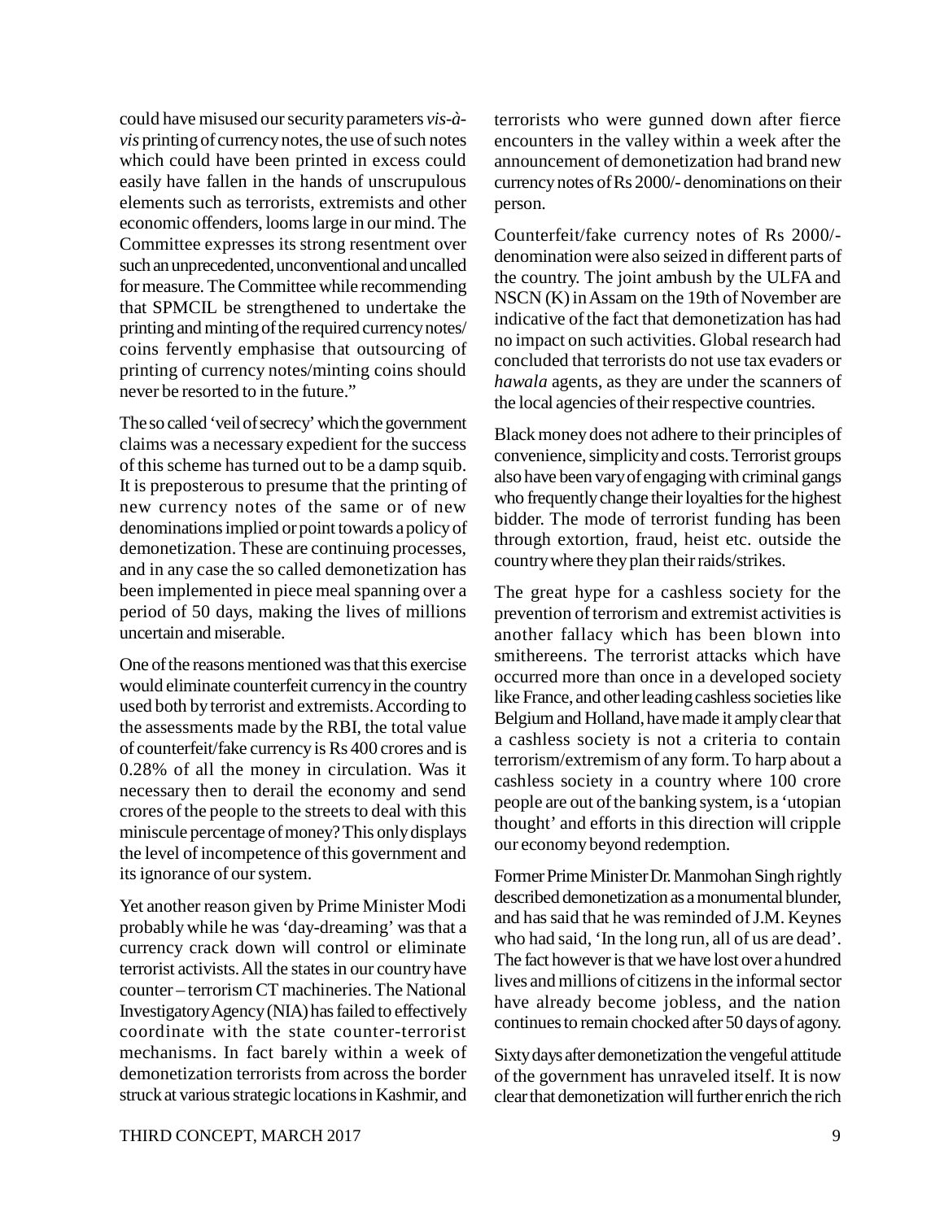could have misused our security parameters *vis-à-vis* printing of currency notes, the use of such notes which could have been printed in excess could easily have fallen in the hands of unscrupulous elements such as terrorists, extremists and other economic offenders, looms large in our mind. The Committee expresses its strong resentment over such an unprecedented, unconventional and uncalled for measure. The Committee while recommending that SPMCIL be strengthened to undertake the printing and minting of the required currency notes/ coins fervently emphasise that outsourcing of printing of currency notes/minting coins should never be resorted to in the future."

The so called 'veil of secrecy' which the government claims was a necessary expedient for the success of this scheme has turned out to be a damp squib. It is preposterous to presume that the printing of new currency notes of the same or of new denominations implied or point towards a policy of demonetization. These are continuing processes, and in any case the so called demonetization has been implemented in piece meal spanning over a period of 50 days, making the lives of millions uncertain and miserable.

One of the reasons mentioned was that this exercise would eliminate counterfeit currency in the country used both by terrorist and extremists. According to the assessments made by the RBI, the total value of counterfeit/fake currency is Rs 400 crores and is 0.28% of all the money in circulation. Was it necessary then to derail the economy and send crores of the people to the streets to deal with this miniscule percentage of money? This only displays the level of incompetence of this government and its ignorance of our system.

Yet another reason given by Prime Minister Modi probably while he was 'day-dreaming' was that a currency crack down will control or eliminate terrorist activists. All the states in our country have counter – terrorism CT machineries. The National Investigatory Agency (NIA) has failed to effectively coordinate with the state counter-terrorist mechanisms. In fact barely within a week of demonetization terrorists from across the border struck at various strategic locations in Kashmir, and terrorists who were gunned down after fierce encounters in the valley within a week after the announcement of demonetization had brand new currency notes of Rs 2000/- denominations on their person.

Counterfeit/fake currency notes of Rs 2000/- denomination were also seized in different parts of the country. The joint ambush by the ULFA and NSCN (K) in Assam on the 19th of November are indicative of the fact that demonetization has had no impact on such activities. Global research had concluded that terrorists do not use tax evaders or *hawala* agents, as they are under the scanners of the local agencies of their respective countries.

Black money does not adhere to their principles of convenience, simplicity and costs. Terrorist groups also have been vary of engaging with criminal gangs who frequently change their loyalties for the highest bidder. The mode of terrorist funding has been through extortion, fraud, heist etc. outside the country where they plan their raids/strikes.

The great hype for a cashless society for the prevention of terrorism and extremist activities is another fallacy which has been blown into smithereens. The terrorist attacks which have occurred more than once in a developed society like France, and other leading cashless societies like Belgium and Holland, have made it amply clear that a cashless society is not a criteria to contain terrorism/extremism of any form. To harp about a cashless society in a country where 100 crore people are out of the banking system, is a 'utopian thought' and efforts in this direction will cripple our economy beyond redemption.

Former Prime Minister Dr. Manmohan Singh rightly described demonetization as a monumental blunder, and has said that he was reminded of J.M. Keynes who had said, 'In the long run, all of us are dead'. The fact however is that we have lost over a hundred lives and millions of citizens in the informal sector have already become jobless, and the nation continues to remain chocked after 50 days of agony.

Sixty days after demonetization the vengeful attitude of the government has unraveled itself. It is now clear that demonetization will further enrich the rich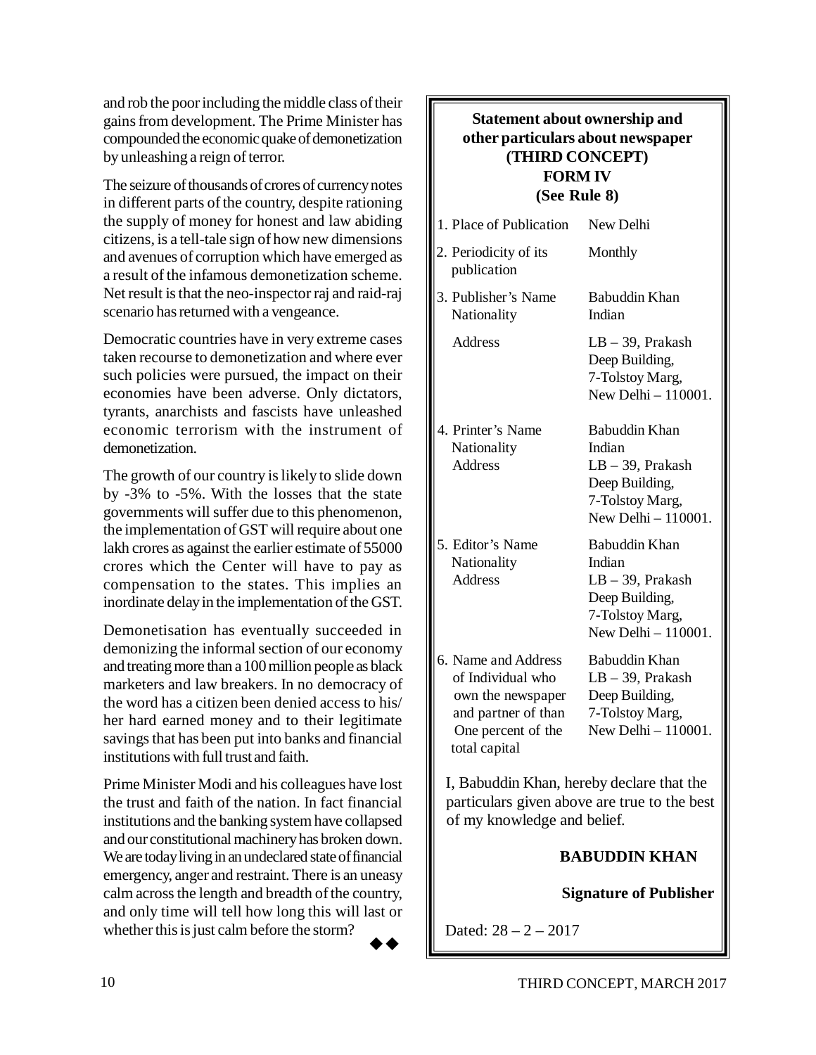and rob the poor including the middle class of their gains from development. The Prime Minister has compounded the economic quake of demonetization by unleashing a reign of terror.

The seizure of thousands of crores of currency notes in different parts of the country, despite rationing the supply of money for honest and law abiding citizens, is a tell-tale sign of how new dimensions and avenues of corruption which have emerged as a result of the infamous demonetization scheme. Net result is that the neo-inspector raj and raid-raj scenario has returned with a vengeance.

Democratic countries have in very extreme cases taken recourse to demonetization and where ever such policies were pursued, the impact on their economies have been adverse. Only dictators, tyrants, anarchists and fascists have unleashed economic terrorism with the instrument of demonetization.

The growth of our country is likely to slide down by -3% to -5%. With the losses that the state governments will suffer due to this phenomenon, the implementation of GST will require about one lakh crores as against the earlier estimate of 55000 crores which the Center will have to pay as compensation to the states. This implies an inordinate delay in the implementation of the GST.

Demonetisation has eventually succeeded in demonizing the informal section of our economy and treating more than a 100 million people as black marketers and law breakers. In no democracy of the word has a citizen been denied access to his/her hard earned money and to their legitimate savings that has been put into banks and financial institutions with full trust and faith.

Prime Minister Modi and his colleagues have lost the trust and faith of the nation. In fact financial institutions and the banking system have collapsed and our constitutional machinery has broken down. We are today living in an undeclared state of financial emergency, anger and restraint. There is an uneasy calm across the length and breadth of the country, and only time will tell how long this will last or whether this is just calm before the storm?

◆◆

**Statement about ownership and other particulars about newspaper (THIRD CONCEPT) FORM IV (See Rule 8)**

| | |
|---|---|
| 1. Place of Publication | New Delhi |
| 2. Periodicity of its publication | Monthly |
| 3. Publisher's Name | Babuddin Khan |
| Nationality | Indian |
| Address | LB – 39, Prakash Deep Building, 7-Tolstoy Marg, New Delhi – 110001. |
| 4. Printer's Name | Babuddin Khan |
| Nationality | Indian |
| Address | LB – 39, Prakash Deep Building, 7-Tolstoy Marg, New Delhi – 110001. |
| 5. Editor's Name | Babuddin Khan |
| Nationality | Indian |
| Address | LB – 39, Prakash Deep Building, 7-Tolstoy Marg, New Delhi – 110001. |
| 6. Name and Address of Individual who own the newspaper and partner of than One percent of the total capital | Babuddin Khan LB – 39, Prakash Deep Building, 7-Tolstoy Marg, New Delhi – 110001. |

I, Babuddin Khan, hereby declare that the particulars given above are true to the best of my knowledge and belief.

**BABUDDIN KHAN**

**Signature of Publisher**

Dated: 28 – 2 – 2017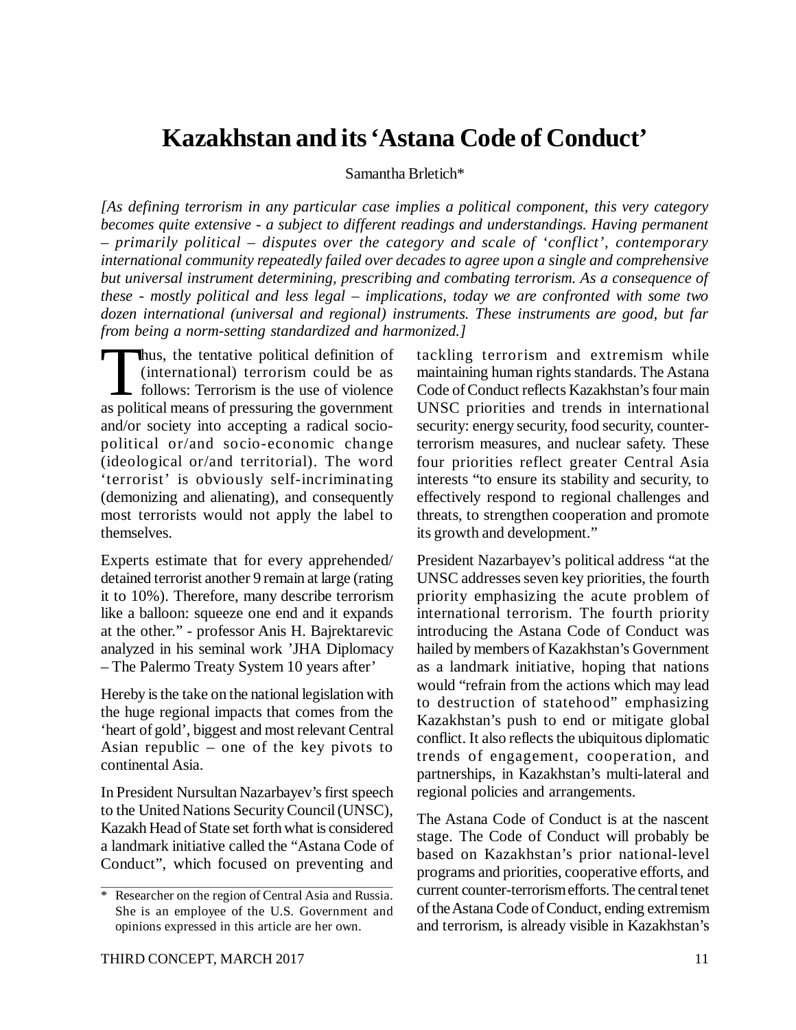# Kazakhstan and its 'Astana Code of Conduct'

Samantha Brletich*

*[As defining terrorism in any particular case implies a political component, this very category becomes quite extensive - a subject to different readings and understandings. Having permanent – primarily political – disputes over the category and scale of 'conflict', contemporary international community repeatedly failed over decades to agree upon a single and comprehensive but universal instrument determining, prescribing and combating terrorism. As a consequence of these - mostly political and less legal – implications, today we are confronted with some two dozen international (universal and regional) instruments. These instruments are good, but far from being a norm-setting standardized and harmonized.]*

Thus, the tentative political definition of (international) terrorism could be as follows: Terrorism is the use of violence as political means of pressuring the government and/or society into accepting a radical socio-political or/and socio-economic change (ideological or/and territorial). The word 'terrorist' is obviously self-incriminating (demonizing and alienating), and consequently most terrorists would not apply the label to themselves.

Experts estimate that for every apprehended/detained terrorist another 9 remain at large (rating it to 10%). Therefore, many describe terrorism like a balloon: squeeze one end and it expands at the other." - professor Anis H. Bajrektarevic analyzed in his seminal work 'JHA Diplomacy – The Palermo Treaty System 10 years after'

Hereby is the take on the national legislation with the huge regional impacts that comes from the 'heart of gold', biggest and most relevant Central Asian republic – one of the key pivots to continental Asia.

In President Nursultan Nazarbayev's first speech to the United Nations Security Council (UNSC), Kazakh Head of State set forth what is considered a landmark initiative called the "Astana Code of Conduct", which focused on preventing and tackling terrorism and extremism while maintaining human rights standards. The Astana Code of Conduct reflects Kazakhstan's four main UNSC priorities and trends in international security: energy security, food security, counter-terrorism measures, and nuclear safety. These four priorities reflect greater Central Asia interests "to ensure its stability and security, to effectively respond to regional challenges and threats, to strengthen cooperation and promote its growth and development."

President Nazarbayev's political address "at the UNSC addresses seven key priorities, the fourth priority emphasizing the acute problem of international terrorism. The fourth priority introducing the Astana Code of Conduct was hailed by members of Kazakhstan's Government as a landmark initiative, hoping that nations would "refrain from the actions which may lead to destruction of statehood" emphasizing Kazakhstan's push to end or mitigate global conflict. It also reflects the ubiquitous diplomatic trends of engagement, cooperation, and partnerships, in Kazakhstan's multi-lateral and regional policies and arrangements.

The Astana Code of Conduct is at the nascent stage. The Code of Conduct will probably be based on Kazakhstan's prior national-level programs and priorities, cooperative efforts, and current counter-terrorism efforts. The central tenet of the Astana Code of Conduct, ending extremism and terrorism, is already visible in Kazakhstan's

---

* Researcher on the region of Central Asia and Russia. She is an employee of the U.S. Government and opinions expressed in this article are her own.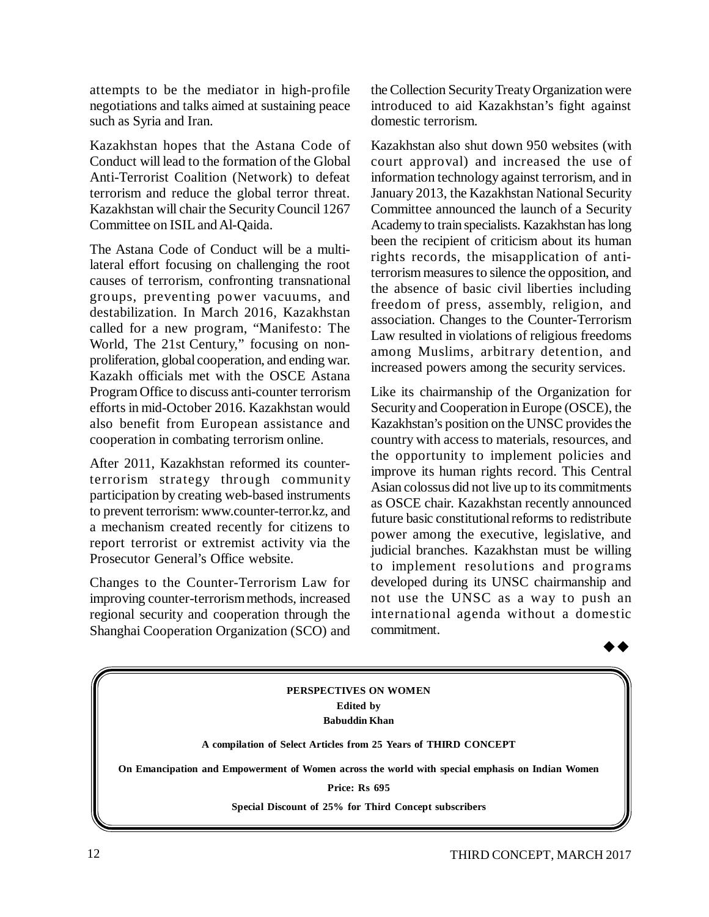attempts to be the mediator in high-profile negotiations and talks aimed at sustaining peace such as Syria and Iran.

Kazakhstan hopes that the Astana Code of Conduct will lead to the formation of the Global Anti-Terrorist Coalition (Network) to defeat terrorism and reduce the global terror threat. Kazakhstan will chair the Security Council 1267 Committee on ISIL and Al-Qaida.

The Astana Code of Conduct will be a multi-lateral effort focusing on challenging the root causes of terrorism, confronting transnational groups, preventing power vacuums, and destabilization. In March 2016, Kazakhstan called for a new program, "Manifesto: The World, The 21st Century," focusing on non-proliferation, global cooperation, and ending war. Kazakh officials met with the OSCE Astana Program Office to discuss anti-counter terrorism efforts in mid-October 2016. Kazakhstan would also benefit from European assistance and cooperation in combating terrorism online.

After 2011, Kazakhstan reformed its counter-terrorism strategy through community participation by creating web-based instruments to prevent terrorism: www.counter-terror.kz, and a mechanism created recently for citizens to report terrorist or extremist activity via the Prosecutor General's Office website.

Changes to the Counter-Terrorism Law for improving counter-terrorism methods, increased regional security and cooperation through the Shanghai Cooperation Organization (SCO) and the Collection Security Treaty Organization were introduced to aid Kazakhstan's fight against domestic terrorism.

Kazakhstan also shut down 950 websites (with court approval) and increased the use of information technology against terrorism, and in January 2013, the Kazakhstan National Security Committee announced the launch of a Security Academy to train specialists. Kazakhstan has long been the recipient of criticism about its human rights records, the misapplication of anti-terrorism measures to silence the opposition, and the absence of basic civil liberties including freedom of press, assembly, religion, and association. Changes to the Counter-Terrorism Law resulted in violations of religious freedoms among Muslims, arbitrary detention, and increased powers among the security services.

Like its chairmanship of the Organization for Security and Cooperation in Europe (OSCE), the Kazakhstan's position on the UNSC provides the country with access to materials, resources, and the opportunity to implement policies and improve its human rights record. This Central Asian colossus did not live up to its commitments as OSCE chair. Kazakhstan recently announced future basic constitutional reforms to redistribute power among the executive, legislative, and judicial branches. Kazakhstan must be willing to implement resolutions and programs developed during its UNSC chairmanship and not use the UNSC as a way to push an international agenda without a domestic commitment.

◆◆

**PERSPECTIVES ON WOMEN**

**Edited by**

**Babuddin Khan**

**A compilation of Select Articles from 25 Years of THIRD CONCEPT**

**On Emancipation and Empowerment of Women across the world with special emphasis on Indian Women**

**Price: Rs 695**

**Special Discount of 25% for Third Concept subscribers**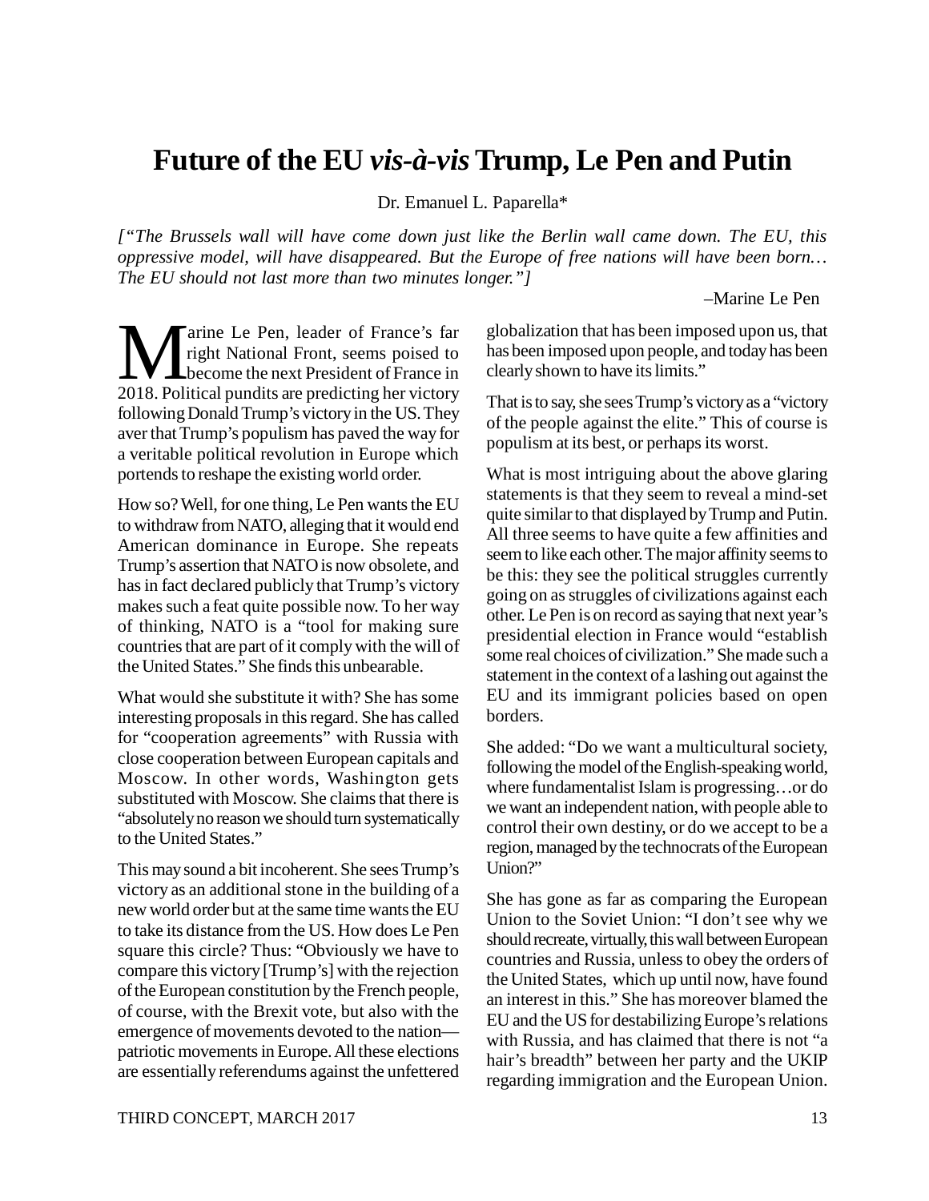# Future of the EU *vis-à-vis* Trump, Le Pen and Putin

Dr. Emanuel L. Paparella*

*["The Brussels wall will have come down just like the Berlin wall came down. The EU, this oppressive model, will have disappeared. But the Europe of free nations will have been born… The EU should not last more than two minutes longer."]*

–Marine Le Pen

Marine Le Pen, leader of France's far right National Front, seems poised to become the next President of France in 2018. Political pundits are predicting her victory following Donald Trump's victory in the US. They aver that Trump's populism has paved the way for a veritable political revolution in Europe which portends to reshape the existing world order.

How so? Well, for one thing, Le Pen wants the EU to withdraw from NATO, alleging that it would end American dominance in Europe. She repeats Trump's assertion that NATO is now obsolete, and has in fact declared publicly that Trump's victory makes such a feat quite possible now. To her way of thinking, NATO is a "tool for making sure countries that are part of it comply with the will of the United States." She finds this unbearable.

What would she substitute it with? She has some interesting proposals in this regard. She has called for "cooperation agreements" with Russia with close cooperation between European capitals and Moscow. In other words, Washington gets substituted with Moscow. She claims that there is "absolutely no reason we should turn systematically to the United States."

This may sound a bit incoherent. She sees Trump's victory as an additional stone in the building of a new world order but at the same time wants the EU to take its distance from the US. How does Le Pen square this circle? Thus: "Obviously we have to compare this victory [Trump's] with the rejection of the European constitution by the French people, of course, with the Brexit vote, but also with the emergence of movements devoted to the nation—patriotic movements in Europe. All these elections are essentially referendums against the unfettered globalization that has been imposed upon us, that has been imposed upon people, and today has been clearly shown to have its limits."

That is to say, she sees Trump's victory as a "victory of the people against the elite." This of course is populism at its best, or perhaps its worst.

What is most intriguing about the above glaring statements is that they seem to reveal a mind-set quite similar to that displayed by Trump and Putin. All three seems to have quite a few affinities and seem to like each other. The major affinity seems to be this: they see the political struggles currently going on as struggles of civilizations against each other. Le Pen is on record as saying that next year's presidential election in France would "establish some real choices of civilization." She made such a statement in the context of a lashing out against the EU and its immigrant policies based on open borders.

She added: "Do we want a multicultural society, following the model of the English-speaking world, where fundamentalist Islam is progressing…or do we want an independent nation, with people able to control their own destiny, or do we accept to be a region, managed by the technocrats of the European Union?"

She has gone as far as comparing the European Union to the Soviet Union: "I don't see why we should recreate, virtually, this wall between European countries and Russia, unless to obey the orders of the United States, which up until now, have found an interest in this." She has moreover blamed the EU and the US for destabilizing Europe's relations with Russia, and has claimed that there is not "a hair's breadth" between her party and the UKIP regarding immigration and the European Union.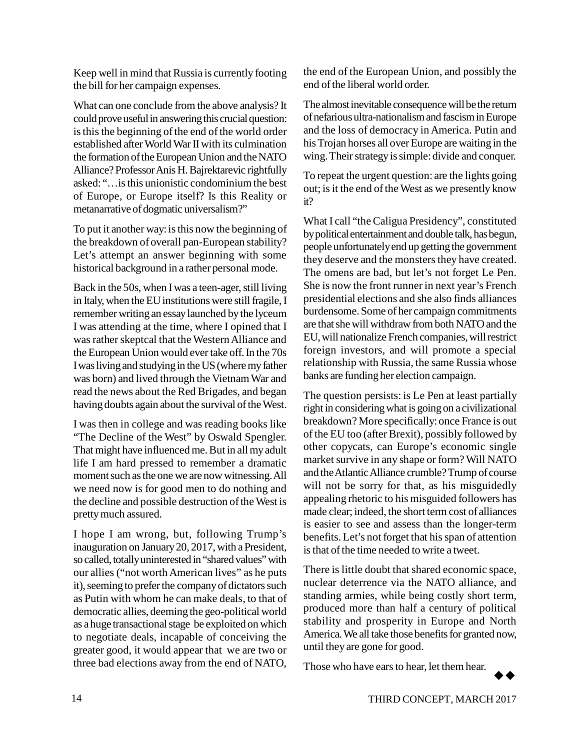Keep well in mind that Russia is currently footing the bill for her campaign expenses.

What can one conclude from the above analysis? It could prove useful in answering this crucial question: is this the beginning of the end of the world order established after World War II with its culmination the formation of the European Union and the NATO Alliance? Professor Anis H. Bajrektarevic rightfully asked: "…is this unionistic condominium the best of Europe, or Europe itself? Is this Reality or metanarrative of dogmatic universalism?"

To put it another way: is this now the beginning of the breakdown of overall pan-European stability? Let's attempt an answer beginning with some historical background in a rather personal mode.

Back in the 50s, when I was a teen-ager, still living in Italy, when the EU institutions were still fragile, I remember writing an essay launched by the lyceum I was attending at the time, where I opined that I was rather skeptcal that the Western Alliance and the European Union would ever take off. In the 70s I was living and studying in the US (where my father was born) and lived through the Vietnam War and read the news about the Red Brigades, and began having doubts again about the survival of the West.

I was then in college and was reading books like "The Decline of the West" by Oswald Spengler. That might have influenced me. But in all my adult life I am hard pressed to remember a dramatic moment such as the one we are now witnessing. All we need now is for good men to do nothing and the decline and possible destruction of the West is pretty much assured.

I hope I am wrong, but, following Trump's inauguration on January 20, 2017, with a President, so called, totally uninterested in "shared values" with our allies ("not worth American lives" as he puts it), seeming to prefer the company of dictators such as Putin with whom he can make deals, to that of democratic allies, deeming the geo-political world as a huge transactional stage be exploited on which to negotiate deals, incapable of conceiving the greater good, it would appear that we are two or three bad elections away from the end of NATO, the end of the European Union, and possibly the end of the liberal world order.

The almost inevitable consequence will be the return of nefarious ultra-nationalism and fascism in Europe and the loss of democracy in America. Putin and his Trojan horses all over Europe are waiting in the wing. Their strategy is simple: divide and conquer.

To repeat the urgent question: are the lights going out; is it the end of the West as we presently know it?

What I call "the Caligua Presidency", constituted by political entertainment and double talk, has begun, people unfortunately end up getting the government they deserve and the monsters they have created. The omens are bad, but let's not forget Le Pen. She is now the front runner in next year's French presidential elections and she also finds alliances burdensome. Some of her campaign commitments are that she will withdraw from both NATO and the EU, will nationalize French companies, will restrict foreign investors, and will promote a special relationship with Russia, the same Russia whose banks are funding her election campaign.

The question persists: is Le Pen at least partially right in considering what is going on a civilizational breakdown? More specifically: once France is out of the EU too (after Brexit), possibly followed by other copycats, can Europe's economic single market survive in any shape or form? Will NATO and the Atlantic Alliance crumble? Trump of course will not be sorry for that, as his misguidedly appealing rhetoric to his misguided followers has made clear; indeed, the short term cost of alliances is easier to see and assess than the longer-term benefits. Let's not forget that his span of attention is that of the time needed to write a tweet.

There is little doubt that shared economic space, nuclear deterrence via the NATO alliance, and standing armies, while being costly short term, produced more than half a century of political stability and prosperity in Europe and North America. We all take those benefits for granted now, until they are gone for good.

Those who have ears to hear, let them hear.

◆◆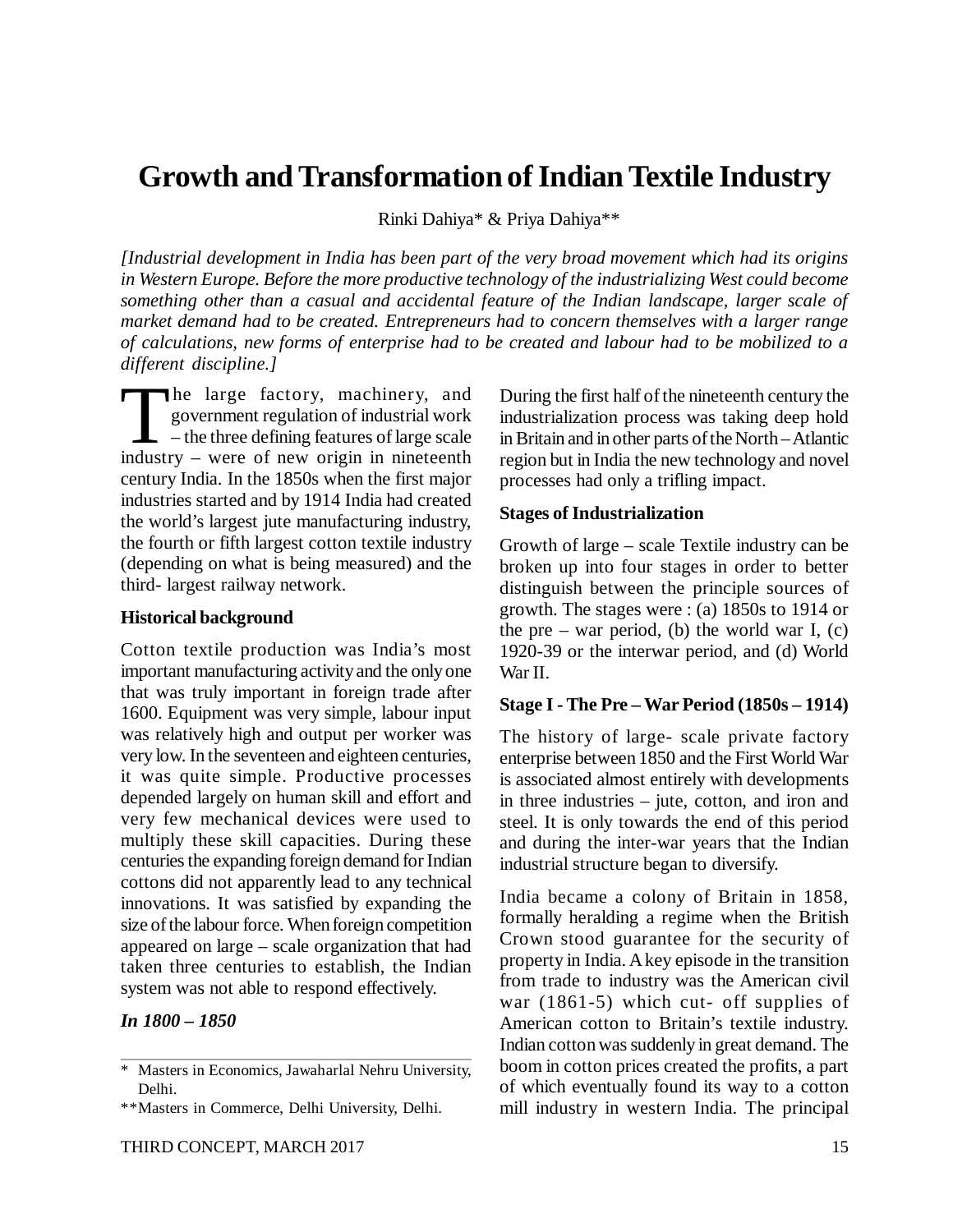# Growth and Transformation of Indian Textile Industry

Rinki Dahiya* & Priya Dahiya**

*[Industrial development in India has been part of the very broad movement which had its origins in Western Europe. Before the more productive technology of the industrializing West could become something other than a casual and accidental feature of the Indian landscape, larger scale of market demand had to be created. Entrepreneurs had to concern themselves with a larger range of calculations, new forms of enterprise had to be created and labour had to be mobilized to a different discipline.]*

The large factory, machinery, and government regulation of industrial work – the three defining features of large scale industry – were of new origin in nineteenth century India. In the 1850s when the first major industries started and by 1914 India had created the world's largest jute manufacturing industry, the fourth or fifth largest cotton textile industry (depending on what is being measured) and the third- largest railway network.

**Historical background**

Cotton textile production was India's most important manufacturing activity and the only one that was truly important in foreign trade after 1600. Equipment was very simple, labour input was relatively high and output per worker was very low. In the seventeen and eighteen centuries, it was quite simple. Productive processes depended largely on human skill and effort and very few mechanical devices were used to multiply these skill capacities. During these centuries the expanding foreign demand for Indian cottons did not apparently lead to any technical innovations. It was satisfied by expanding the size of the labour force. When foreign competition appeared on large – scale organization that had taken three centuries to establish, the Indian system was not able to respond effectively.

***In 1800 – 1850***

During the first half of the nineteenth century the industrialization process was taking deep hold in Britain and in other parts of the North – Atlantic region but in India the new technology and novel processes had only a trifling impact.

**Stages of Industrialization**

Growth of large – scale Textile industry can be broken up into four stages in order to better distinguish between the principle sources of growth. The stages were : (a) 1850s to 1914 or the pre – war period, (b) the world war I, (c) 1920-39 or the interwar period, and (d) World War II.

**Stage I - The Pre – War Period (1850s – 1914)**

The history of large- scale private factory enterprise between 1850 and the First World War is associated almost entirely with developments in three industries – jute, cotton, and iron and steel. It is only towards the end of this period and during the inter-war years that the Indian industrial structure began to diversify.

India became a colony of Britain in 1858, formally heralding a regime when the British Crown stood guarantee for the security of property in India. A key episode in the transition from trade to industry was the American civil war (1861-5) which cut- off supplies of American cotton to Britain's textile industry. Indian cotton was suddenly in great demand. The boom in cotton prices created the profits, a part of which eventually found its way to a cotton mill industry in western India. The principal

---

\* Masters in Economics, Jawaharlal Nehru University, Delhi.

\*\*Masters in Commerce, Delhi University, Delhi.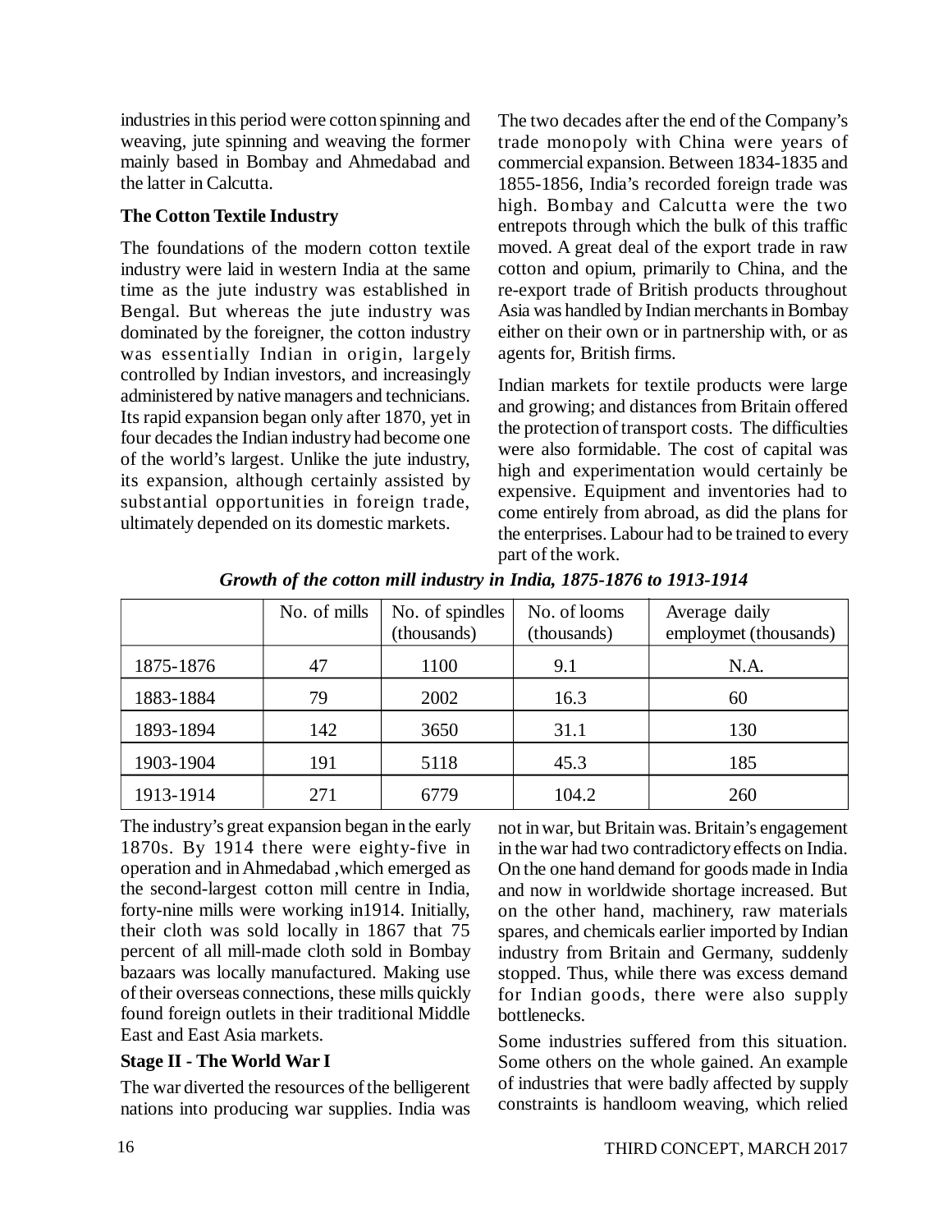industries in this period were cotton spinning and weaving, jute spinning and weaving the former mainly based in Bombay and Ahmedabad and the latter in Calcutta.

**The Cotton Textile Industry**

The foundations of the modern cotton textile industry were laid in western India at the same time as the jute industry was established in Bengal. But whereas the jute industry was dominated by the foreigner, the cotton industry was essentially Indian in origin, largely controlled by Indian investors, and increasingly administered by native managers and technicians. Its rapid expansion began only after 1870, yet in four decades the Indian industry had become one of the world's largest. Unlike the jute industry, its expansion, although certainly assisted by substantial opportunities in foreign trade, ultimately depended on its domestic markets.

The two decades after the end of the Company's trade monopoly with China were years of commercial expansion. Between 1834-1835 and 1855-1856, India's recorded foreign trade was high. Bombay and Calcutta were the two entrepots through which the bulk of this traffic moved. A great deal of the export trade in raw cotton and opium, primarily to China, and the re-export trade of British products throughout Asia was handled by Indian merchants in Bombay either on their own or in partnership with, or as agents for, British firms.

Indian markets for textile products were large and growing; and distances from Britain offered the protection of transport costs. The difficulties were also formidable. The cost of capital was high and experimentation would certainly be expensive. Equipment and inventories had to come entirely from abroad, as did the plans for the enterprises. Labour had to be trained to every part of the work.

***Growth of the cotton mill industry in India, 1875-1876 to 1913-1914***

| | No. of mills | No. of spindles (thousands) | No. of looms (thousands) | Average daily employmet (thousands) |
|---|---|---|---|---|
| 1875-1876 | 47 | 1100 | 9.1 | N.A. |
| 1883-1884 | 79 | 2002 | 16.3 | 60 |
| 1893-1894 | 142 | 3650 | 31.1 | 130 |
| 1903-1904 | 191 | 5118 | 45.3 | 185 |
| 1913-1914 | 271 | 6779 | 104.2 | 260 |

The industry's great expansion began in the early 1870s. By 1914 there were eighty-five in operation and in Ahmedabad ,which emerged as the second-largest cotton mill centre in India, forty-nine mills were working in1914. Initially, their cloth was sold locally in 1867 that 75 percent of all mill-made cloth sold in Bombay bazaars was locally manufactured. Making use of their overseas connections, these mills quickly found foreign outlets in their traditional Middle East and East Asia markets.

**Stage II - The World War I**

The war diverted the resources of the belligerent nations into producing war supplies. India was not in war, but Britain was. Britain's engagement in the war had two contradictory effects on India. On the one hand demand for goods made in India and now in worldwide shortage increased. But on the other hand, machinery, raw materials spares, and chemicals earlier imported by Indian industry from Britain and Germany, suddenly stopped. Thus, while there was excess demand for Indian goods, there were also supply bottlenecks.

Some industries suffered from this situation. Some others on the whole gained. An example of industries that were badly affected by supply constraints is handloom weaving, which relied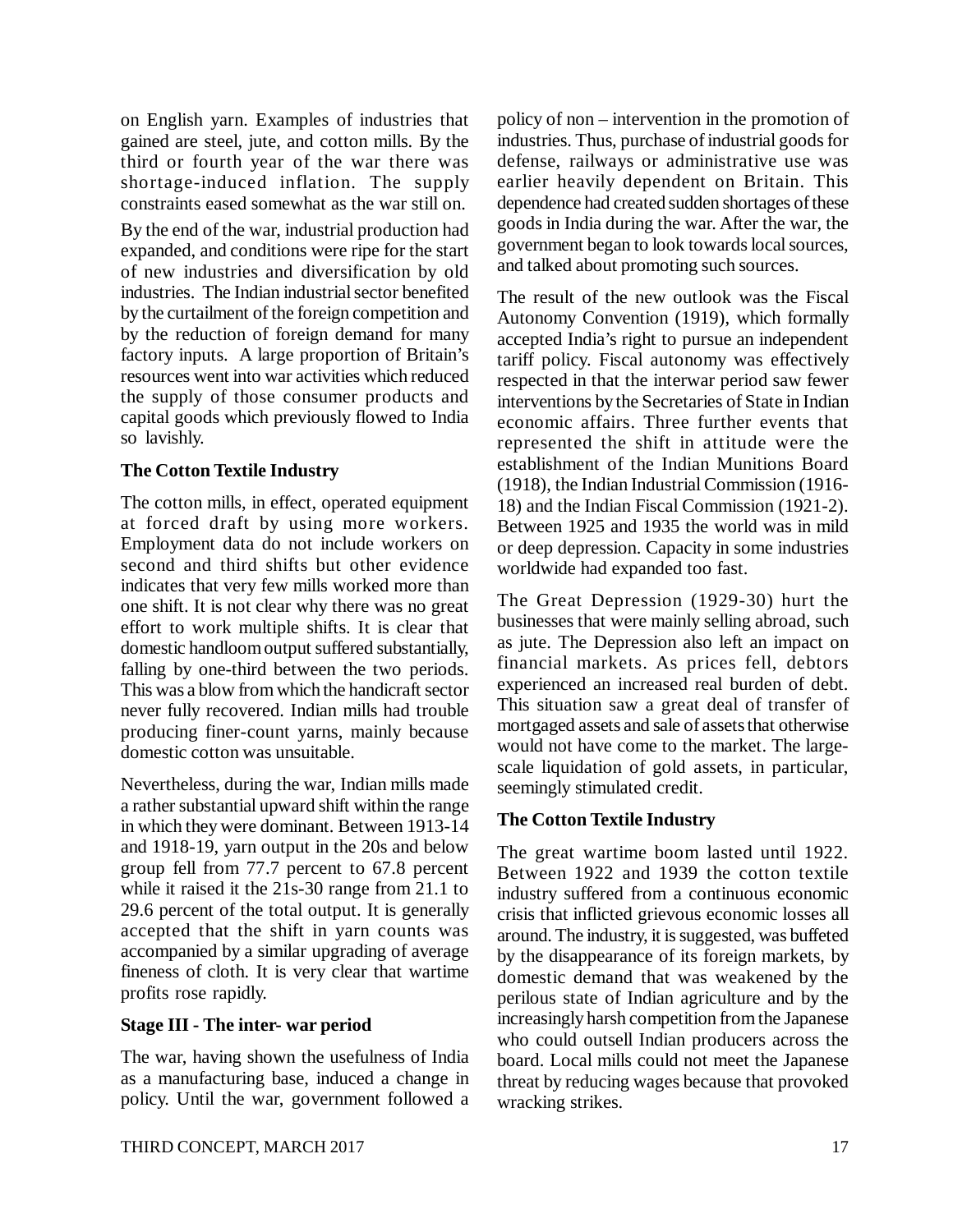on English yarn. Examples of industries that gained are steel, jute, and cotton mills. By the third or fourth year of the war there was shortage-induced inflation. The supply constraints eased somewhat as the war still on.

By the end of the war, industrial production had expanded, and conditions were ripe for the start of new industries and diversification by old industries. The Indian industrial sector benefited by the curtailment of the foreign competition and by the reduction of foreign demand for many factory inputs. A large proportion of Britain's resources went into war activities which reduced the supply of those consumer products and capital goods which previously flowed to India so lavishly.

### The Cotton Textile Industry

The cotton mills, in effect, operated equipment at forced draft by using more workers. Employment data do not include workers on second and third shifts but other evidence indicates that very few mills worked more than one shift. It is not clear why there was no great effort to work multiple shifts. It is clear that domestic handloom output suffered substantially, falling by one-third between the two periods. This was a blow from which the handicraft sector never fully recovered. Indian mills had trouble producing finer-count yarns, mainly because domestic cotton was unsuitable.

Nevertheless, during the war, Indian mills made a rather substantial upward shift within the range in which they were dominant. Between 1913-14 and 1918-19, yarn output in the 20s and below group fell from 77.7 percent to 67.8 percent while it raised it the 21s-30 range from 21.1 to 29.6 percent of the total output. It is generally accepted that the shift in yarn counts was accompanied by a similar upgrading of average fineness of cloth. It is very clear that wartime profits rose rapidly.

### Stage III - The inter- war period

The war, having shown the usefulness of India as a manufacturing base, induced a change in policy. Until the war, government followed a policy of non – intervention in the promotion of industries. Thus, purchase of industrial goods for defense, railways or administrative use was earlier heavily dependent on Britain. This dependence had created sudden shortages of these goods in India during the war. After the war, the government began to look towards local sources, and talked about promoting such sources.

The result of the new outlook was the Fiscal Autonomy Convention (1919), which formally accepted India's right to pursue an independent tariff policy. Fiscal autonomy was effectively respected in that the interwar period saw fewer interventions by the Secretaries of State in Indian economic affairs. Three further events that represented the shift in attitude were the establishment of the Indian Munitions Board (1918), the Indian Industrial Commission (1916-18) and the Indian Fiscal Commission (1921-2). Between 1925 and 1935 the world was in mild or deep depression. Capacity in some industries worldwide had expanded too fast.

The Great Depression (1929-30) hurt the businesses that were mainly selling abroad, such as jute. The Depression also left an impact on financial markets. As prices fell, debtors experienced an increased real burden of debt. This situation saw a great deal of transfer of mortgaged assets and sale of assets that otherwise would not have come to the market. The large-scale liquidation of gold assets, in particular, seemingly stimulated credit.

### The Cotton Textile Industry

The great wartime boom lasted until 1922. Between 1922 and 1939 the cotton textile industry suffered from a continuous economic crisis that inflicted grievous economic losses all around. The industry, it is suggested, was buffeted by the disappearance of its foreign markets, by domestic demand that was weakened by the perilous state of Indian agriculture and by the increasingly harsh competition from the Japanese who could outsell Indian producers across the board. Local mills could not meet the Japanese threat by reducing wages because that provoked wracking strikes.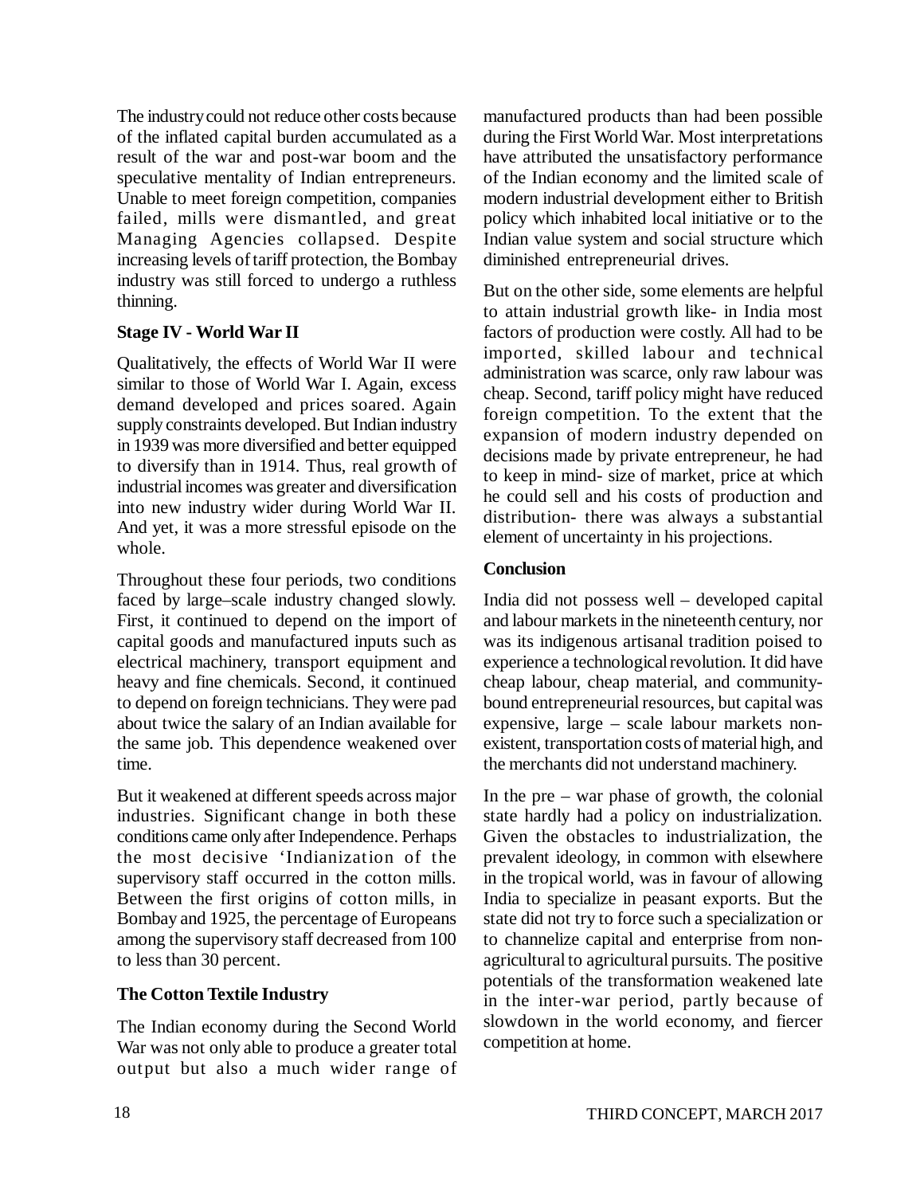The industry could not reduce other costs because of the inflated capital burden accumulated as a result of the war and post-war boom and the speculative mentality of Indian entrepreneurs. Unable to meet foreign competition, companies failed, mills were dismantled, and great Managing Agencies collapsed. Despite increasing levels of tariff protection, the Bombay industry was still forced to undergo a ruthless thinning.

**Stage IV - World War II**

Qualitatively, the effects of World War II were similar to those of World War I. Again, excess demand developed and prices soared. Again supply constraints developed. But Indian industry in 1939 was more diversified and better equipped to diversify than in 1914. Thus, real growth of industrial incomes was greater and diversification into new industry wider during World War II. And yet, it was a more stressful episode on the whole.

Throughout these four periods, two conditions faced by large–scale industry changed slowly. First, it continued to depend on the import of capital goods and manufactured inputs such as electrical machinery, transport equipment and heavy and fine chemicals. Second, it continued to depend on foreign technicians. They were pad about twice the salary of an Indian available for the same job. This dependence weakened over time.

But it weakened at different speeds across major industries. Significant change in both these conditions came only after Independence. Perhaps the most decisive 'Indianization of the supervisory staff occurred in the cotton mills. Between the first origins of cotton mills, in Bombay and 1925, the percentage of Europeans among the supervisory staff decreased from 100 to less than 30 percent.

**The Cotton Textile Industry**

The Indian economy during the Second World War was not only able to produce a greater total output but also a much wider range of manufactured products than had been possible during the First World War. Most interpretations have attributed the unsatisfactory performance of the Indian economy and the limited scale of modern industrial development either to British policy which inhabited local initiative or to the Indian value system and social structure which diminished entrepreneurial drives.

But on the other side, some elements are helpful to attain industrial growth like- in India most factors of production were costly. All had to be imported, skilled labour and technical administration was scarce, only raw labour was cheap. Second, tariff policy might have reduced foreign competition. To the extent that the expansion of modern industry depended on decisions made by private entrepreneur, he had to keep in mind- size of market, price at which he could sell and his costs of production and distribution- there was always a substantial element of uncertainty in his projections.

**Conclusion**

India did not possess well – developed capital and labour markets in the nineteenth century, nor was its indigenous artisanal tradition poised to experience a technological revolution. It did have cheap labour, cheap material, and community-bound entrepreneurial resources, but capital was expensive, large – scale labour markets non-existent, transportation costs of material high, and the merchants did not understand machinery.

In the pre – war phase of growth, the colonial state hardly had a policy on industrialization. Given the obstacles to industrialization, the prevalent ideology, in common with elsewhere in the tropical world, was in favour of allowing India to specialize in peasant exports. But the state did not try to force such a specialization or to channelize capital and enterprise from non-agricultural to agricultural pursuits. The positive potentials of the transformation weakened late in the inter-war period, partly because of slowdown in the world economy, and fiercer competition at home.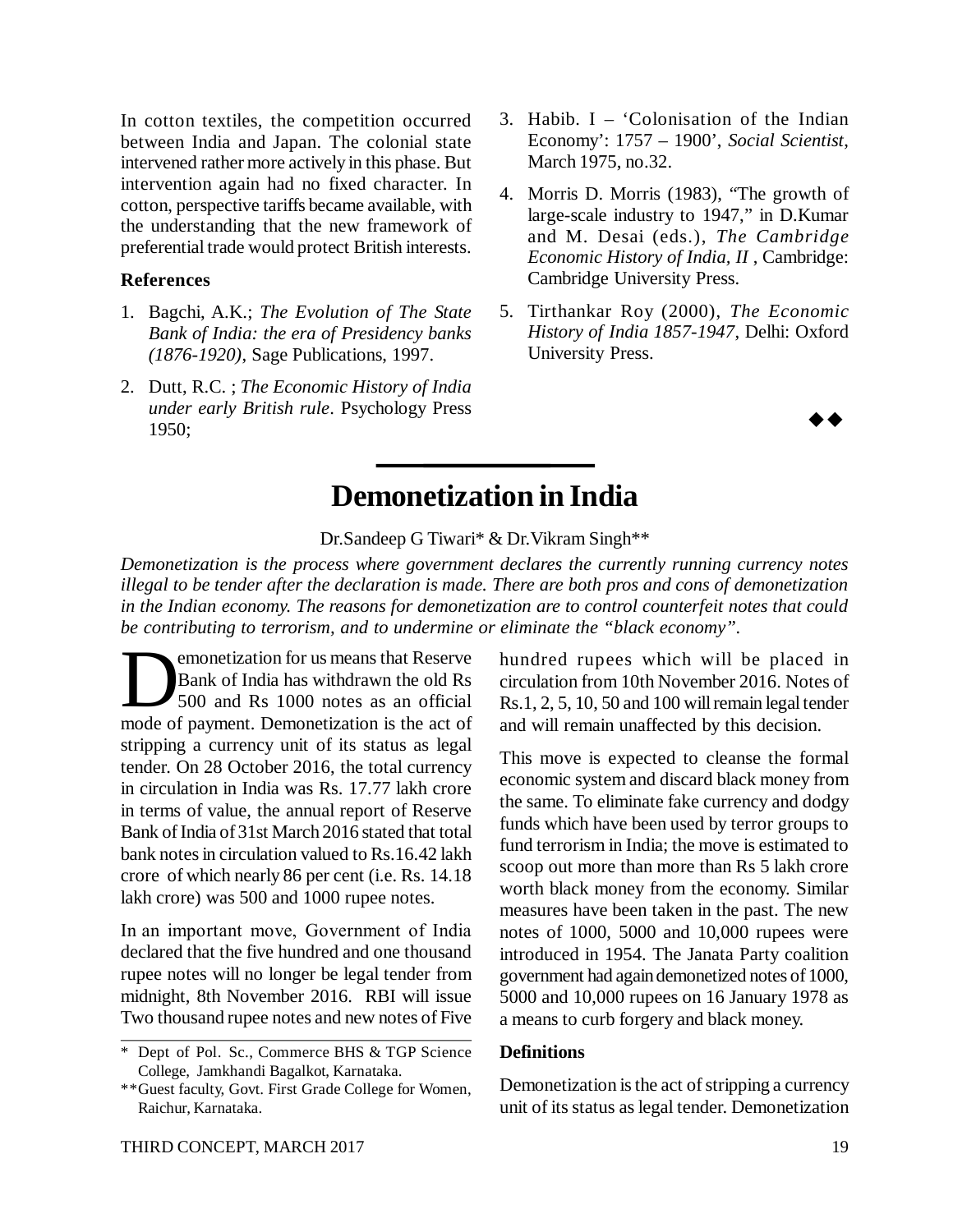In cotton textiles, the competition occurred between India and Japan. The colonial state intervened rather more actively in this phase. But intervention again had no fixed character. In cotton, perspective tariffs became available, with the understanding that the new framework of preferential trade would protect British interests.

**References**

1. Bagchi, A.K.; *The Evolution of The State Bank of India: the era of Presidency banks (1876-1920)*, Sage Publications, 1997.
2. Dutt, R.C. ; *The Economic History of India under early British rule*. Psychology Press 1950;
3. Habib. I – 'Colonisation of the Indian Economy': 1757 – 1900', *Social Scientist*, March 1975, no.32.
4. Morris D. Morris (1983), "The growth of large-scale industry to 1947," in D.Kumar and M. Desai (eds.), *The Cambridge Economic History of India, II* , Cambridge: Cambridge University Press.
5. Tirthankar Roy (2000), *The Economic History of India 1857-1947*, Delhi: Oxford University Press.

◆◆

# Demonetization in India

Dr.Sandeep G Tiwari* & Dr.Vikram Singh**

*Demonetization is the process where government declares the currently running currency notes illegal to be tender after the declaration is made. There are both pros and cons of demonetization in the Indian economy. The reasons for demonetization are to control counterfeit notes that could be contributing to terrorism, and to undermine or eliminate the "black economy".*

Demonetization for us means that Reserve Bank of India has withdrawn the old Rs 500 and Rs 1000 notes as an official mode of payment. Demonetization is the act of stripping a currency unit of its status as legal tender. On 28 October 2016, the total currency in circulation in India was Rs. 17.77 lakh crore in terms of value, the annual report of Reserve Bank of India of 31st March 2016 stated that total bank notes in circulation valued to Rs.16.42 lakh crore of which nearly 86 per cent (i.e. Rs. 14.18 lakh crore) was 500 and 1000 rupee notes.

In an important move, Government of India declared that the five hundred and one thousand rupee notes will no longer be legal tender from midnight, 8th November 2016. RBI will issue Two thousand rupee notes and new notes of Five hundred rupees which will be placed in circulation from 10th November 2016. Notes of Rs.1, 2, 5, 10, 50 and 100 will remain legal tender and will remain unaffected by this decision.

This move is expected to cleanse the formal economic system and discard black money from the same. To eliminate fake currency and dodgy funds which have been used by terror groups to fund terrorism in India; the move is estimated to scoop out more than more than Rs 5 lakh crore worth black money from the economy. Similar measures have been taken in the past. The new notes of 1000, 5000 and 10,000 rupees were introduced in 1954. The Janata Party coalition government had again demonetized notes of 1000, 5000 and 10,000 rupees on 16 January 1978 as a means to curb forgery and black money.

**Definitions**

Demonetization is the act of stripping a currency unit of its status as legal tender. Demonetization

\* Dept of Pol. Sc., Commerce BHS & TGP Science College, Jamkhandi Bagalkot, Karnataka.

\*\*Guest faculty, Govt. First Grade College for Women, Raichur, Karnataka.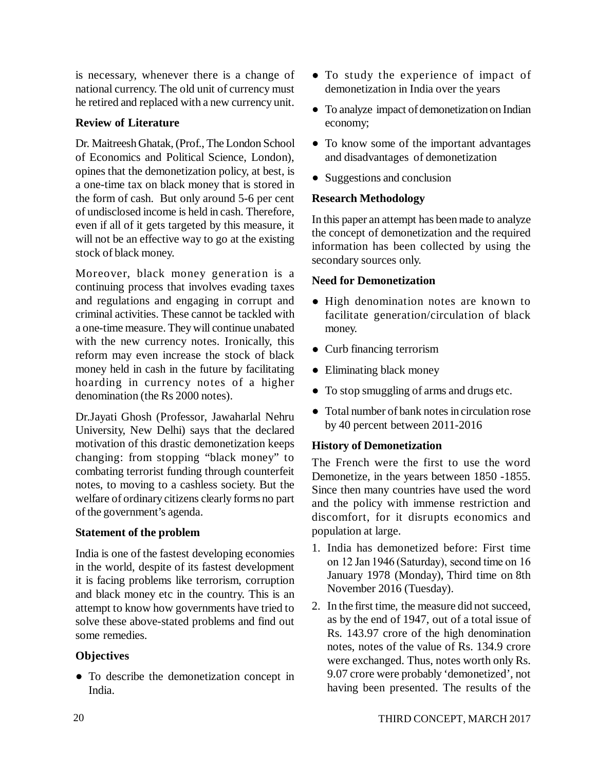is necessary, whenever there is a change of national currency. The old unit of currency must he retired and replaced with a new currency unit.

### Review of Literature

Dr. Maitreesh Ghatak, (Prof., The London School of Economics and Political Science, London), opines that the demonetization policy, at best, is a one-time tax on black money that is stored in the form of cash. But only around 5-6 per cent of undisclosed income is held in cash. Therefore, even if all of it gets targeted by this measure, it will not be an effective way to go at the existing stock of black money.

Moreover, black money generation is a continuing process that involves evading taxes and regulations and engaging in corrupt and criminal activities. These cannot be tackled with a one-time measure. They will continue unabated with the new currency notes. Ironically, this reform may even increase the stock of black money held in cash in the future by facilitating hoarding in currency notes of a higher denomination (the Rs 2000 notes).

Dr.Jayati Ghosh (Professor, Jawaharlal Nehru University, New Delhi) says that the declared motivation of this drastic demonetization keeps changing: from stopping "black money" to combating terrorist funding through counterfeit notes, to moving to a cashless society. But the welfare of ordinary citizens clearly forms no part of the government's agenda.

### Statement of the problem

India is one of the fastest developing economies in the world, despite of its fastest development it is facing problems like terrorism, corruption and black money etc in the country. This is an attempt to know how governments have tried to solve these above-stated problems and find out some remedies.

### Objectives

- To describe the demonetization concept in India.
- To study the experience of impact of demonetization in India over the years
- To analyze impact of demonetization on Indian economy;
- To know some of the important advantages and disadvantages of demonetization
- Suggestions and conclusion

### Research Methodology

In this paper an attempt has been made to analyze the concept of demonetization and the required information has been collected by using the secondary sources only.

### Need for Demonetization

- High denomination notes are known to facilitate generation/circulation of black money.
- Curb financing terrorism
- Eliminating black money
- To stop smuggling of arms and drugs etc.
- Total number of bank notes in circulation rose by 40 percent between 2011-2016

### History of Demonetization

The French were the first to use the word Demonetize, in the years between 1850 -1855. Since then many countries have used the word and the policy with immense restriction and discomfort, for it disrupts economics and population at large.

1. India has demonetized before: First time on 12 Jan 1946 (Saturday), second time on 16 January 1978 (Monday), Third time on 8th November 2016 (Tuesday).
2. In the first time, the measure did not succeed, as by the end of 1947, out of a total issue of Rs. 143.97 crore of the high denomination notes, notes of the value of Rs. 134.9 crore were exchanged. Thus, notes worth only Rs. 9.07 crore were probably 'demonetized', not having been presented. The results of the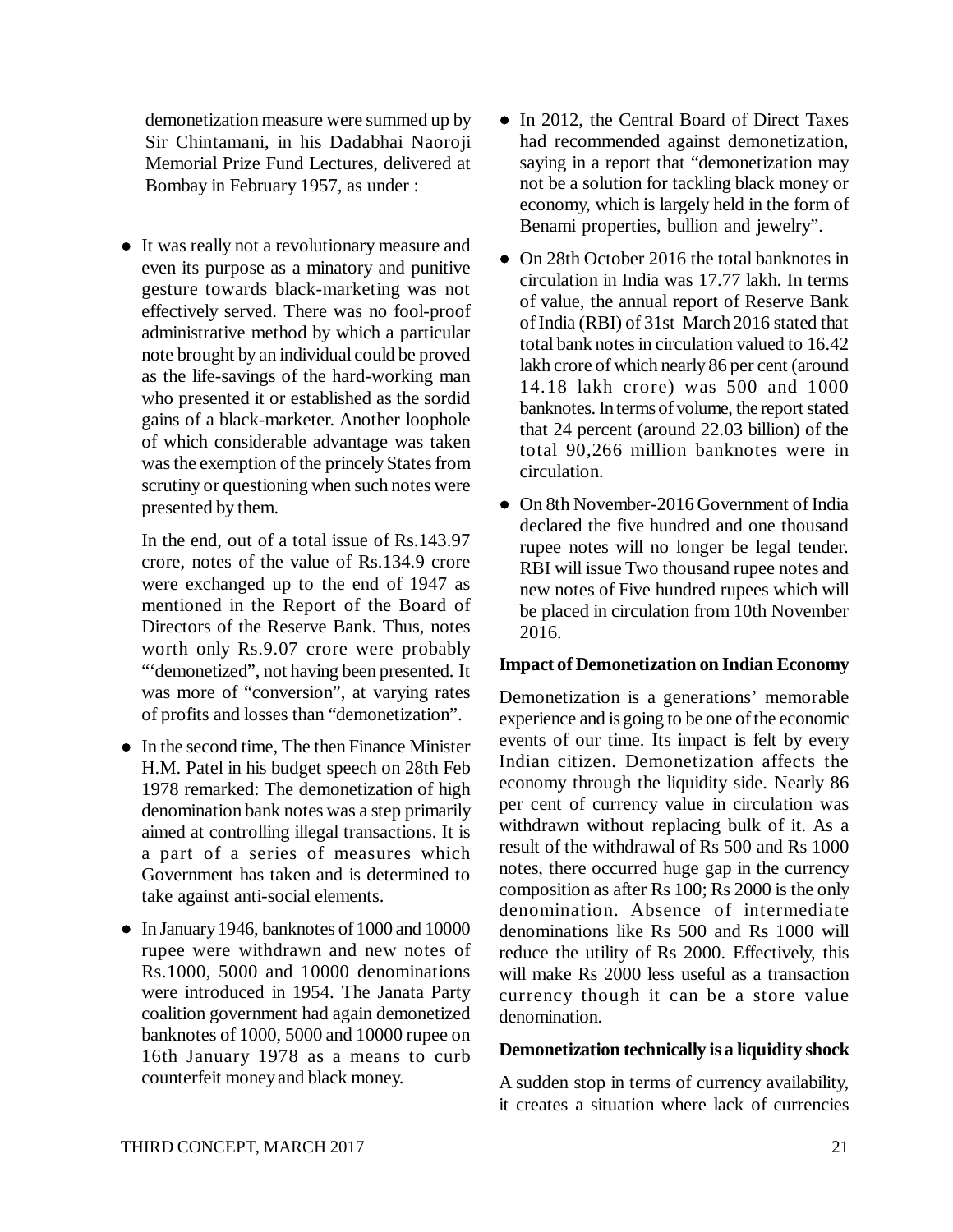demonetization measure were summed up by Sir Chintamani, in his Dadabhai Naoroji Memorial Prize Fund Lectures, delivered at Bombay in February 1957, as under :

- It was really not a revolutionary measure and even its purpose as a minatory and punitive gesture towards black-marketing was not effectively served. There was no fool-proof administrative method by which a particular note brought by an individual could be proved as the life-savings of the hard-working man who presented it or established as the sordid gains of a black-marketer. Another loophole of which considerable advantage was taken was the exemption of the princely States from scrutiny or questioning when such notes were presented by them.

  In the end, out of a total issue of Rs.143.97 crore, notes of the value of Rs.134.9 crore were exchanged up to the end of 1947 as mentioned in the Report of the Board of Directors of the Reserve Bank. Thus, notes worth only Rs.9.07 crore were probably "'demonetized", not having been presented. It was more of "conversion", at varying rates of profits and losses than "demonetization".

- In the second time, The then Finance Minister H.M. Patel in his budget speech on 28th Feb 1978 remarked: The demonetization of high denomination bank notes was a step primarily aimed at controlling illegal transactions. It is a part of a series of measures which Government has taken and is determined to take against anti-social elements.

- In January 1946, banknotes of 1000 and 10000 rupee were withdrawn and new notes of Rs.1000, 5000 and 10000 denominations were introduced in 1954. The Janata Party coalition government had again demonetized banknotes of 1000, 5000 and 10000 rupee on 16th January 1978 as a means to curb counterfeit money and black money.

- In 2012, the Central Board of Direct Taxes had recommended against demonetization, saying in a report that "demonetization may not be a solution for tackling black money or economy, which is largely held in the form of Benami properties, bullion and jewelry".

- On 28th October 2016 the total banknotes in circulation in India was 17.77 lakh. In terms of value, the annual report of Reserve Bank of India (RBI) of 31st March 2016 stated that total bank notes in circulation valued to 16.42 lakh crore of which nearly 86 per cent (around 14.18 lakh crore) was 500 and 1000 banknotes. In terms of volume, the report stated that 24 percent (around 22.03 billion) of the total 90,266 million banknotes were in circulation.

- On 8th November-2016 Government of India declared the five hundred and one thousand rupee notes will no longer be legal tender. RBI will issue Two thousand rupee notes and new notes of Five hundred rupees which will be placed in circulation from 10th November 2016.

**Impact of Demonetization on Indian Economy**

Demonetization is a generations' memorable experience and is going to be one of the economic events of our time. Its impact is felt by every Indian citizen. Demonetization affects the economy through the liquidity side. Nearly 86 per cent of currency value in circulation was withdrawn without replacing bulk of it. As a result of the withdrawal of Rs 500 and Rs 1000 notes, there occurred huge gap in the currency composition as after Rs 100; Rs 2000 is the only denomination. Absence of intermediate denominations like Rs 500 and Rs 1000 will reduce the utility of Rs 2000. Effectively, this will make Rs 2000 less useful as a transaction currency though it can be a store value denomination.

**Demonetization technically is a liquidity shock**

A sudden stop in terms of currency availability, it creates a situation where lack of currencies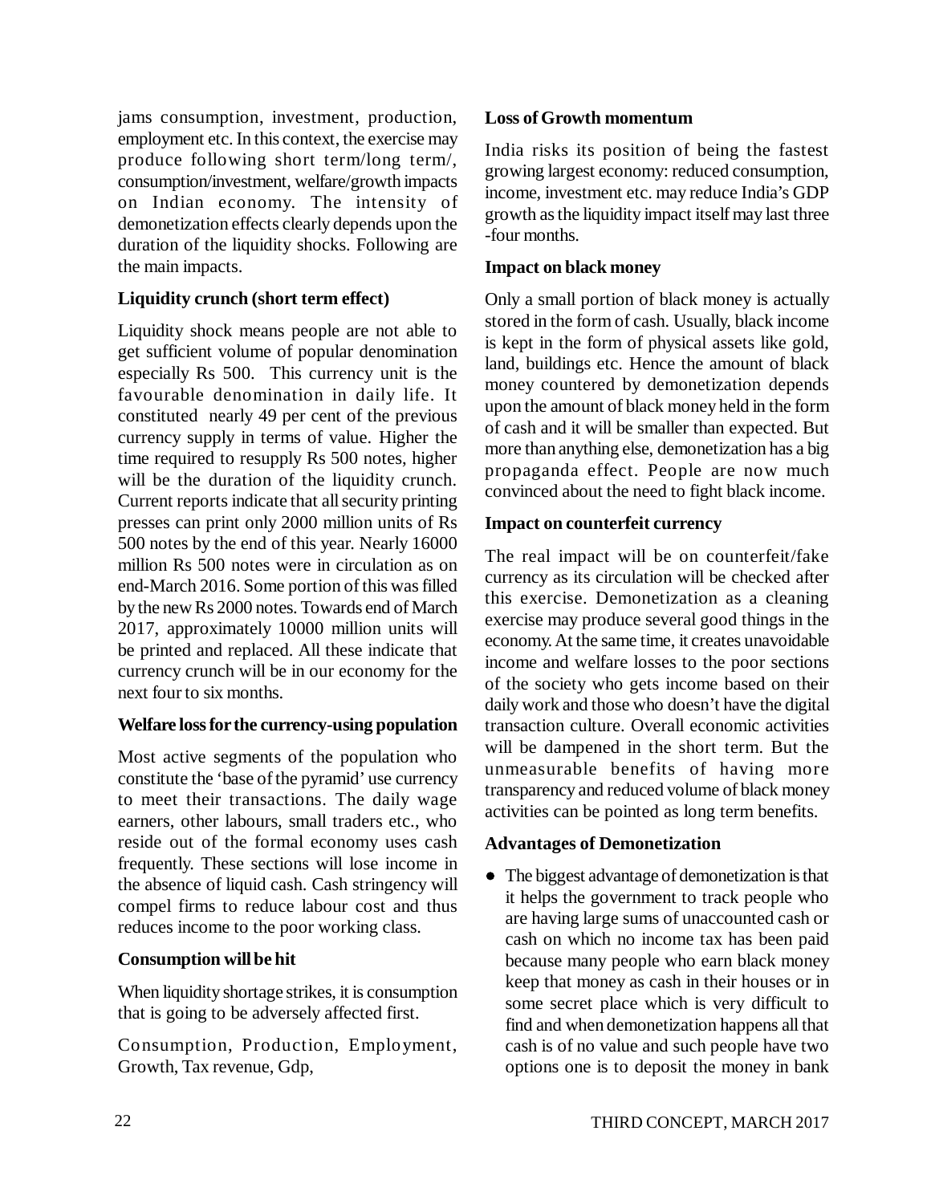jams consumption, investment, production, employment etc. In this context, the exercise may produce following short term/long term/, consumption/investment, welfare/growth impacts on Indian economy. The intensity of demonetization effects clearly depends upon the duration of the liquidity shocks. Following are the main impacts.

**Liquidity crunch (short term effect)**

Liquidity shock means people are not able to get sufficient volume of popular denomination especially Rs 500. This currency unit is the favourable denomination in daily life. It constituted nearly 49 per cent of the previous currency supply in terms of value. Higher the time required to resupply Rs 500 notes, higher will be the duration of the liquidity crunch. Current reports indicate that all security printing presses can print only 2000 million units of Rs 500 notes by the end of this year. Nearly 16000 million Rs 500 notes were in circulation as on end-March 2016. Some portion of this was filled by the new Rs 2000 notes. Towards end of March 2017, approximately 10000 million units will be printed and replaced. All these indicate that currency crunch will be in our economy for the next four to six months.

**Welfare loss for the currency-using population**

Most active segments of the population who constitute the 'base of the pyramid' use currency to meet their transactions. The daily wage earners, other labours, small traders etc., who reside out of the formal economy uses cash frequently. These sections will lose income in the absence of liquid cash. Cash stringency will compel firms to reduce labour cost and thus reduces income to the poor working class.

**Consumption will be hit**

When liquidity shortage strikes, it is consumption that is going to be adversely affected first.

Consumption, Production, Employment, Growth, Tax revenue, Gdp,

**Loss of Growth momentum**

India risks its position of being the fastest growing largest economy: reduced consumption, income, investment etc. may reduce India's GDP growth as the liquidity impact itself may last three -four months.

**Impact on black money**

Only a small portion of black money is actually stored in the form of cash. Usually, black income is kept in the form of physical assets like gold, land, buildings etc. Hence the amount of black money countered by demonetization depends upon the amount of black money held in the form of cash and it will be smaller than expected. But more than anything else, demonetization has a big propaganda effect. People are now much convinced about the need to fight black income.

**Impact on counterfeit currency**

The real impact will be on counterfeit/fake currency as its circulation will be checked after this exercise. Demonetization as a cleaning exercise may produce several good things in the economy. At the same time, it creates unavoidable income and welfare losses to the poor sections of the society who gets income based on their daily work and those who doesn't have the digital transaction culture. Overall economic activities will be dampened in the short term. But the unmeasurable benefits of having more transparency and reduced volume of black money activities can be pointed as long term benefits.

**Advantages of Demonetization**

- The biggest advantage of demonetization is that it helps the government to track people who are having large sums of unaccounted cash or cash on which no income tax has been paid because many people who earn black money keep that money as cash in their houses or in some secret place which is very difficult to find and when demonetization happens all that cash is of no value and such people have two options one is to deposit the money in bank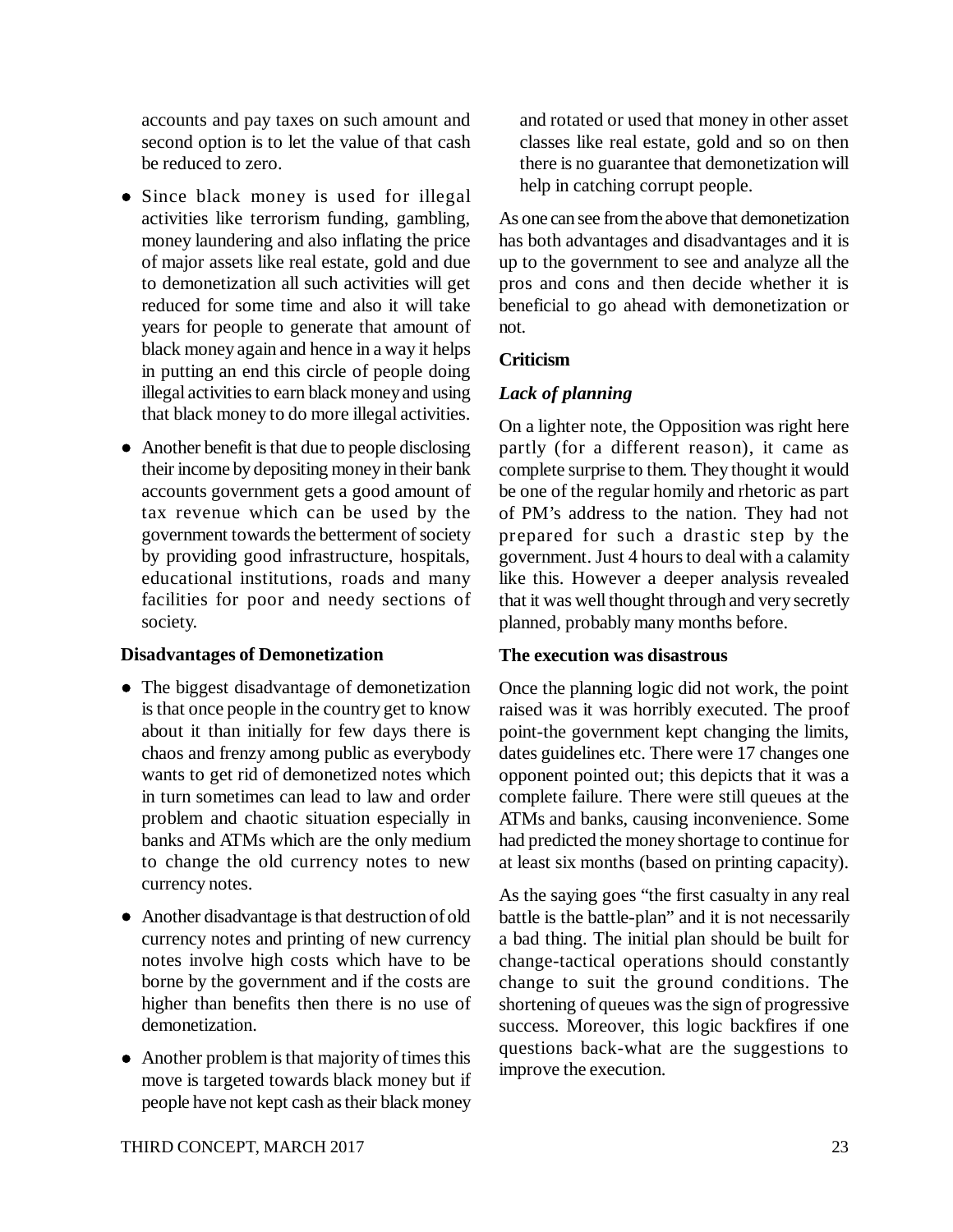accounts and pay taxes on such amount and second option is to let the value of that cash be reduced to zero.

- Since black money is used for illegal activities like terrorism funding, gambling, money laundering and also inflating the price of major assets like real estate, gold and due to demonetization all such activities will get reduced for some time and also it will take years for people to generate that amount of black money again and hence in a way it helps in putting an end this circle of people doing illegal activities to earn black money and using that black money to do more illegal activities.
- Another benefit is that due to people disclosing their income by depositing money in their bank accounts government gets a good amount of tax revenue which can be used by the government towards the betterment of society by providing good infrastructure, hospitals, educational institutions, roads and many facilities for poor and needy sections of society.

**Disadvantages of Demonetization**

- The biggest disadvantage of demonetization is that once people in the country get to know about it than initially for few days there is chaos and frenzy among public as everybody wants to get rid of demonetized notes which in turn sometimes can lead to law and order problem and chaotic situation especially in banks and ATMs which are the only medium to change the old currency notes to new currency notes.
- Another disadvantage is that destruction of old currency notes and printing of new currency notes involve high costs which have to be borne by the government and if the costs are higher than benefits then there is no use of demonetization.
- Another problem is that majority of times this move is targeted towards black money but if people have not kept cash as their black money and rotated or used that money in other asset classes like real estate, gold and so on then there is no guarantee that demonetization will help in catching corrupt people.

As one can see from the above that demonetization has both advantages and disadvantages and it is up to the government to see and analyze all the pros and cons and then decide whether it is beneficial to go ahead with demonetization or not.

**Criticism**

***Lack of planning***

On a lighter note, the Opposition was right here partly (for a different reason), it came as complete surprise to them. They thought it would be one of the regular homily and rhetoric as part of PM's address to the nation. They had not prepared for such a drastic step by the government. Just 4 hours to deal with a calamity like this. However a deeper analysis revealed that it was well thought through and very secretly planned, probably many months before.

**The execution was disastrous**

Once the planning logic did not work, the point raised was it was horribly executed. The proof point-the government kept changing the limits, dates guidelines etc. There were 17 changes one opponent pointed out; this depicts that it was a complete failure. There were still queues at the ATMs and banks, causing inconvenience. Some had predicted the money shortage to continue for at least six months (based on printing capacity).

As the saying goes "the first casualty in any real battle is the battle-plan" and it is not necessarily a bad thing. The initial plan should be built for change-tactical operations should constantly change to suit the ground conditions. The shortening of queues was the sign of progressive success. Moreover, this logic backfires if one questions back-what are the suggestions to improve the execution.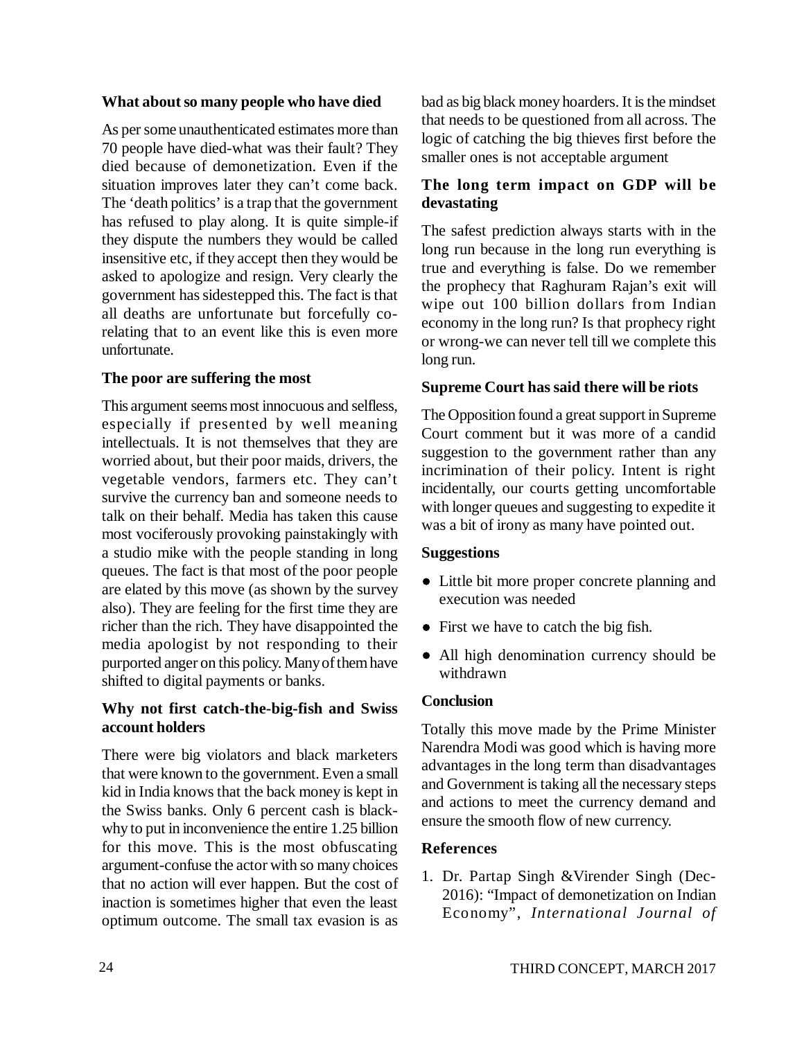### What about so many people who have died

As per some unauthenticated estimates more than 70 people have died-what was their fault? They died because of demonetization. Even if the situation improves later they can't come back. The 'death politics' is a trap that the government has refused to play along. It is quite simple-if they dispute the numbers they would be called insensitive etc, if they accept then they would be asked to apologize and resign. Very clearly the government has sidestepped this. The fact is that all deaths are unfortunate but forcefully co-relating that to an event like this is even more unfortunate.

### The poor are suffering the most

This argument seems most innocuous and selfless, especially if presented by well meaning intellectuals. It is not themselves that they are worried about, but their poor maids, drivers, the vegetable vendors, farmers etc. They can't survive the currency ban and someone needs to talk on their behalf. Media has taken this cause most vociferously provoking painstakingly with a studio mike with the people standing in long queues. The fact is that most of the poor people are elated by this move (as shown by the survey also). They are feeling for the first time they are richer than the rich. They have disappointed the media apologist by not responding to their purported anger on this policy. Many of them have shifted to digital payments or banks.

### Why not first catch-the-big-fish and Swiss account holders

There were big violators and black marketers that were known to the government. Even a small kid in India knows that the back money is kept in the Swiss banks. Only 6 percent cash is black-why to put in inconvenience the entire 1.25 billion for this move. This is the most obfuscating argument-confuse the actor with so many choices that no action will ever happen. But the cost of inaction is sometimes higher that even the least optimum outcome. The small tax evasion is as bad as big black money hoarders. It is the mindset that needs to be questioned from all across. The logic of catching the big thieves first before the smaller ones is not acceptable argument

### The long term impact on GDP will be devastating

The safest prediction always starts with in the long run because in the long run everything is true and everything is false. Do we remember the prophecy that Raghuram Rajan's exit will wipe out 100 billion dollars from Indian economy in the long run? Is that prophecy right or wrong-we can never tell till we complete this long run.

### Supreme Court has said there will be riots

The Opposition found a great support in Supreme Court comment but it was more of a candid suggestion to the government rather than any incrimination of their policy. Intent is right incidentally, our courts getting uncomfortable with longer queues and suggesting to expedite it was a bit of irony as many have pointed out.

### Suggestions

- Little bit more proper concrete planning and execution was needed
- First we have to catch the big fish.
- All high denomination currency should be withdrawn

### Conclusion

Totally this move made by the Prime Minister Narendra Modi was good which is having more advantages in the long term than disadvantages and Government is taking all the necessary steps and actions to meet the currency demand and ensure the smooth flow of new currency.

### References

1. Dr. Partap Singh &Virender Singh (Dec-2016): "Impact of demonetization on Indian Economy", *International Journal of*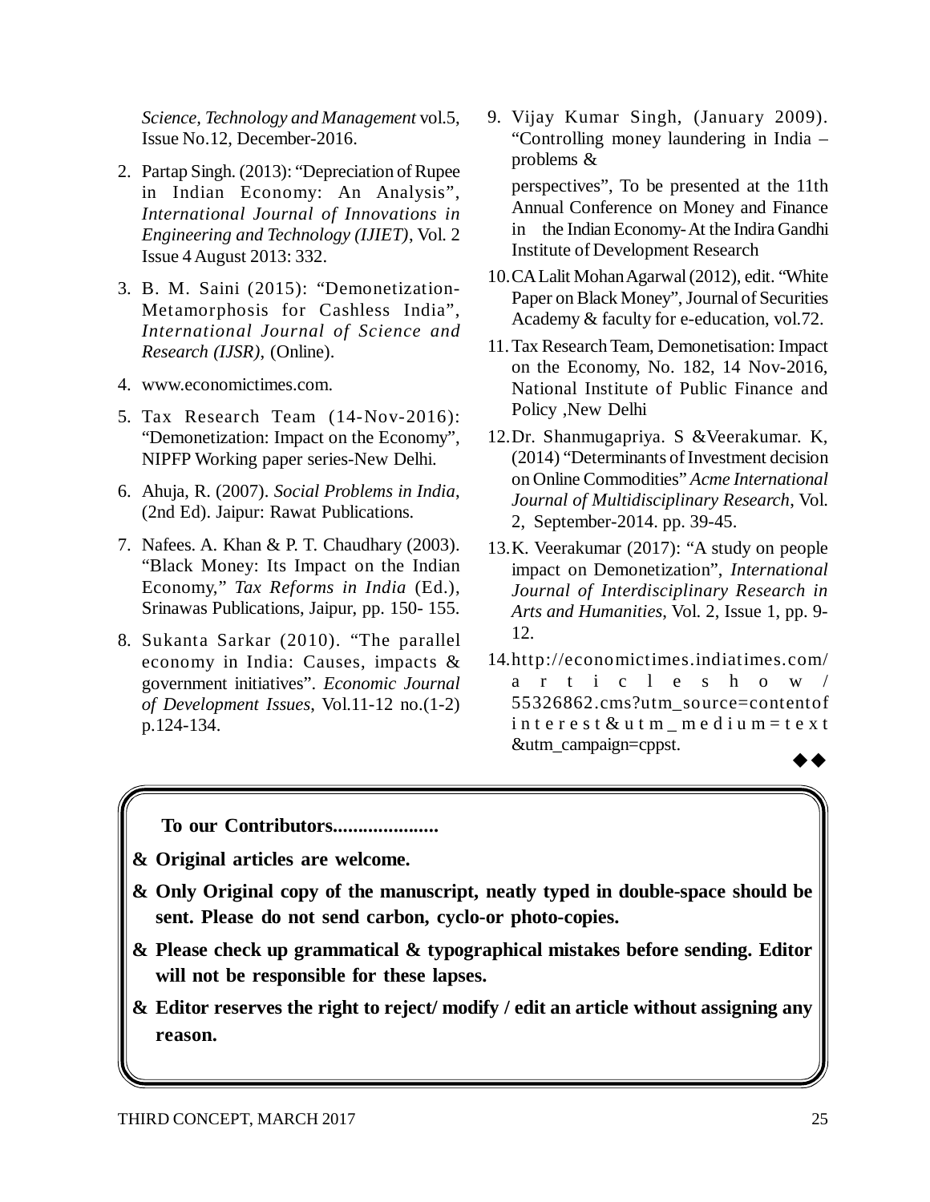*Science, Technology and Management* vol.5, Issue No.12, December-2016.

2. Partap Singh. (2013): "Depreciation of Rupee in Indian Economy: An Analysis", *International Journal of Innovations in Engineering and Technology (IJIET)*, Vol. 2 Issue 4 August 2013: 332.

3. B. M. Saini (2015): "Demonetization-Metamorphosis for Cashless India", *International Journal of Science and Research (IJSR)*, (Online).

4. www.economictimes.com.

5. Tax Research Team (14-Nov-2016): "Demonetization: Impact on the Economy", NIPFP Working paper series-New Delhi.

6. Ahuja, R. (2007). *Social Problems in India*, (2nd Ed). Jaipur: Rawat Publications.

7. Nafees. A. Khan & P. T. Chaudhary (2003). "Black Money: Its Impact on the Indian Economy," *Tax Reforms in India* (Ed.), Srinawas Publications, Jaipur, pp. 150- 155.

8. Sukanta Sarkar (2010). "The parallel economy in India: Causes, impacts & government initiatives". *Economic Journal of Development Issues*, Vol.11-12 no.(1-2) p.124-134.

9. Vijay Kumar Singh, (January 2009). "Controlling money laundering in India – problems &

   perspectives", To be presented at the 11th Annual Conference on Money and Finance in the Indian Economy- At the Indira Gandhi Institute of Development Research

10. CA Lalit Mohan Agarwal (2012), edit. "White Paper on Black Money", Journal of Securities Academy & faculty for e-education, vol.72.

11. Tax Research Team, Demonetisation: Impact on the Economy, No. 182, 14 Nov-2016, National Institute of Public Finance and Policy ,New Delhi

12. Dr. Shanmugapriya. S &Veerakumar. K, (2014) "Determinants of Investment decision on Online Commodities" *Acme International Journal of Multidisciplinary Research*, Vol. 2, September-2014. pp. 39-45.

13. K. Veerakumar (2017): "A study on people impact on Demonetization", *International Journal of Interdisciplinary Research in Arts and Humanities*, Vol. 2, Issue 1, pp. 9-12.

14. http://economictimes.indiatimes.com/articleshow/55326862.cms?utm_source=contentofinterest&utm_medium=text&utm_campaign=cppst.

◆◆

**To our Contributors....................**

- **Original articles are welcome.**
- **Only Original copy of the manuscript, neatly typed in double-space should be sent. Please do not send carbon, cyclo-or photo-copies.**
- **Please check up grammatical & typographical mistakes before sending. Editor will not be responsible for these lapses.**
- **Editor reserves the right to reject/ modify / edit an article without assigning any reason.**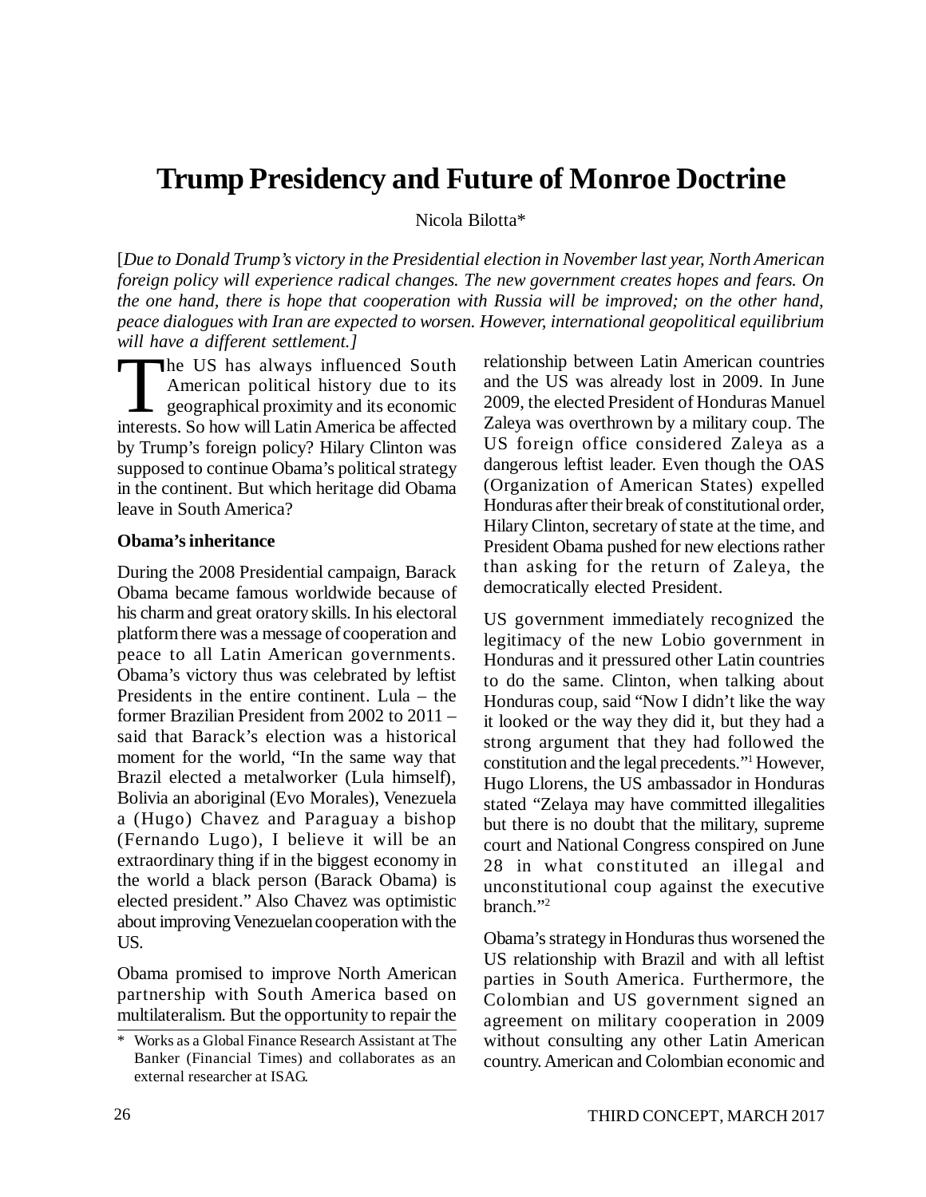# Trump Presidency and Future of Monroe Doctrine

Nicola Bilotta*

[*Due to Donald Trump's victory in the Presidential election in November last year, North American foreign policy will experience radical changes. The new government creates hopes and fears. On the one hand, there is hope that cooperation with Russia will be improved; on the other hand, peace dialogues with Iran are expected to worsen. However, international geopolitical equilibrium will have a different settlement.*]

The US has always influenced South American political history due to its geographical proximity and its economic interests. So how will Latin America be affected by Trump's foreign policy? Hilary Clinton was supposed to continue Obama's political strategy in the continent. But which heritage did Obama leave in South America?

**Obama's inheritance**

During the 2008 Presidential campaign, Barack Obama became famous worldwide because of his charm and great oratory skills. In his electoral platform there was a message of cooperation and peace to all Latin American governments. Obama's victory thus was celebrated by leftist Presidents in the entire continent. Lula – the former Brazilian President from 2002 to 2011 – said that Barack's election was a historical moment for the world, "In the same way that Brazil elected a metalworker (Lula himself), Bolivia an aboriginal (Evo Morales), Venezuela a (Hugo) Chavez and Paraguay a bishop (Fernando Lugo), I believe it will be an extraordinary thing if in the biggest economy in the world a black person (Barack Obama) is elected president." Also Chavez was optimistic about improving Venezuelan cooperation with the US.

Obama promised to improve North American partnership with South America based on multilateralism. But the opportunity to repair the relationship between Latin American countries and the US was already lost in 2009. In June 2009, the elected President of Honduras Manuel Zaleya was overthrown by a military coup. The US foreign office considered Zaleya as a dangerous leftist leader. Even though the OAS (Organization of American States) expelled Honduras after their break of constitutional order, Hilary Clinton, secretary of state at the time, and President Obama pushed for new elections rather than asking for the return of Zaleya, the democratically elected President.

US government immediately recognized the legitimacy of the new Lobio government in Honduras and it pressured other Latin countries to do the same. Clinton, when talking about Honduras coup, said "Now I didn't like the way it looked or the way they did it, but they had a strong argument that they had followed the constitution and the legal precedents."[1] However, Hugo Llorens, the US ambassador in Honduras stated "Zelaya may have committed illegalities but there is no doubt that the military, supreme court and National Congress conspired on June 28 in what constituted an illegal and unconstitutional coup against the executive branch."[2]

Obama's strategy in Honduras thus worsened the US relationship with Brazil and with all leftist parties in South America. Furthermore, the Colombian and US government signed an agreement on military cooperation in 2009 without consulting any other Latin American country. American and Colombian economic and

\* Works as a Global Finance Research Assistant at The Banker (Financial Times) and collaborates as an external researcher at ISAG.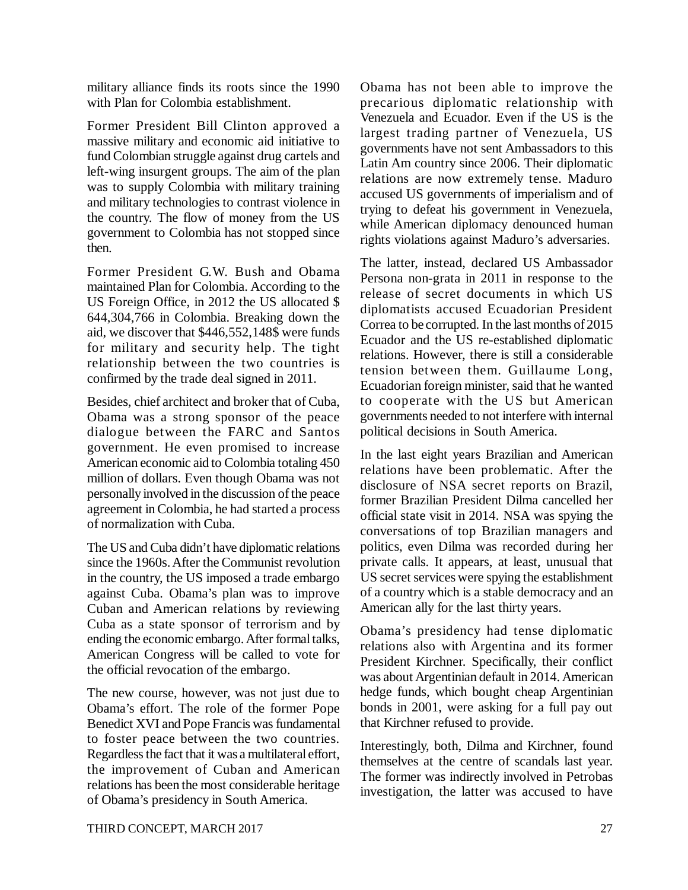military alliance finds its roots since the 1990 with Plan for Colombia establishment.

Former President Bill Clinton approved a massive military and economic aid initiative to fund Colombian struggle against drug cartels and left-wing insurgent groups. The aim of the plan was to supply Colombia with military training and military technologies to contrast violence in the country. The flow of money from the US government to Colombia has not stopped since then.

Former President G.W. Bush and Obama maintained Plan for Colombia. According to the US Foreign Office, in 2012 the US allocated $ 644,304,766 in Colombia. Breaking down the aid, we discover that $446,552,148$ were funds for military and security help. The tight relationship between the two countries is confirmed by the trade deal signed in 2011.

Besides, chief architect and broker that of Cuba, Obama was a strong sponsor of the peace dialogue between the FARC and Santos government. He even promised to increase American economic aid to Colombia totaling 450 million of dollars. Even though Obama was not personally involved in the discussion of the peace agreement in Colombia, he had started a process of normalization with Cuba.

The US and Cuba didn't have diplomatic relations since the 1960s. After the Communist revolution in the country, the US imposed a trade embargo against Cuba. Obama's plan was to improve Cuban and American relations by reviewing Cuba as a state sponsor of terrorism and by ending the economic embargo. After formal talks, American Congress will be called to vote for the official revocation of the embargo.

The new course, however, was not just due to Obama's effort. The role of the former Pope Benedict XVI and Pope Francis was fundamental to foster peace between the two countries. Regardless the fact that it was a multilateral effort, the improvement of Cuban and American relations has been the most considerable heritage of Obama's presidency in South America.

Obama has not been able to improve the precarious diplomatic relationship with Venezuela and Ecuador. Even if the US is the largest trading partner of Venezuela, US governments have not sent Ambassadors to this Latin Am country since 2006. Their diplomatic relations are now extremely tense. Maduro accused US governments of imperialism and of trying to defeat his government in Venezuela, while American diplomacy denounced human rights violations against Maduro's adversaries.

The latter, instead, declared US Ambassador Persona non-grata in 2011 in response to the release of secret documents in which US diplomatists accused Ecuadorian President Correa to be corrupted. In the last months of 2015 Ecuador and the US re-established diplomatic relations. However, there is still a considerable tension between them. Guillaume Long, Ecuadorian foreign minister, said that he wanted to cooperate with the US but American governments needed to not interfere with internal political decisions in South America.

In the last eight years Brazilian and American relations have been problematic. After the disclosure of NSA secret reports on Brazil, former Brazilian President Dilma cancelled her official state visit in 2014. NSA was spying the conversations of top Brazilian managers and politics, even Dilma was recorded during her private calls. It appears, at least, unusual that US secret services were spying the establishment of a country which is a stable democracy and an American ally for the last thirty years.

Obama's presidency had tense diplomatic relations also with Argentina and its former President Kirchner. Specifically, their conflict was about Argentinian default in 2014. American hedge funds, which bought cheap Argentinian bonds in 2001, were asking for a full pay out that Kirchner refused to provide.

Interestingly, both, Dilma and Kirchner, found themselves at the centre of scandals last year. The former was indirectly involved in Petrobas investigation, the latter was accused to have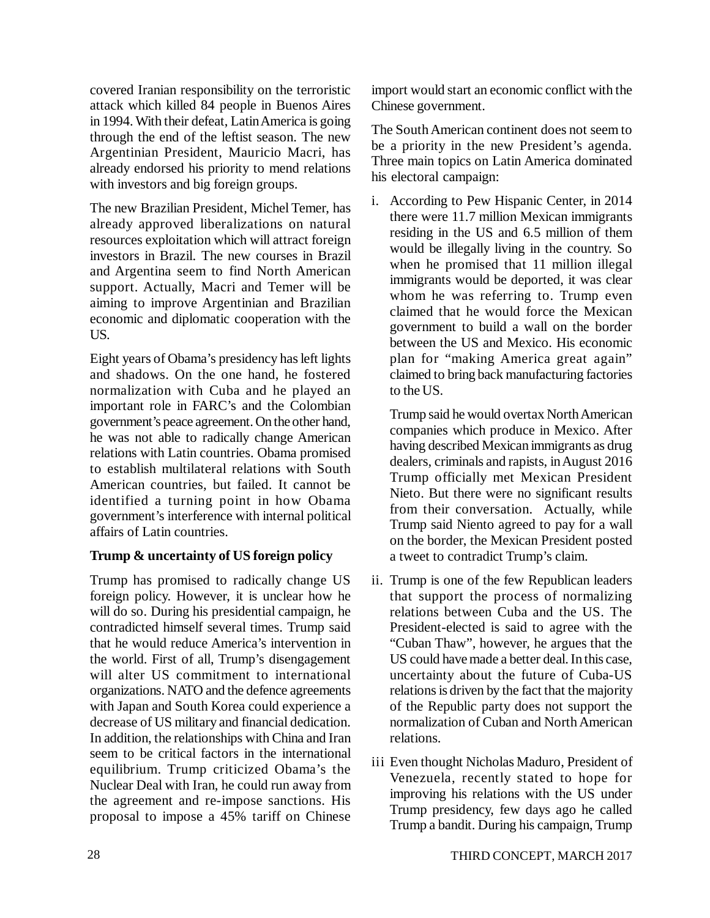covered Iranian responsibility on the terroristic attack which killed 84 people in Buenos Aires in 1994. With their defeat, Latin America is going through the end of the leftist season. The new Argentinian President, Mauricio Macri, has already endorsed his priority to mend relations with investors and big foreign groups.

The new Brazilian President, Michel Temer, has already approved liberalizations on natural resources exploitation which will attract foreign investors in Brazil. The new courses in Brazil and Argentina seem to find North American support. Actually, Macri and Temer will be aiming to improve Argentinian and Brazilian economic and diplomatic cooperation with the US.

Eight years of Obama's presidency has left lights and shadows. On the one hand, he fostered normalization with Cuba and he played an important role in FARC's and the Colombian government's peace agreement. On the other hand, he was not able to radically change American relations with Latin countries. Obama promised to establish multilateral relations with South American countries, but failed. It cannot be identified a turning point in how Obama government's interference with internal political affairs of Latin countries.

### Trump & uncertainty of US foreign policy

Trump has promised to radically change US foreign policy. However, it is unclear how he will do so. During his presidential campaign, he contradicted himself several times. Trump said that he would reduce America's intervention in the world. First of all, Trump's disengagement will alter US commitment to international organizations. NATO and the defence agreements with Japan and South Korea could experience a decrease of US military and financial dedication. In addition, the relationships with China and Iran seem to be critical factors in the international equilibrium. Trump criticized Obama's the Nuclear Deal with Iran, he could run away from the agreement and re-impose sanctions. His proposal to impose a 45% tariff on Chinese import would start an economic conflict with the Chinese government.

The South American continent does not seem to be a priority in the new President's agenda. Three main topics on Latin America dominated his electoral campaign:

i. According to Pew Hispanic Center, in 2014 there were 11.7 million Mexican immigrants residing in the US and 6.5 million of them would be illegally living in the country. So when he promised that 11 million illegal immigrants would be deported, it was clear whom he was referring to. Trump even claimed that he would force the Mexican government to build a wall on the border between the US and Mexico. His economic plan for "making America great again" claimed to bring back manufacturing factories to the US.

   Trump said he would overtax North American companies which produce in Mexico. After having described Mexican immigrants as drug dealers, criminals and rapists, in August 2016 Trump officially met Mexican President Nieto. But there were no significant results from their conversation. Actually, while Trump said Niento agreed to pay for a wall on the border, the Mexican President posted a tweet to contradict Trump's claim.

ii. Trump is one of the few Republican leaders that support the process of normalizing relations between Cuba and the US. The President-elected is said to agree with the "Cuban Thaw", however, he argues that the US could have made a better deal. In this case, uncertainty about the future of Cuba-US relations is driven by the fact that the majority of the Republic party does not support the normalization of Cuban and North American relations.

iii Even thought Nicholas Maduro, President of Venezuela, recently stated to hope for improving his relations with the US under Trump presidency, few days ago he called Trump a bandit. During his campaign, Trump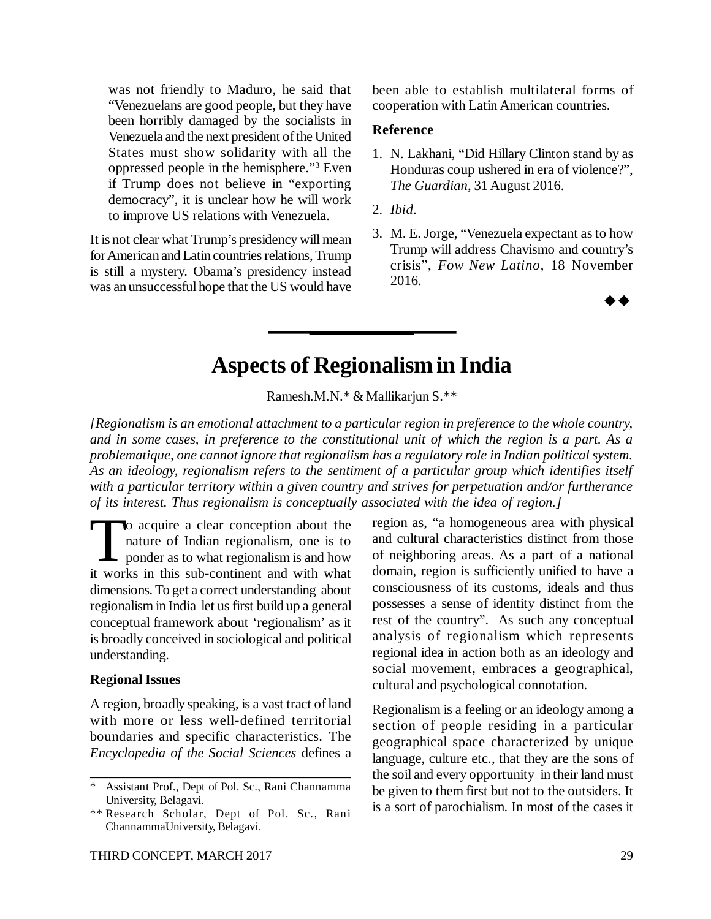was not friendly to Maduro, he said that "Venezuelans are good people, but they have been horribly damaged by the socialists in Venezuela and the next president of the United States must show solidarity with all the oppressed people in the hemisphere."[3] Even if Trump does not believe in "exporting democracy", it is unclear how he will work to improve US relations with Venezuela.

It is not clear what Trump's presidency will mean for American and Latin countries relations, Trump is still a mystery. Obama's presidency instead was an unsuccessful hope that the US would have been able to establish multilateral forms of cooperation with Latin American countries.

**Reference**

1. N. Lakhani, "Did Hillary Clinton stand by as Honduras coup ushered in era of violence?", *The Guardian*, 31 August 2016.
2. *Ibid*.
3. M. E. Jorge, "Venezuela expectant as to how Trump will address Chavismo and country's crisis", *Fow New Latino*, 18 November 2016.

◆◆

# Aspects of Regionalism in India

Ramesh.M.N.* & Mallikarjun S.**

*[Regionalism is an emotional attachment to a particular region in preference to the whole country, and in some cases, in preference to the constitutional unit of which the region is a part. As a problematique, one cannot ignore that regionalism has a regulatory role in Indian political system. As an ideology, regionalism refers to the sentiment of a particular group which identifies itself with a particular territory within a given country and strives for perpetuation and/or furtherance of its interest. Thus regionalism is conceptually associated with the idea of region.]*

To acquire a clear conception about the nature of Indian regionalism, one is to ponder as to what regionalism is and how it works in this sub-continent and with what dimensions. To get a correct understanding about regionalism in India let us first build up a general conceptual framework about 'regionalism' as it is broadly conceived in sociological and political understanding.

**Regional Issues**

A region, broadly speaking, is a vast tract of land with more or less well-defined territorial boundaries and specific characteristics. The *Encyclopedia of the Social Sciences* defines a region as, "a homogeneous area with physical and cultural characteristics distinct from those of neighboring areas. As a part of a national domain, region is sufficiently unified to have a consciousness of its customs, ideals and thus possesses a sense of identity distinct from the rest of the country". As such any conceptual analysis of regionalism which represents regional idea in action both as an ideology and social movement, embraces a geographical, cultural and psychological connotation.

Regionalism is a feeling or an ideology among a section of people residing in a particular geographical space characterized by unique language, culture etc., that they are the sons of the soil and every opportunity in their land must be given to them first but not to the outsiders. It is a sort of parochialism. In most of the cases it

---

\* Assistant Prof., Dept of Pol. Sc., Rani Channamma University, Belagavi.

** Research Scholar, Dept of Pol. Sc., Rani ChannammaUniversity, Belagavi.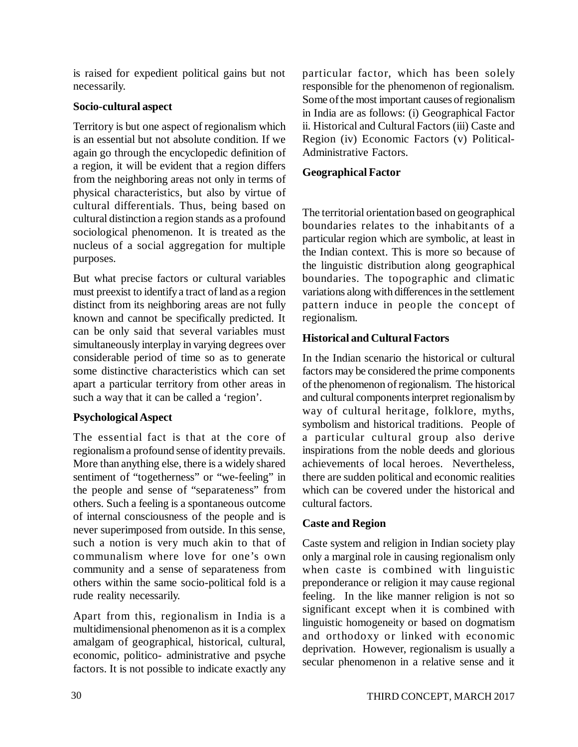is raised for expedient political gains but not necessarily.

### Socio-cultural aspect

Territory is but one aspect of regionalism which is an essential but not absolute condition. If we again go through the encyclopedic definition of a region, it will be evident that a region differs from the neighboring areas not only in terms of physical characteristics, but also by virtue of cultural differentials. Thus, being based on cultural distinction a region stands as a profound sociological phenomenon. It is treated as the nucleus of a social aggregation for multiple purposes.

But what precise factors or cultural variables must preexist to identify a tract of land as a region distinct from its neighboring areas are not fully known and cannot be specifically predicted. It can be only said that several variables must simultaneously interplay in varying degrees over considerable period of time so as to generate some distinctive characteristics which can set apart a particular territory from other areas in such a way that it can be called a 'region'.

### Psychological Aspect

The essential fact is that at the core of regionalism a profound sense of identity prevails. More than anything else, there is a widely shared sentiment of "togetherness" or "we-feeling" in the people and sense of "separateness" from others. Such a feeling is a spontaneous outcome of internal consciousness of the people and is never superimposed from outside. In this sense, such a notion is very much akin to that of communalism where love for one's own community and a sense of separateness from others within the same socio-political fold is a rude reality necessarily.

Apart from this, regionalism in India is a multidimensional phenomenon as it is a complex amalgam of geographical, historical, cultural, economic, politico- administrative and psyche factors. It is not possible to indicate exactly any particular factor, which has been solely responsible for the phenomenon of regionalism. Some of the most important causes of regionalism in India are as follows: (i) Geographical Factor ii. Historical and Cultural Factors (iii) Caste and Region (iv) Economic Factors (v) Political-Administrative Factors.

### Geographical Factor

The territorial orientation based on geographical boundaries relates to the inhabitants of a particular region which are symbolic, at least in the Indian context. This is more so because of the linguistic distribution along geographical boundaries. The topographic and climatic variations along with differences in the settlement pattern induce in people the concept of regionalism.

### Historical and Cultural Factors

In the Indian scenario the historical or cultural factors may be considered the prime components of the phenomenon of regionalism. The historical and cultural components interpret regionalism by way of cultural heritage, folklore, myths, symbolism and historical traditions. People of a particular cultural group also derive inspirations from the noble deeds and glorious achievements of local heroes. Nevertheless, there are sudden political and economic realities which can be covered under the historical and cultural factors.

### Caste and Region

Caste system and religion in Indian society play only a marginal role in causing regionalism only when caste is combined with linguistic preponderance or religion it may cause regional feeling. In the like manner religion is not so significant except when it is combined with linguistic homogeneity or based on dogmatism and orthodoxy or linked with economic deprivation. However, regionalism is usually a secular phenomenon in a relative sense and it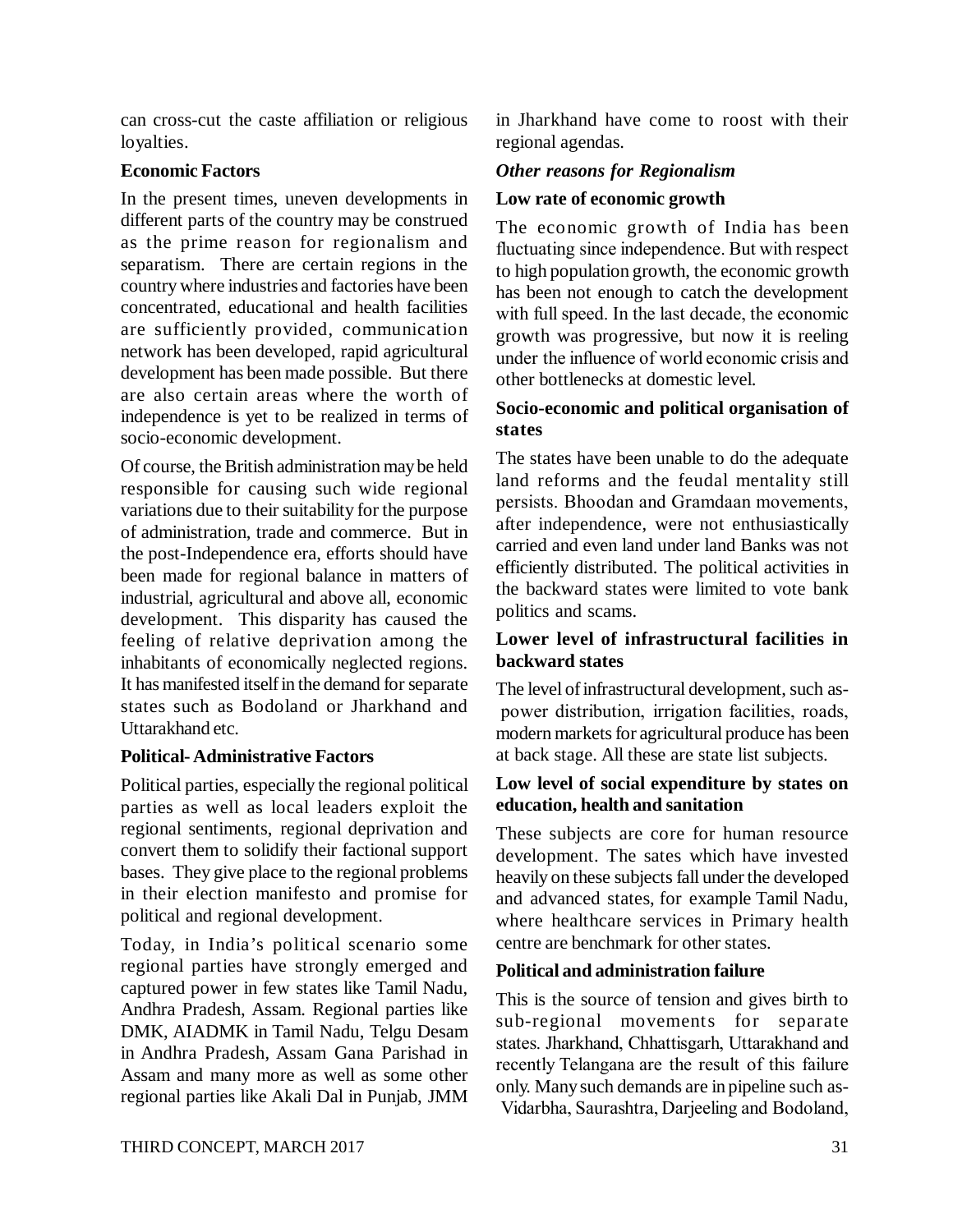can cross-cut the caste affiliation or religious loyalties.

**Economic Factors**

In the present times, uneven developments in different parts of the country may be construed as the prime reason for regionalism and separatism. There are certain regions in the country where industries and factories have been concentrated, educational and health facilities are sufficiently provided, communication network has been developed, rapid agricultural development has been made possible. But there are also certain areas where the worth of independence is yet to be realized in terms of socio-economic development.

Of course, the British administration may be held responsible for causing such wide regional variations due to their suitability for the purpose of administration, trade and commerce. But in the post-Independence era, efforts should have been made for regional balance in matters of industrial, agricultural and above all, economic development. This disparity has caused the feeling of relative deprivation among the inhabitants of economically neglected regions. It has manifested itself in the demand for separate states such as Bodoland or Jharkhand and Uttarakhand etc.

**Political- Administrative Factors**

Political parties, especially the regional political parties as well as local leaders exploit the regional sentiments, regional deprivation and convert them to solidify their factional support bases. They give place to the regional problems in their election manifesto and promise for political and regional development.

Today, in India's political scenario some regional parties have strongly emerged and captured power in few states like Tamil Nadu, Andhra Pradesh, Assam. Regional parties like DMK, AIADMK in Tamil Nadu, Telgu Desam in Andhra Pradesh, Assam Gana Parishad in Assam and many more as well as some other regional parties like Akali Dal in Punjab, JMM in Jharkhand have come to roost with their regional agendas.

***Other reasons for Regionalism***

**Low rate of economic growth**

The economic growth of India has been fluctuating since independence. But with respect to high population growth, the economic growth has been not enough to catch the development with full speed. In the last decade, the economic growth was progressive, but now it is reeling under the influence of world economic crisis and other bottlenecks at domestic level.

**Socio-economic and political organisation of states**

The states have been unable to do the adequate land reforms and the feudal mentality still persists. Bhoodan and Gramdaan movements, after independence, were not enthusiastically carried and even land under land Banks was not efficiently distributed. The political activities in the backward states were limited to vote bank politics and scams.

**Lower level of infrastructural facilities in backward states**

The level of infrastructural development, such as- power distribution, irrigation facilities, roads, modern markets for agricultural produce has been at back stage. All these are state list subjects.

**Low level of social expenditure by states on education, health and sanitation**

These subjects are core for human resource development. The sates which have invested heavily on these subjects fall under the developed and advanced states, for example Tamil Nadu, where healthcare services in Primary health centre are benchmark for other states.

**Political and administration failure**

This is the source of tension and gives birth to sub-regional movements for separate states. Jharkhand, Chhattisgarh, Uttarakhand and recently Telangana are the result of this failure only. Many such demands are in pipeline such as- Vidarbha, Saurashtra, Darjeeling and Bodoland,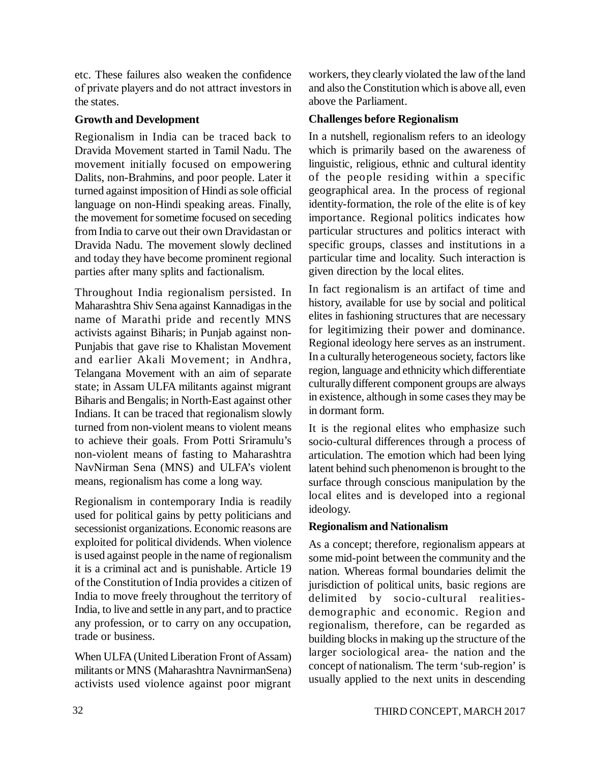etc. These failures also weaken the confidence of private players and do not attract investors in the states.

**Growth and Development**

Regionalism in India can be traced back to Dravida Movement started in Tamil Nadu. The movement initially focused on empowering Dalits, non-Brahmins, and poor people. Later it turned against imposition of Hindi as sole official language on non-Hindi speaking areas. Finally, the movement for sometime focused on seceding from India to carve out their own Dravidastan or Dravida Nadu. The movement slowly declined and today they have become prominent regional parties after many splits and factionalism.

Throughout India regionalism persisted. In Maharashtra Shiv Sena against Kannadigas in the name of Marathi pride and recently MNS activists against Biharis; in Punjab against non-Punjabis that gave rise to Khalistan Movement and earlier Akali Movement; in Andhra, Telangana Movement with an aim of separate state; in Assam ULFA militants against migrant Biharis and Bengalis; in North-East against other Indians. It can be traced that regionalism slowly turned from non-violent means to violent means to achieve their goals. From Potti Sriramulu's non-violent means of fasting to Maharashtra NavNirman Sena (MNS) and ULFA's violent means, regionalism has come a long way.

Regionalism in contemporary India is readily used for political gains by petty politicians and secessionist organizations. Economic reasons are exploited for political dividends. When violence is used against people in the name of regionalism it is a criminal act and is punishable. Article 19 of the Constitution of India provides a citizen of India to move freely throughout the territory of India, to live and settle in any part, and to practice any profession, or to carry on any occupation, trade or business.

When ULFA (United Liberation Front of Assam) militants or MNS (Maharashtra NavnirmanSena) activists used violence against poor migrant workers, they clearly violated the law of the land and also the Constitution which is above all, even above the Parliament.

**Challenges before Regionalism**

In a nutshell, regionalism refers to an ideology which is primarily based on the awareness of linguistic, religious, ethnic and cultural identity of the people residing within a specific geographical area. In the process of regional identity-formation, the role of the elite is of key importance. Regional politics indicates how particular structures and politics interact with specific groups, classes and institutions in a particular time and locality. Such interaction is given direction by the local elites.

In fact regionalism is an artifact of time and history, available for use by social and political elites in fashioning structures that are necessary for legitimizing their power and dominance. Regional ideology here serves as an instrument. In a culturally heterogeneous society, factors like region, language and ethnicity which differentiate culturally different component groups are always in existence, although in some cases they may be in dormant form.

It is the regional elites who emphasize such socio-cultural differences through a process of articulation. The emotion which had been lying latent behind such phenomenon is brought to the surface through conscious manipulation by the local elites and is developed into a regional ideology.

**Regionalism and Nationalism**

As a concept; therefore, regionalism appears at some mid-point between the community and the nation. Whereas formal boundaries delimit the jurisdiction of political units, basic regions are delimited by socio-cultural realities- demographic and economic. Region and regionalism, therefore, can be regarded as building blocks in making up the structure of the larger sociological area- the nation and the concept of nationalism. The term 'sub-region' is usually applied to the next units in descending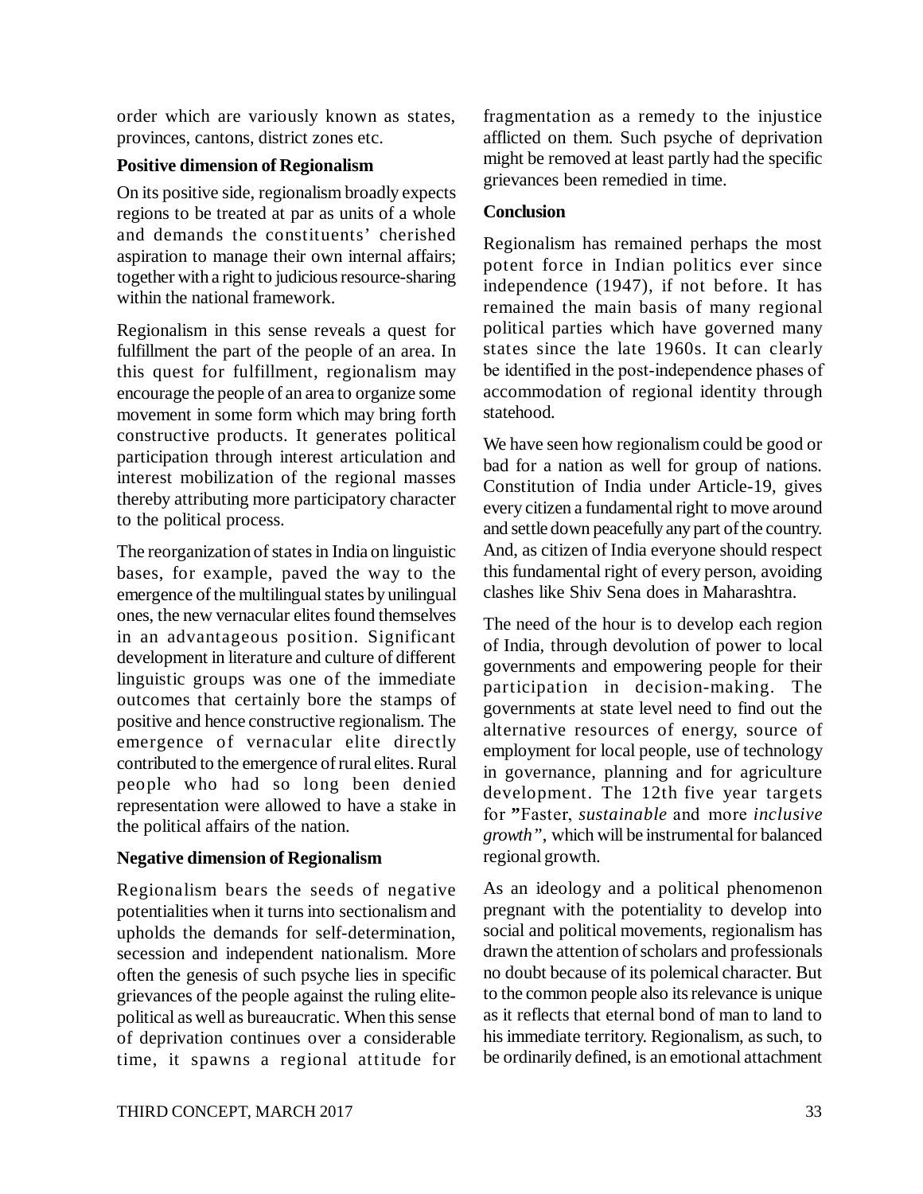order which are variously known as states, provinces, cantons, district zones etc.

**Positive dimension of Regionalism**

On its positive side, regionalism broadly expects regions to be treated at par as units of a whole and demands the constituents' cherished aspiration to manage their own internal affairs; together with a right to judicious resource-sharing within the national framework.

Regionalism in this sense reveals a quest for fulfillment the part of the people of an area. In this quest for fulfillment, regionalism may encourage the people of an area to organize some movement in some form which may bring forth constructive products. It generates political participation through interest articulation and interest mobilization of the regional masses thereby attributing more participatory character to the political process.

The reorganization of states in India on linguistic bases, for example, paved the way to the emergence of the multilingual states by unilingual ones, the new vernacular elites found themselves in an advantageous position. Significant development in literature and culture of different linguistic groups was one of the immediate outcomes that certainly bore the stamps of positive and hence constructive regionalism. The emergence of vernacular elite directly contributed to the emergence of rural elites. Rural people who had so long been denied representation were allowed to have a stake in the political affairs of the nation.

**Negative dimension of Regionalism**

Regionalism bears the seeds of negative potentialities when it turns into sectionalism and upholds the demands for self-determination, secession and independent nationalism. More often the genesis of such psyche lies in specific grievances of the people against the ruling elite-political as well as bureaucratic. When this sense of deprivation continues over a considerable time, it spawns a regional attitude for fragmentation as a remedy to the injustice afflicted on them. Such psyche of deprivation might be removed at least partly had the specific grievances been remedied in time.

**Conclusion**

Regionalism has remained perhaps the most potent force in Indian politics ever since independence (1947), if not before. It has remained the main basis of many regional political parties which have governed many states since the late 1960s. It can clearly be identified in the post-independence phases of accommodation of regional identity through statehood.

We have seen how regionalism could be good or bad for a nation as well for group of nations. Constitution of India under Article-19, gives every citizen a fundamental right to move around and settle down peacefully any part of the country. And, as citizen of India everyone should respect this fundamental right of every person, avoiding clashes like Shiv Sena does in Maharashtra.

The need of the hour is to develop each region of India, through devolution of power to local governments and empowering people for their participation in decision-making. The governments at state level need to find out the alternative resources of energy, source of employment for local people, use of technology in governance, planning and for agriculture development. The 12th five year targets for "Faster, *sustainable* and more *inclusive growth"*, which will be instrumental for balanced regional growth.

As an ideology and a political phenomenon pregnant with the potentiality to develop into social and political movements, regionalism has drawn the attention of scholars and professionals no doubt because of its polemical character. But to the common people also its relevance is unique as it reflects that eternal bond of man to land to his immediate territory. Regionalism, as such, to be ordinarily defined, is an emotional attachment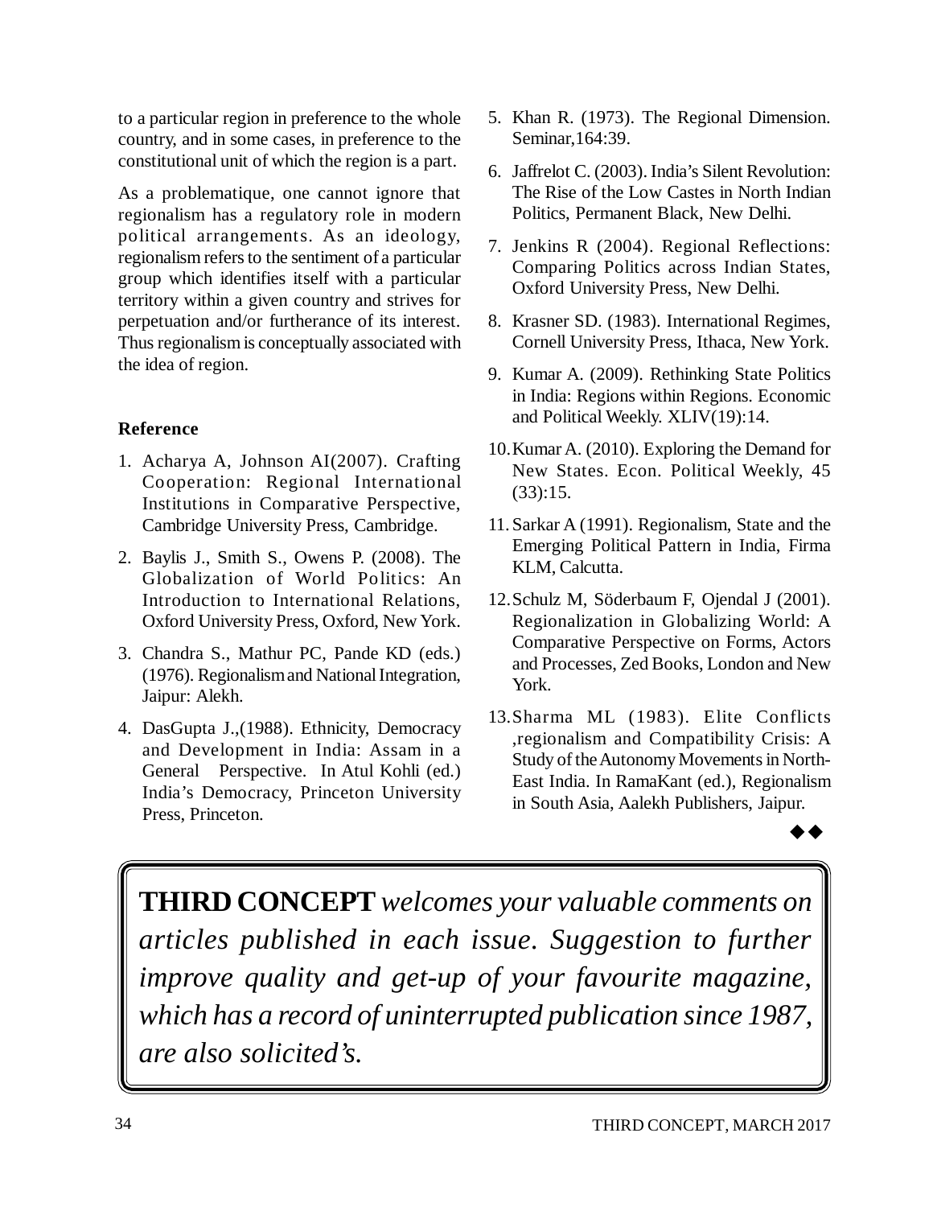to a particular region in preference to the whole country, and in some cases, in preference to the constitutional unit of which the region is a part.

As a problematique, one cannot ignore that regionalism has a regulatory role in modern political arrangements. As an ideology, regionalism refers to the sentiment of a particular group which identifies itself with a particular territory within a given country and strives for perpetuation and/or furtherance of its interest. Thus regionalism is conceptually associated with the idea of region.

**Reference**

1. Acharya A, Johnson AI(2007). Crafting Cooperation: Regional International Institutions in Comparative Perspective, Cambridge University Press, Cambridge.
2. Baylis J., Smith S., Owens P. (2008). The Globalization of World Politics: An Introduction to International Relations, Oxford University Press, Oxford, New York.
3. Chandra S., Mathur PC, Pande KD (eds.) (1976). Regionalism and National Integration, Jaipur: Alekh.
4. DasGupta J.,(1988). Ethnicity, Democracy and Development in India: Assam in a General Perspective. In Atul Kohli (ed.) India's Democracy, Princeton University Press, Princeton.
5. Khan R. (1973). The Regional Dimension. Seminar,164:39.
6. Jaffrelot C. (2003). India's Silent Revolution: The Rise of the Low Castes in North Indian Politics, Permanent Black, New Delhi.
7. Jenkins R (2004). Regional Reflections: Comparing Politics across Indian States, Oxford University Press, New Delhi.
8. Krasner SD. (1983). International Regimes, Cornell University Press, Ithaca, New York.
9. Kumar A. (2009). Rethinking State Politics in India: Regions within Regions. Economic and Political Weekly. XLIV(19):14.
10. Kumar A. (2010). Exploring the Demand for New States. Econ. Political Weekly, 45 (33):15.
11. Sarkar A (1991). Regionalism, State and the Emerging Political Pattern in India, Firma KLM, Calcutta.
12. Schulz M, Söderbaum F, Ojendal J (2001). Regionalization in Globalizing World: A Comparative Perspective on Forms, Actors and Processes, Zed Books, London and New York.
13. Sharma ML (1983). Elite Conflicts ,regionalism and Compatibility Crisis: A Study of the Autonomy Movements in North-East India. In RamaKant (ed.), Regionalism in South Asia, Aalekh Publishers, Jaipur.

◆◆

**THIRD CONCEPT** *welcomes your valuable comments on articles published in each issue. Suggestion to further improve quality and get-up of your favourite magazine, which has a record of uninterrupted publication since 1987, are also solicited's.*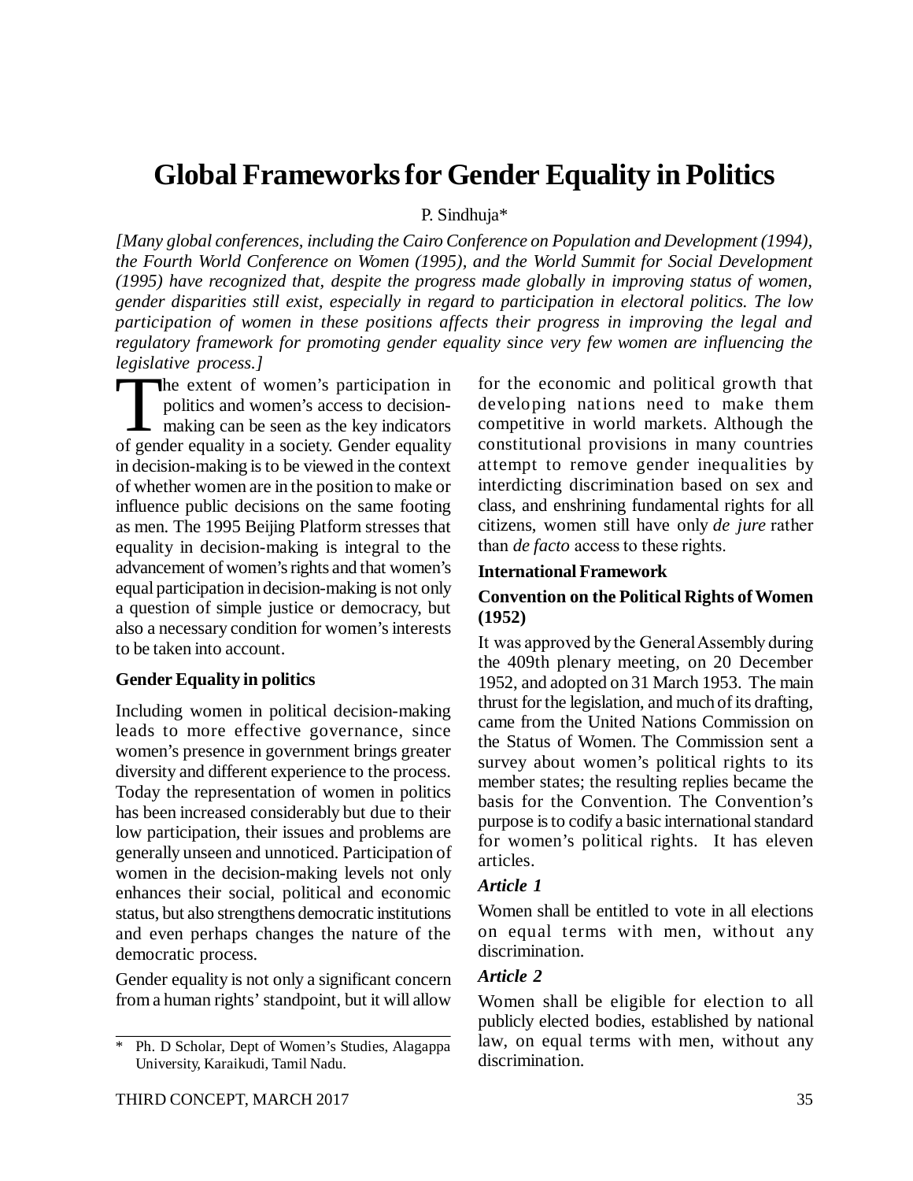# Global Frameworks for Gender Equality in Politics

P. Sindhuja*

*[Many global conferences, including the Cairo Conference on Population and Development (1994), the Fourth World Conference on Women (1995), and the World Summit for Social Development (1995) have recognized that, despite the progress made globally in improving status of women, gender disparities still exist, especially in regard to participation in electoral politics. The low participation of women in these positions affects their progress in improving the legal and regulatory framework for promoting gender equality since very few women are influencing the legislative process.]*

The extent of women's participation in politics and women's access to decision-making can be seen as the key indicators of gender equality in a society. Gender equality in decision-making is to be viewed in the context of whether women are in the position to make or influence public decisions on the same footing as men. The 1995 Beijing Platform stresses that equality in decision-making is integral to the advancement of women's rights and that women's equal participation in decision-making is not only a question of simple justice or democracy, but also a necessary condition for women's interests to be taken into account.

### Gender Equality in politics

Including women in political decision-making leads to more effective governance, since women's presence in government brings greater diversity and different experience to the process. Today the representation of women in politics has been increased considerably but due to their low participation, their issues and problems are generally unseen and unnoticed. Participation of women in the decision-making levels not only enhances their social, political and economic status, but also strengthens democratic institutions and even perhaps changes the nature of the democratic process.

Gender equality is not only a significant concern from a human rights' standpoint, but it will allow for the economic and political growth that developing nations need to make them competitive in world markets. Although the constitutional provisions in many countries attempt to remove gender inequalities by interdicting discrimination based on sex and class, and enshrining fundamental rights for all citizens, women still have only *de jure* rather than *de facto* access to these rights.

### International Framework

### Convention on the Political Rights of Women (1952)

It was approved by the General Assembly during the 409th plenary meeting, on 20 December 1952, and adopted on 31 March 1953. The main thrust for the legislation, and much of its drafting, came from the United Nations Commission on the Status of Women. The Commission sent a survey about women's political rights to its member states; the resulting replies became the basis for the Convention. The Convention's purpose is to codify a basic international standard for women's political rights. It has eleven articles.

#### *Article 1*

Women shall be entitled to vote in all elections on equal terms with men, without any discrimination.

#### *Article 2*

Women shall be eligible for election to all publicly elected bodies, established by national law, on equal terms with men, without any discrimination.

---

\* Ph. D Scholar, Dept of Women's Studies, Alagappa University, Karaikudi, Tamil Nadu.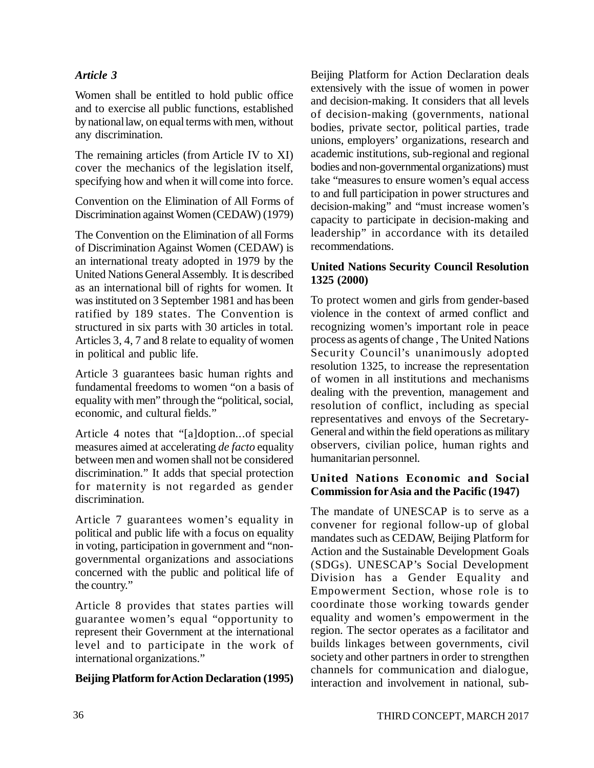### *Article 3*

Women shall be entitled to hold public office and to exercise all public functions, established by national law, on equal terms with men, without any discrimination.

The remaining articles (from Article IV to XI) cover the mechanics of the legislation itself, specifying how and when it will come into force.

Convention on the Elimination of All Forms of Discrimination against Women (CEDAW) (1979)

The Convention on the Elimination of all Forms of Discrimination Against Women (CEDAW) is an international treaty adopted in 1979 by the United Nations General Assembly. It is described as an international bill of rights for women. It was instituted on 3 September 1981 and has been ratified by 189 states. The Convention is structured in six parts with 30 articles in total. Articles 3, 4, 7 and 8 relate to equality of women in political and public life.

Article 3 guarantees basic human rights and fundamental freedoms to women "on a basis of equality with men" through the "political, social, economic, and cultural fields."

Article 4 notes that "[a]doption...of special measures aimed at accelerating *de facto* equality between men and women shall not be considered discrimination." It adds that special protection for maternity is not regarded as gender discrimination.

Article 7 guarantees women's equality in political and public life with a focus on equality in voting, participation in government and "non-governmental organizations and associations concerned with the public and political life of the country."

Article 8 provides that states parties will guarantee women's equal "opportunity to represent their Government at the international level and to participate in the work of international organizations."

**Beijing Platform for Action Declaration (1995)**

Beijing Platform for Action Declaration deals extensively with the issue of women in power and decision-making. It considers that all levels of decision-making (governments, national bodies, private sector, political parties, trade unions, employers' organizations, research and academic institutions, sub-regional and regional bodies and non-governmental organizations) must take "measures to ensure women's equal access to and full participation in power structures and decision-making" and "must increase women's capacity to participate in decision-making and leadership" in accordance with its detailed recommendations.

**United Nations Security Council Resolution 1325 (2000)**

To protect women and girls from gender-based violence in the context of armed conflict and recognizing women's important role in peace process as agents of change , The United Nations Security Council's unanimously adopted resolution 1325, to increase the representation of women in all institutions and mechanisms dealing with the prevention, management and resolution of conflict, including as special representatives and envoys of the Secretary-General and within the field operations as military observers, civilian police, human rights and humanitarian personnel.

**United Nations Economic and Social Commission for Asia and the Pacific (1947)**

The mandate of UNESCAP is to serve as a convener for regional follow-up of global mandates such as CEDAW, Beijing Platform for Action and the Sustainable Development Goals (SDGs). UNESCAP's Social Development Division has a Gender Equality and Empowerment Section, whose role is to coordinate those working towards gender equality and women's empowerment in the region. The sector operates as a facilitator and builds linkages between governments, civil society and other partners in order to strengthen channels for communication and dialogue, interaction and involvement in national, sub-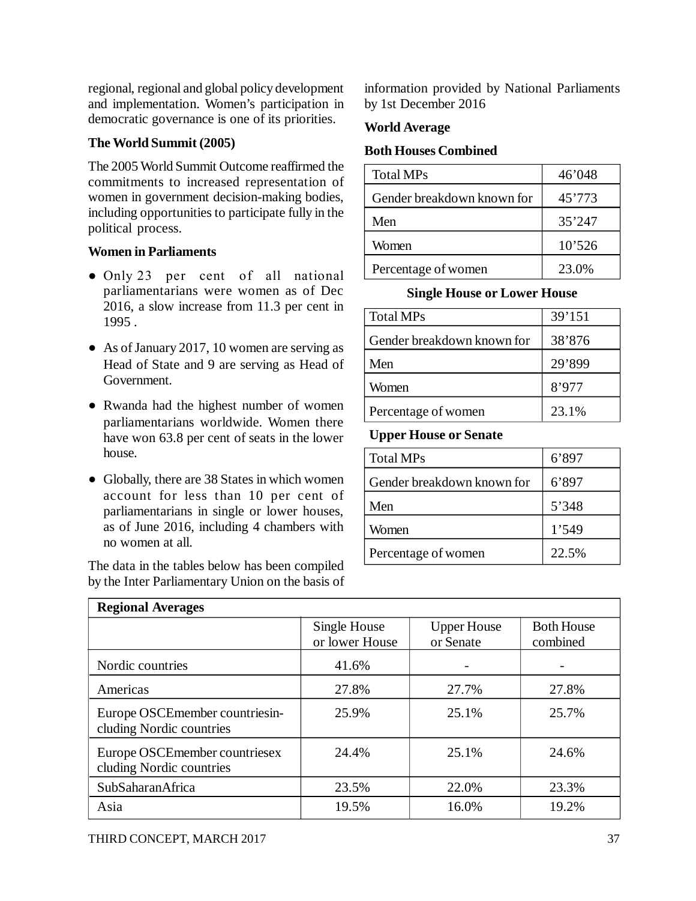regional, regional and global policy development and implementation. Women's participation in democratic governance is one of its priorities.

**The World Summit (2005)**

The 2005 World Summit Outcome reaffirmed the commitments to increased representation of women in government decision-making bodies, including opportunities to participate fully in the political process.

**Women in Parliaments**

- Only 23 per cent of all national parliamentarians were women as of Dec 2016, a slow increase from 11.3 per cent in 1995 .
- As of January 2017, 10 women are serving as Head of State and 9 are serving as Head of Government.
- Rwanda had the highest number of women parliamentarians worldwide. Women there have won 63.8 per cent of seats in the lower house.
- Globally, there are 38 States in which women account for less than 10 per cent of parliamentarians in single or lower houses, as of June 2016, including 4 chambers with no women at all.

The data in the tables below has been compiled by the Inter Parliamentary Union on the basis of information provided by National Parliaments by 1st December 2016

**World Average**

**Both Houses Combined**

| | |
|---|---|
| Total MPs | 46'048 |
| Gender breakdown known for | 45'773 |
| Men | 35'247 |
| Women | 10'526 |
| Percentage of women | 23.0% |

**Single House or Lower House**

| | |
|---|---|
| Total MPs | 39'151 |
| Gender breakdown known for | 38'876 |
| Men | 29'899 |
| Women | 8'977 |
| Percentage of women | 23.1% |

**Upper House or Senate**

| | |
|---|---|
| Total MPs | 6'897 |
| Gender breakdown known for | 6'897 |
| Men | 5'348 |
| Women | 1'549 |
| Percentage of women | 22.5% |

| Regional Averages | | | |
|---|---|---|---|
| | Single House or lower House | Upper House or Senate | Both House combined |
| Nordic countries | 41.6% | - | - |
| Americas | 27.8% | 27.7% | 27.8% |
| Europe OSCEmember countriesin-cluding Nordic countries | 25.9% | 25.1% | 25.7% |
| Europe OSCEmember countriesex cluding Nordic countries | 24.4% | 25.1% | 24.6% |
| SubSaharanAfrica | 23.5% | 22.0% | 23.3% |
| Asia | 19.5% | 16.0% | 19.2% |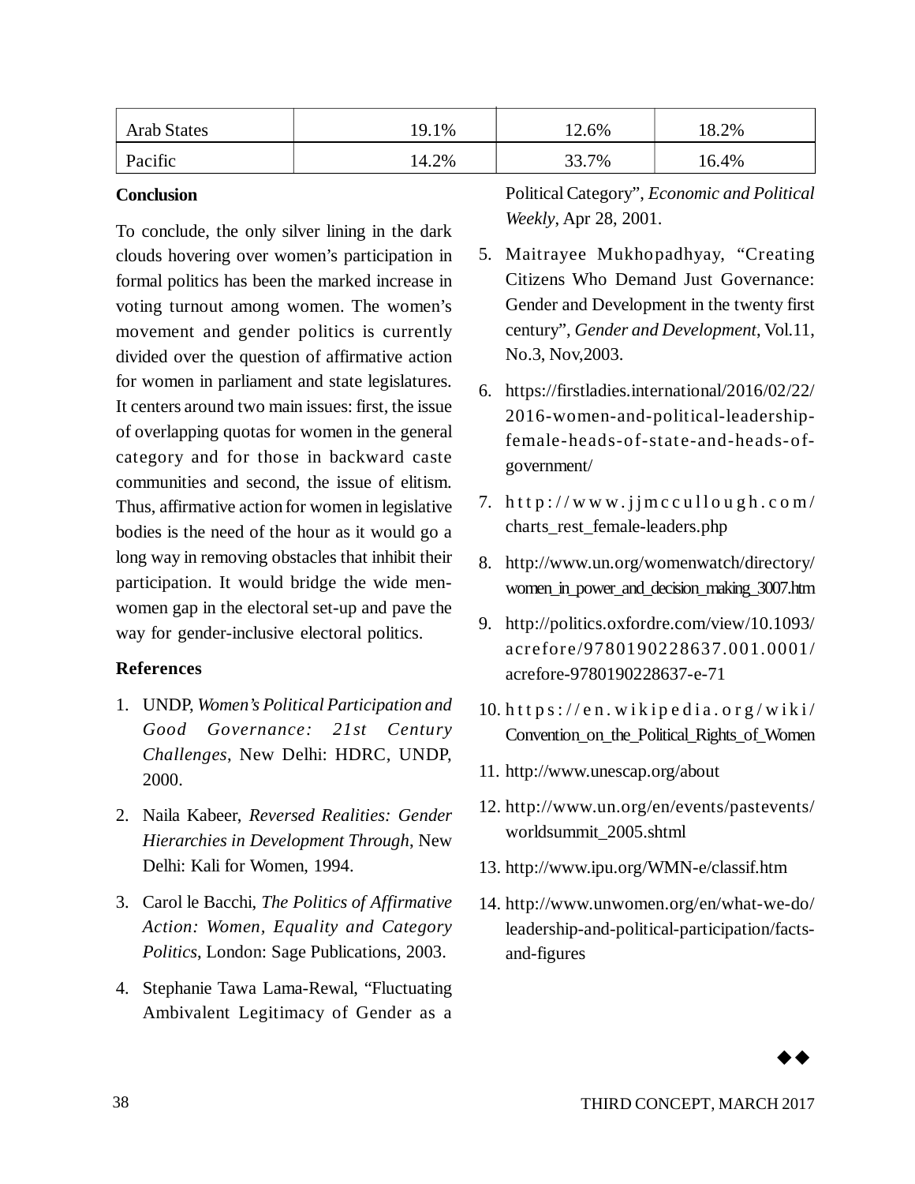| Arab States | 19.1% | 12.6% | 18.2% |
| --- | --- | --- | --- |
| Pacific | 14.2% | 33.7% | 16.4% |

**Conclusion**

To conclude, the only silver lining in the dark clouds hovering over women's participation in formal politics has been the marked increase in voting turnout among women. The women's movement and gender politics is currently divided over the question of affirmative action for women in parliament and state legislatures. It centers around two main issues: first, the issue of overlapping quotas for women in the general category and for those in backward caste communities and second, the issue of elitism. Thus, affirmative action for women in legislative bodies is the need of the hour as it would go a long way in removing obstacles that inhibit their participation. It would bridge the wide men-women gap in the electoral set-up and pave the way for gender-inclusive electoral politics.

**References**

1. UNDP, *Women's Political Participation and Good Governance: 21st Century Challenges*, New Delhi: HDRC, UNDP, 2000.
2. Naila Kabeer, *Reversed Realities: Gender Hierarchies in Development Through*, New Delhi: Kali for Women, 1994.
3. Carol le Bacchi, *The Politics of Affirmative Action: Women, Equality and Category Politics*, London: Sage Publications, 2003.
4. Stephanie Tawa Lama-Rewal, "Fluctuating Ambivalent Legitimacy of Gender as a Political Category", *Economic and Political Weekly*, Apr 28, 2001.
5. Maitrayee Mukhopadhyay, "Creating Citizens Who Demand Just Governance: Gender and Development in the twenty first century", *Gender and Development*, Vol.11, No.3, Nov,2003.
6. https://firstladies.international/2016/02/22/2016-women-and-political-leadership-female-heads-of-state-and-heads-of-government/
7. http://www.jjmccullough.com/charts_rest_female-leaders.php
8. http://www.un.org/womenwatch/directory/women_in_power_and_decision_making_3007.htm
9. http://politics.oxfordre.com/view/10.1093/acrefore/9780190228637.001.0001/acrefore-9780190228637-e-71
10. https://en.wikipedia.org/wiki/Convention_on_the_Political_Rights_of_Women
11. http://www.unescap.org/about
12. http://www.un.org/en/events/pastevents/worldsummit_2005.shtml
13. http://www.ipu.org/WMN-e/classif.htm
14. http://www.unwomen.org/en/what-we-do/leadership-and-political-participation/facts-and-figures

◆◆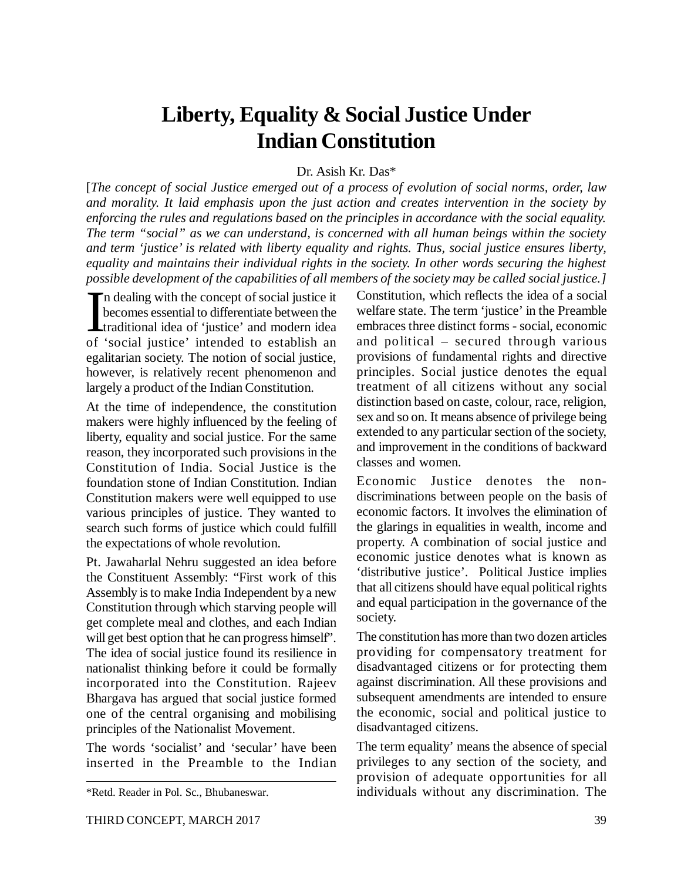# Liberty, Equality & Social Justice Under Indian Constitution

Dr. Asish Kr. Das*

[*The concept of social Justice emerged out of a process of evolution of social norms, order, law and morality. It laid emphasis upon the just action and creates intervention in the society by enforcing the rules and regulations based on the principles in accordance with the social equality. The term "social" as we can understand, is concerned with all human beings within the society and term 'justice' is related with liberty equality and rights. Thus, social justice ensures liberty, equality and maintains their individual rights in the society. In other words securing the highest possible development of the capabilities of all members of the society may be called social justice.*]

In dealing with the concept of social justice it becomes essential to differentiate between the traditional idea of 'justice' and modern idea of 'social justice' intended to establish an egalitarian society. The notion of social justice, however, is relatively recent phenomenon and largely a product of the Indian Constitution.

At the time of independence, the constitution makers were highly influenced by the feeling of liberty, equality and social justice. For the same reason, they incorporated such provisions in the Constitution of India. Social Justice is the foundation stone of Indian Constitution. Indian Constitution makers were well equipped to use various principles of justice. They wanted to search such forms of justice which could fulfill the expectations of whole revolution.

Pt. Jawaharlal Nehru suggested an idea before the Constituent Assembly: "First work of this Assembly is to make India Independent by a new Constitution through which starving people will get complete meal and clothes, and each Indian will get best option that he can progress himself". The idea of social justice found its resilience in nationalist thinking before it could be formally incorporated into the Constitution. Rajeev Bhargava has argued that social justice formed one of the central organising and mobilising principles of the Nationalist Movement.

The words 'socialist' and 'secular' have been inserted in the Preamble to the Indian Constitution, which reflects the idea of a social welfare state. The term 'justice' in the Preamble embraces three distinct forms - social, economic and political – secured through various provisions of fundamental rights and directive principles. Social justice denotes the equal treatment of all citizens without any social distinction based on caste, colour, race, religion, sex and so on. It means absence of privilege being extended to any particular section of the society, and improvement in the conditions of backward classes and women.

Economic Justice denotes the non-discriminations between people on the basis of economic factors. It involves the elimination of the glarings in equalities in wealth, income and property. A combination of social justice and economic justice denotes what is known as 'distributive justice'. Political Justice implies that all citizens should have equal political rights and equal participation in the governance of the society.

The constitution has more than two dozen articles providing for compensatory treatment for disadvantaged citizens or for protecting them against discrimination. All these provisions and subsequent amendments are intended to ensure the economic, social and political justice to disadvantaged citizens.

The term equality' means the absence of special privileges to any section of the society, and provision of adequate opportunities for all individuals without any discrimination. The

*Retd. Reader in Pol. Sc., Bhubaneswar.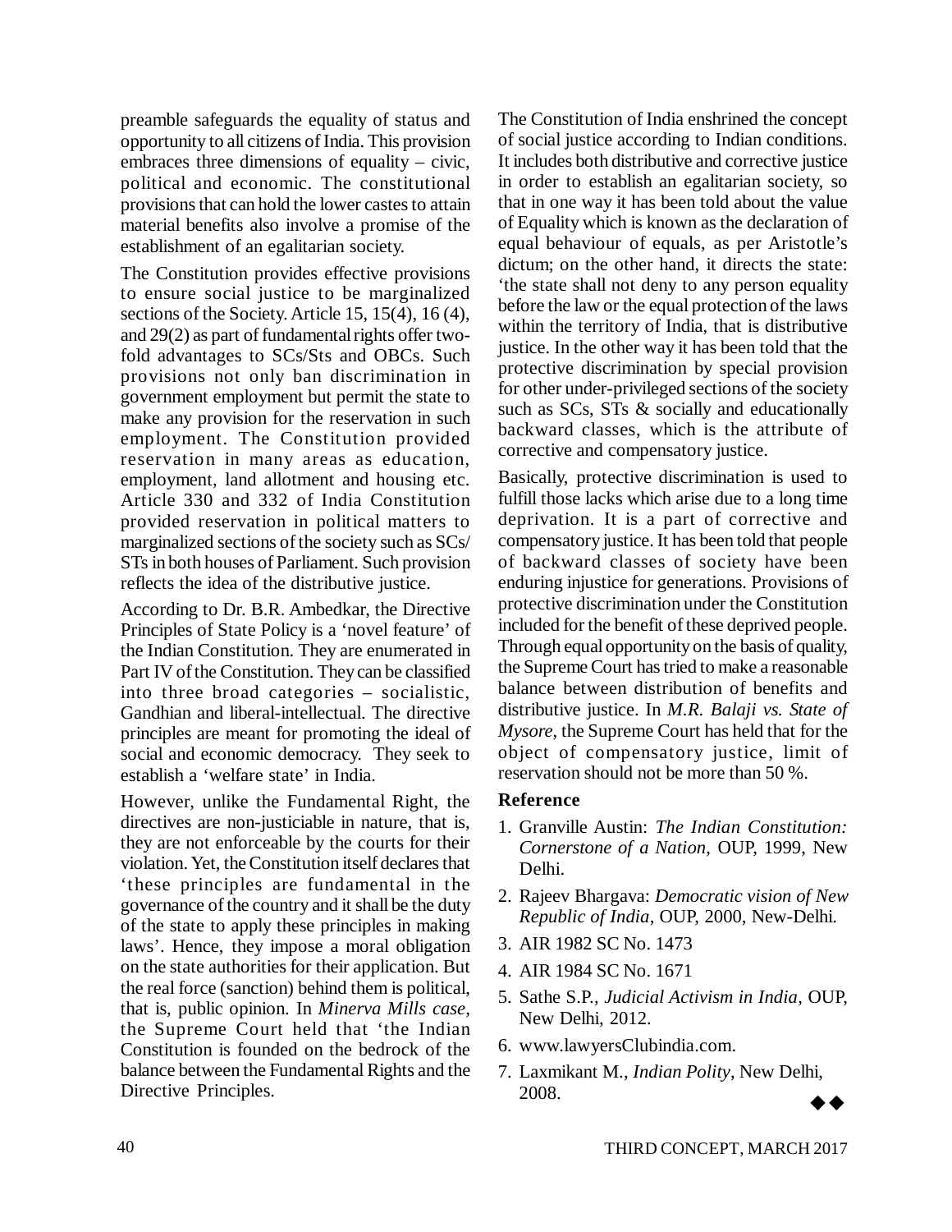preamble safeguards the equality of status and opportunity to all citizens of India. This provision embraces three dimensions of equality – civic, political and economic. The constitutional provisions that can hold the lower castes to attain material benefits also involve a promise of the establishment of an egalitarian society.

The Constitution provides effective provisions to ensure social justice to be marginalized sections of the Society. Article 15, 15(4), 16 (4), and 29(2) as part of fundamental rights offer two-fold advantages to SCs/Sts and OBCs. Such provisions not only ban discrimination in government employment but permit the state to make any provision for the reservation in such employment. The Constitution provided reservation in many areas as education, employment, land allotment and housing etc. Article 330 and 332 of India Constitution provided reservation in political matters to marginalized sections of the society such as SCs/STs in both houses of Parliament. Such provision reflects the idea of the distributive justice.

According to Dr. B.R. Ambedkar, the Directive Principles of State Policy is a 'novel feature' of the Indian Constitution. They are enumerated in Part IV of the Constitution. They can be classified into three broad categories – socialistic, Gandhian and liberal-intellectual. The directive principles are meant for promoting the ideal of social and economic democracy. They seek to establish a 'welfare state' in India.

However, unlike the Fundamental Right, the directives are non-justiciable in nature, that is, they are not enforceable by the courts for their violation. Yet, the Constitution itself declares that 'these principles are fundamental in the governance of the country and it shall be the duty of the state to apply these principles in making laws'. Hence, they impose a moral obligation on the state authorities for their application. But the real force (sanction) behind them is political, that is, public opinion. In *Minerva Mills case*, the Supreme Court held that 'the Indian Constitution is founded on the bedrock of the balance between the Fundamental Rights and the Directive Principles.

The Constitution of India enshrined the concept of social justice according to Indian conditions. It includes both distributive and corrective justice in order to establish an egalitarian society, so that in one way it has been told about the value of Equality which is known as the declaration of equal behaviour of equals, as per Aristotle's dictum; on the other hand, it directs the state: 'the state shall not deny to any person equality before the law or the equal protection of the laws within the territory of India, that is distributive justice. In the other way it has been told that the protective discrimination by special provision for other under-privileged sections of the society such as SCs, STs & socially and educationally backward classes, which is the attribute of corrective and compensatory justice.

Basically, protective discrimination is used to fulfill those lacks which arise due to a long time deprivation. It is a part of corrective and compensatory justice. It has been told that people of backward classes of society have been enduring injustice for generations. Provisions of protective discrimination under the Constitution included for the benefit of these deprived people. Through equal opportunity on the basis of quality, the Supreme Court has tried to make a reasonable balance between distribution of benefits and distributive justice. In *M.R. Balaji vs. State of Mysore*, the Supreme Court has held that for the object of compensatory justice, limit of reservation should not be more than 50 %.

**Reference**

1. Granville Austin: *The Indian Constitution: Cornerstone of a Nation*, OUP, 1999, New Delhi.
2. Rajeev Bhargava: *Democratic vision of New Republic of India*, OUP, 2000, New-Delhi.
3. AIR 1982 SC No. 1473
4. AIR 1984 SC No. 1671
5. Sathe S.P., *Judicial Activism in India*, OUP, New Delhi, 2012.
6. www.lawyersClubindia.com.
7. Laxmikant M., *Indian Polity*, New Delhi, 2008.

◆◆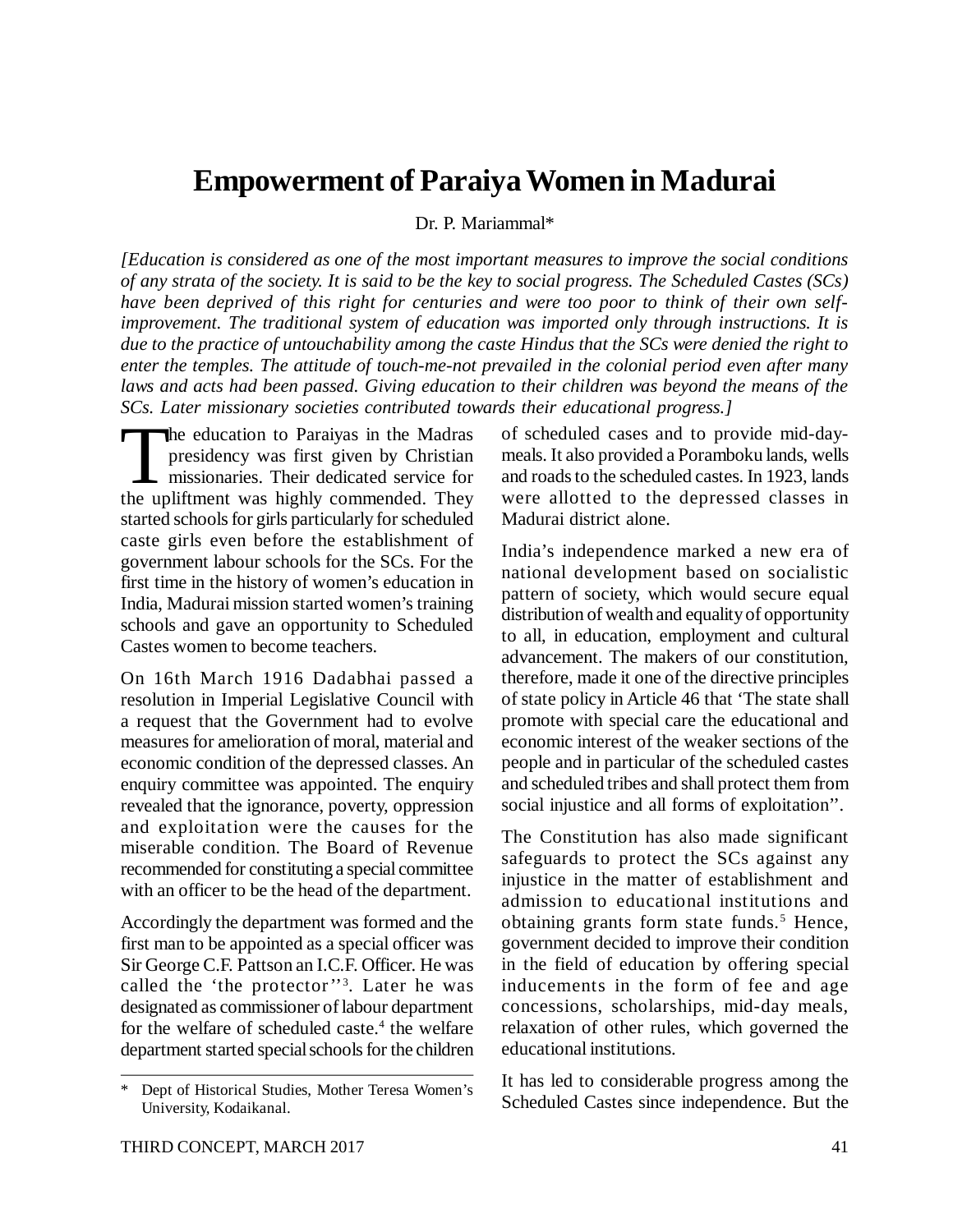# Empowerment of Paraiya Women in Madurai

Dr. P. Mariammal*

*[Education is considered as one of the most important measures to improve the social conditions of any strata of the society. It is said to be the key to social progress. The Scheduled Castes (SCs) have been deprived of this right for centuries and were too poor to think of their own self-improvement. The traditional system of education was imported only through instructions. It is due to the practice of untouchability among the caste Hindus that the SCs were denied the right to enter the temples. The attitude of touch-me-not prevailed in the colonial period even after many laws and acts had been passed. Giving education to their children was beyond the means of the SCs. Later missionary societies contributed towards their educational progress.]*

The education to Paraiyas in the Madras presidency was first given by Christian missionaries. Their dedicated service for the upliftment was highly commended. They started schools for girls particularly for scheduled caste girls even before the establishment of government labour schools for the SCs. For the first time in the history of women's education in India, Madurai mission started women's training schools and gave an opportunity to Scheduled Castes women to become teachers.

On 16th March 1916 Dadabhai passed a resolution in Imperial Legislative Council with a request that the Government had to evolve measures for amelioration of moral, material and economic condition of the depressed classes. An enquiry committee was appointed. The enquiry revealed that the ignorance, poverty, oppression and exploitation were the causes for the miserable condition. The Board of Revenue recommended for constituting a special committee with an officer to be the head of the department.

Accordingly the department was formed and the first man to be appointed as a special officer was Sir George C.F. Pattson an I.C.F. Officer. He was called the 'the protector''[3]. Later he was designated as commissioner of labour department for the welfare of scheduled caste.[4] the welfare department started special schools for the children of scheduled cases and to provide mid-day-meals. It also provided a Poramboku lands, wells and roads to the scheduled castes. In 1923, lands were allotted to the depressed classes in Madurai district alone.

India's independence marked a new era of national development based on socialistic pattern of society, which would secure equal distribution of wealth and equality of opportunity to all, in education, employment and cultural advancement. The makers of our constitution, therefore, made it one of the directive principles of state policy in Article 46 that 'The state shall promote with special care the educational and economic interest of the weaker sections of the people and in particular of the scheduled castes and scheduled tribes and shall protect them from social injustice and all forms of exploitation''.

The Constitution has also made significant safeguards to protect the SCs against any injustice in the matter of establishment and admission to educational institutions and obtaining grants form state funds.[5] Hence, government decided to improve their condition in the field of education by offering special inducements in the form of fee and age concessions, scholarships, mid-day meals, relaxation of other rules, which governed the educational institutions.

It has led to considerable progress among the Scheduled Castes since independence. But the

---

\* Dept of Historical Studies, Mother Teresa Women's University, Kodaikanal.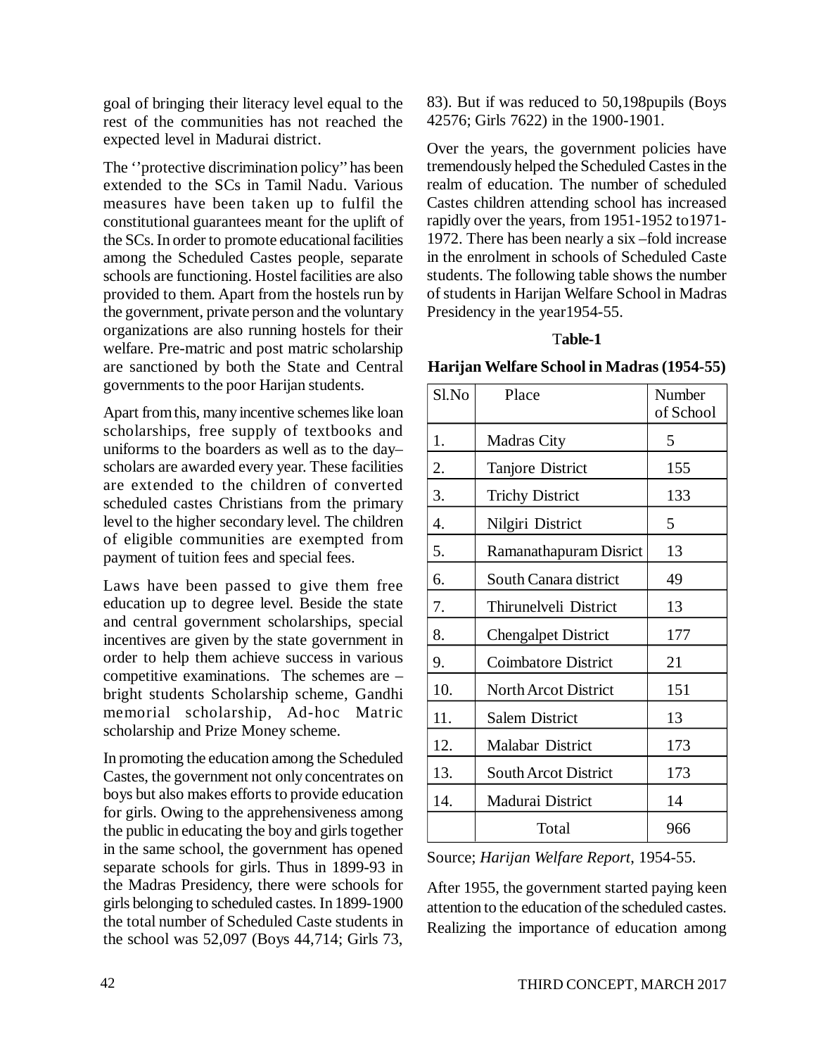goal of bringing their literacy level equal to the rest of the communities has not reached the expected level in Madurai district.

The ''protective discrimination policy'' has been extended to the SCs in Tamil Nadu. Various measures have been taken up to fulfil the constitutional guarantees meant for the uplift of the SCs. In order to promote educational facilities among the Scheduled Castes people, separate schools are functioning. Hostel facilities are also provided to them. Apart from the hostels run by the government, private person and the voluntary organizations are also running hostels for their welfare. Pre-matric and post matric scholarship are sanctioned by both the State and Central governments to the poor Harijan students.

Apart from this, many incentive schemes like loan scholarships, free supply of textbooks and uniforms to the boarders as well as to the day–scholars are awarded every year. These facilities are extended to the children of converted scheduled castes Christians from the primary level to the higher secondary level. The children of eligible communities are exempted from payment of tuition fees and special fees.

Laws have been passed to give them free education up to degree level. Beside the state and central government scholarships, special incentives are given by the state government in order to help them achieve success in various competitive examinations. The schemes are – bright students Scholarship scheme, Gandhi memorial scholarship, Ad-hoc Matric scholarship and Prize Money scheme.

In promoting the education among the Scheduled Castes, the government not only concentrates on boys but also makes efforts to provide education for girls. Owing to the apprehensiveness among the public in educating the boy and girls together in the same school, the government has opened separate schools for girls. Thus in 1899-93 in the Madras Presidency, there were schools for girls belonging to scheduled castes. In 1899-1900 the total number of Scheduled Caste students in the school was 52,097 (Boys 44,714; Girls 73, 83). But if was reduced to 50,198pupils (Boys 42576; Girls 7622) in the 1900-1901.

Over the years, the government policies have tremendously helped the Scheduled Castes in the realm of education. The number of scheduled Castes children attending school has increased rapidly over the years, from 1951-1952 to1971-1972. There has been nearly a six –fold increase in the enrolment in schools of Scheduled Caste students. The following table shows the number of students in Harijan Welfare School in Madras Presidency in the year1954-55.

**Table-1**

**Harijan Welfare School in Madras (1954-55)**

| Sl.No | Place | Number of School |
|---|---|---|
| 1. | Madras City | 5 |
| 2. | Tanjore District | 155 |
| 3. | Trichy District | 133 |
| 4. | Nilgiri District | 5 |
| 5. | Ramanathapuram Disrict | 13 |
| 6. | South Canara district | 49 |
| 7. | Thirunelveli District | 13 |
| 8. | Chengalpet District | 177 |
| 9. | Coimbatore District | 21 |
| 10. | North Arcot District | 151 |
| 11. | Salem District | 13 |
| 12. | Malabar District | 173 |
| 13. | South Arcot District | 173 |
| 14. | Madurai District | 14 |
| | Total | 966 |

Source; *Harijan Welfare Report*, 1954-55.

After 1955, the government started paying keen attention to the education of the scheduled castes. Realizing the importance of education among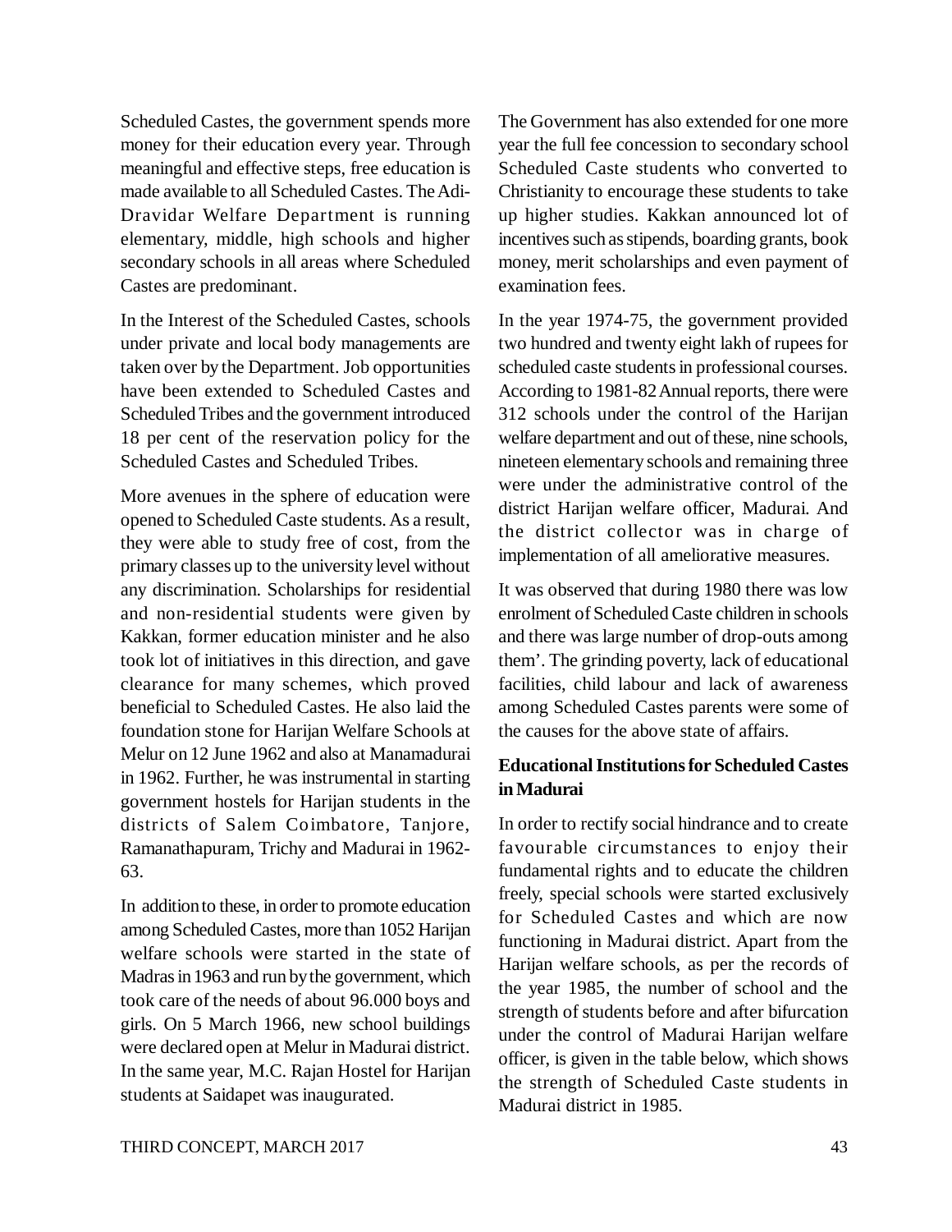Scheduled Castes, the government spends more money for their education every year. Through meaningful and effective steps, free education is made available to all Scheduled Castes. The Adi-Dravidar Welfare Department is running elementary, middle, high schools and higher secondary schools in all areas where Scheduled Castes are predominant.

In the Interest of the Scheduled Castes, schools under private and local body managements are taken over by the Department. Job opportunities have been extended to Scheduled Castes and Scheduled Tribes and the government introduced 18 per cent of the reservation policy for the Scheduled Castes and Scheduled Tribes.

More avenues in the sphere of education were opened to Scheduled Caste students. As a result, they were able to study free of cost, from the primary classes up to the university level without any discrimination. Scholarships for residential and non-residential students were given by Kakkan, former education minister and he also took lot of initiatives in this direction, and gave clearance for many schemes, which proved beneficial to Scheduled Castes. He also laid the foundation stone for Harijan Welfare Schools at Melur on 12 June 1962 and also at Manamadurai in 1962. Further, he was instrumental in starting government hostels for Harijan students in the districts of Salem Coimbatore, Tanjore, Ramanathapuram, Trichy and Madurai in 1962-63.

In addition to these, in order to promote education among Scheduled Castes, more than 1052 Harijan welfare schools were started in the state of Madras in 1963 and run by the government, which took care of the needs of about 96.000 boys and girls. On 5 March 1966, new school buildings were declared open at Melur in Madurai district. In the same year, M.C. Rajan Hostel for Harijan students at Saidapet was inaugurated.

The Government has also extended for one more year the full fee concession to secondary school Scheduled Caste students who converted to Christianity to encourage these students to take up higher studies. Kakkan announced lot of incentives such as stipends, boarding grants, book money, merit scholarships and even payment of examination fees.

In the year 1974-75, the government provided two hundred and twenty eight lakh of rupees for scheduled caste students in professional courses. According to 1981-82 Annual reports, there were 312 schools under the control of the Harijan welfare department and out of these, nine schools, nineteen elementary schools and remaining three were under the administrative control of the district Harijan welfare officer, Madurai. And the district collector was in charge of implementation of all ameliorative measures.

It was observed that during 1980 there was low enrolment of Scheduled Caste children in schools and there was large number of drop-outs among them'. The grinding poverty, lack of educational facilities, child labour and lack of awareness among Scheduled Castes parents were some of the causes for the above state of affairs.

**Educational Institutions for Scheduled Castes in Madurai**

In order to rectify social hindrance and to create favourable circumstances to enjoy their fundamental rights and to educate the children freely, special schools were started exclusively for Scheduled Castes and which are now functioning in Madurai district. Apart from the Harijan welfare schools, as per the records of the year 1985, the number of school and the strength of students before and after bifurcation under the control of Madurai Harijan welfare officer, is given in the table below, which shows the strength of Scheduled Caste students in Madurai district in 1985.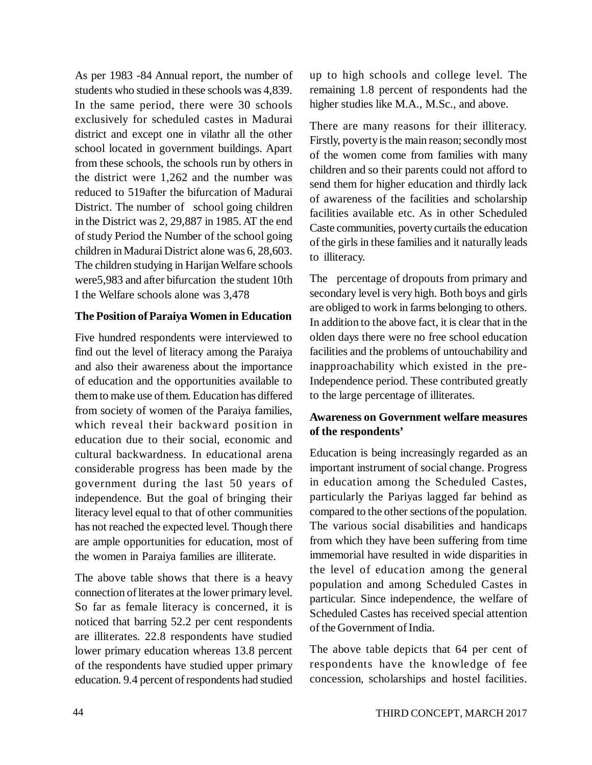As per 1983 -84 Annual report, the number of students who studied in these schools was 4,839. In the same period, there were 30 schools exclusively for scheduled castes in Madurai district and except one in vilathr all the other school located in government buildings. Apart from these schools, the schools run by others in the district were 1,262 and the number was reduced to 519after the bifurcation of Madurai District. The number of  school going children in the District was 2, 29,887 in 1985. AT the end of study Period the Number of the school going children in Madurai District alone was 6, 28,603. The children studying in Harijan Welfare schools were5,983 and after bifurcation  the student 10th I the Welfare schools alone was 3,478

**The Position of Paraiya Women in Education**

Five hundred respondents were interviewed to find out the level of literacy among the Paraiya and also their awareness about the importance of education and the opportunities available to them to make use of them. Education has differed from society of women of the Paraiya families, which reveal their backward position in education due to their social, economic and cultural backwardness. In educational arena considerable progress has been made by the government during the last 50 years of independence. But the goal of bringing their literacy level equal to that of other communities has not reached the expected level. Though there are ample opportunities for education, most of the women in Paraiya families are illiterate.

The above table shows that there is a heavy connection of literates at the lower primary level. So far as female literacy is concerned, it is noticed that barring 52.2 per cent respondents are illiterates. 22.8 respondents have studied lower primary education whereas 13.8 percent of the respondents have studied upper primary education. 9.4 percent of respondents had studied up to high schools and college level. The remaining 1.8 percent of respondents had the higher studies like M.A., M.Sc., and above.

There are many reasons for their illiteracy. Firstly, poverty is the main reason; secondly most of the women come from families with many children and so their parents could not afford to send them for higher education and thirdly lack of awareness of the facilities and scholarship facilities available etc. As in other Scheduled Caste communities, poverty curtails the education of the girls in these families and it naturally leads to  illiteracy.

The  percentage of dropouts from primary and secondary level is very high. Both boys and girls are obliged to work in farms belonging to others. In addition to the above fact, it is clear that in the olden days there were no free school education facilities and the problems of untouchability and inapproachability which existed in the pre-Independence period. These contributed greatly to the large percentage of illiterates.

**Awareness on Government welfare measures of the respondents'**

Education is being increasingly regarded as an important instrument of social change. Progress in education among the Scheduled Castes, particularly the Pariyas lagged far behind as compared to the other sections of the population. The various social disabilities and handicaps from which they have been suffering from time immemorial have resulted in wide disparities in the level of education among the general population and among Scheduled Castes in particular. Since independence, the welfare of Scheduled Castes has received special attention of the Government of India.

The above table depicts that 64 per cent of respondents have the knowledge of fee concession, scholarships and hostel facilities.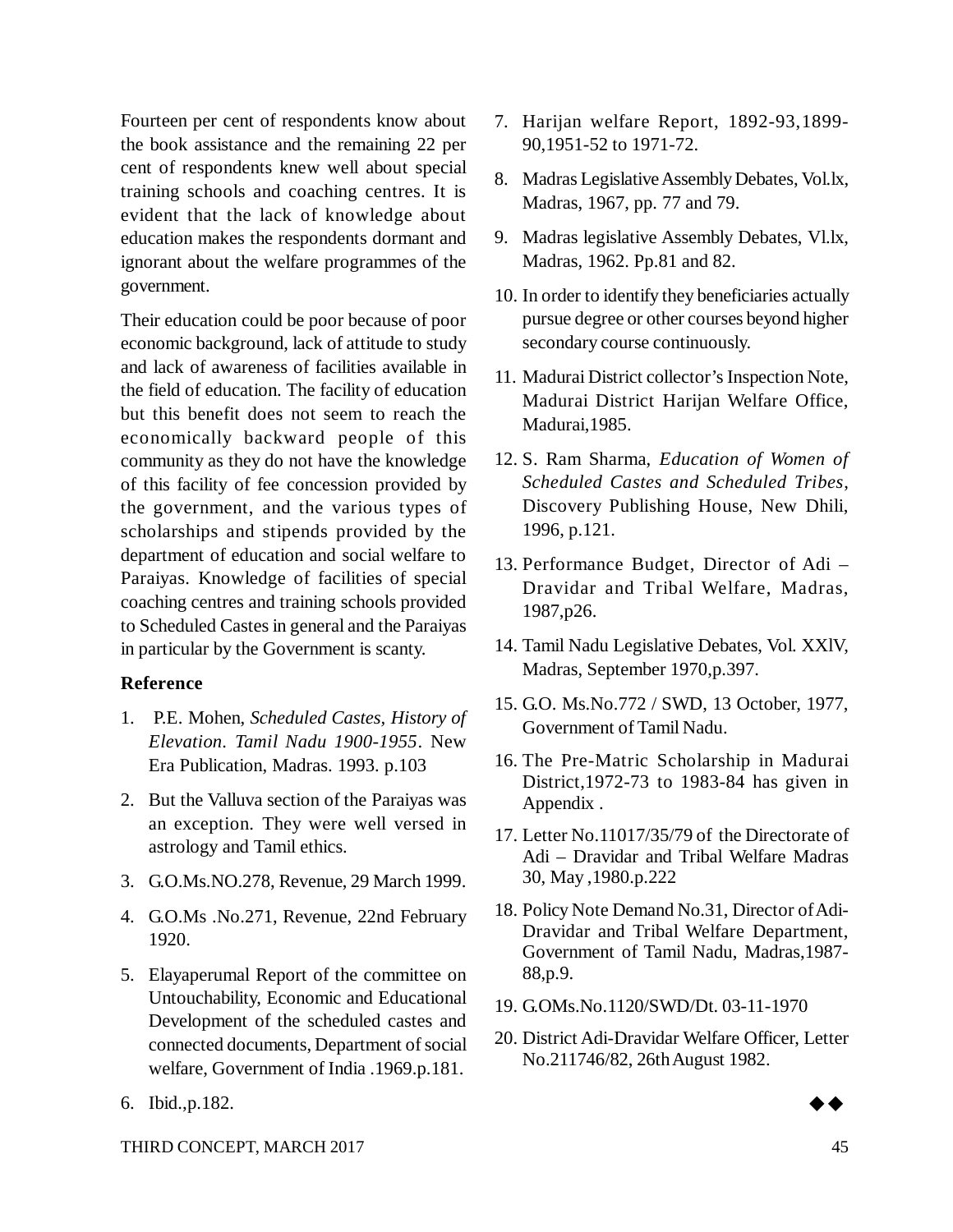Fourteen per cent of respondents know about the book assistance and the remaining 22 per cent of respondents knew well about special training schools and coaching centres. It is evident that the lack of knowledge about education makes the respondents dormant and ignorant about the welfare programmes of the government.

Their education could be poor because of poor economic background, lack of attitude to study and lack of awareness of facilities available in the field of education. The facility of education but this benefit does not seem to reach the economically backward people of this community as they do not have the knowledge of this facility of fee concession provided by the government, and the various types of scholarships and stipends provided by the department of education and social welfare to Paraiyas. Knowledge of facilities of special coaching centres and training schools provided to Scheduled Castes in general and the Paraiyas in particular by the Government is scanty.

### Reference

1. P.E. Mohen, *Scheduled Castes, History of Elevation. Tamil Nadu 1900-1955*. New Era Publication, Madras. 1993. p.103
2. But the Valluva section of the Paraiyas was an exception. They were well versed in astrology and Tamil ethics.
3. G.O.Ms.NO.278, Revenue, 29 March 1999.
4. G.O.Ms .No.271, Revenue, 22nd February 1920.
5. Elayaperumal Report of the committee on Untouchability, Economic and Educational Development of the scheduled castes and connected documents, Department of social welfare, Government of India .1969.p.181.
6. Ibid.,p.182.
7. Harijan welfare Report, 1892-93,1899-90,1951-52 to 1971-72.
8. Madras Legislative Assembly Debates, Vol.lx, Madras, 1967, pp. 77 and 79.
9. Madras legislative Assembly Debates, Vl.lx, Madras, 1962. Pp.81 and 82.
10. In order to identify they beneficiaries actually pursue degree or other courses beyond higher secondary course continuously.
11. Madurai District collector's Inspection Note, Madurai District Harijan Welfare Office, Madurai,1985.
12. S. Ram Sharma, *Education of Women of Scheduled Castes and Scheduled Tribes*, Discovery Publishing House, New Dhili, 1996, p.121.
13. Performance Budget, Director of Adi – Dravidar and Tribal Welfare, Madras, 1987,p26.
14. Tamil Nadu Legislative Debates, Vol. XXlV, Madras, September 1970,p.397.
15. G.O. Ms.No.772 / SWD, 13 October, 1977, Government of Tamil Nadu.
16. The Pre-Matric Scholarship in Madurai District,1972-73 to 1983-84 has given in Appendix .
17. Letter No.11017/35/79 of the Directorate of Adi – Dravidar and Tribal Welfare Madras 30, May ,1980.p.222
18. Policy Note Demand No.31, Director of Adi-Dravidar and Tribal Welfare Department, Government of Tamil Nadu, Madras,1987-88,p.9.
19. G.OMs.No.1120/SWD/Dt. 03-11-1970
20. District Adi-Dravidar Welfare Officer, Letter No.211746/82, 26th August 1982.

◆◆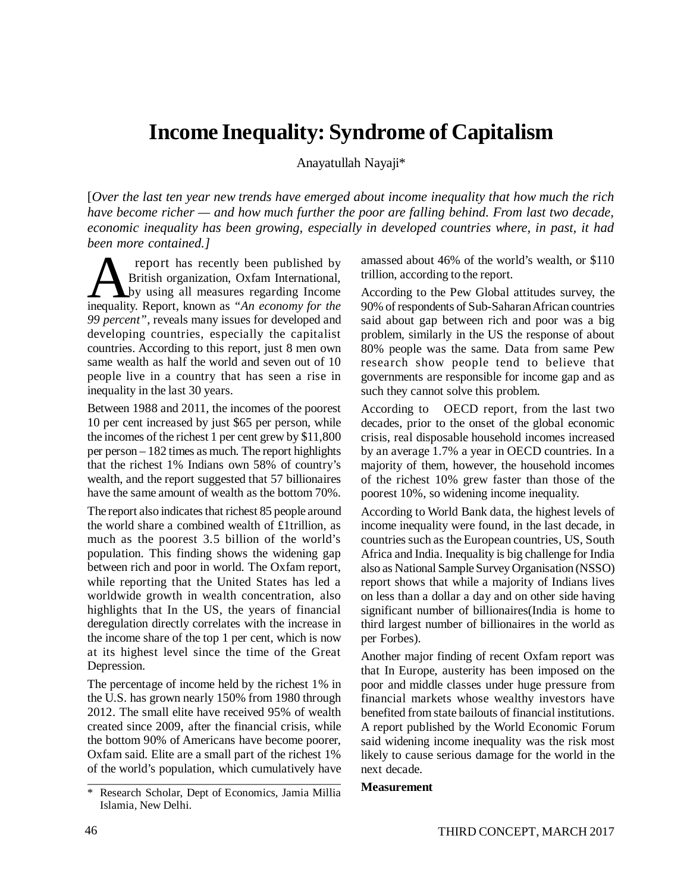# Income Inequality: Syndrome of Capitalism

Anayatullah Nayaji*

[*Over the last ten year new trends have emerged about income inequality that how much the rich have become richer — and how much further the poor are falling behind. From last two decade, economic inequality has been growing, especially in developed countries where, in past, it had been more contained.]*

A report has recently been published by British organization, Oxfam International, by using all measures regarding Income inequality. Report, known as *"An economy for the 99 percent"*, reveals many issues for developed and developing countries, especially the capitalist countries. According to this report, just 8 men own same wealth as half the world and seven out of 10 people live in a country that has seen a rise in inequality in the last 30 years.

Between 1988 and 2011, the incomes of the poorest 10 per cent increased by just $65 per person, while the incomes of the richest 1 per cent grew by $11,800 per person – 182 times as much. The report highlights that the richest 1% Indians own 58% of country's wealth, and the report suggested that 57 billionaires have the same amount of wealth as the bottom 70%.

The report also indicates that richest 85 people around the world share a combined wealth of £1trillion, as much as the poorest 3.5 billion of the world's population. This finding shows the widening gap between rich and poor in world. The Oxfam report, while reporting that the United States has led a worldwide growth in wealth concentration, also highlights that In the US, the years of financial deregulation directly correlates with the increase in the income share of the top 1 per cent, which is now at its highest level since the time of the Great Depression.

The percentage of income held by the richest 1% in the U.S. has grown nearly 150% from 1980 through 2012. The small elite have received 95% of wealth created since 2009, after the financial crisis, while the bottom 90% of Americans have become poorer, Oxfam said. Elite are a small part of the richest 1% of the world's population, which cumulatively have amassed about 46% of the world's wealth, or $110 trillion, according to the report.

According to the Pew Global attitudes survey, the 90% of respondents of Sub-Saharan African countries said about gap between rich and poor was a big problem, similarly in the US the response of about 80% people was the same. Data from same Pew research show people tend to believe that governments are responsible for income gap and as such they cannot solve this problem.

According to OECD report, from the last two decades, prior to the onset of the global economic crisis, real disposable household incomes increased by an average 1.7% a year in OECD countries. In a majority of them, however, the household incomes of the richest 10% grew faster than those of the poorest 10%, so widening income inequality.

According to World Bank data, the highest levels of income inequality were found, in the last decade, in countries such as the European countries, US, South Africa and India. Inequality is big challenge for India also as National Sample Survey Organisation (NSSO) report shows that while a majority of Indians lives on less than a dollar a day and on other side having significant number of billionaires(India is home to third largest number of billionaires in the world as per Forbes).

Another major finding of recent Oxfam report was that In Europe, austerity has been imposed on the poor and middle classes under huge pressure from financial markets whose wealthy investors have benefited from state bailouts of financial institutions. A report published by the World Economic Forum said widening income inequality was the risk most likely to cause serious damage for the world in the next decade.

**Measurement**

* Research Scholar, Dept of Economics, Jamia Millia Islamia, New Delhi.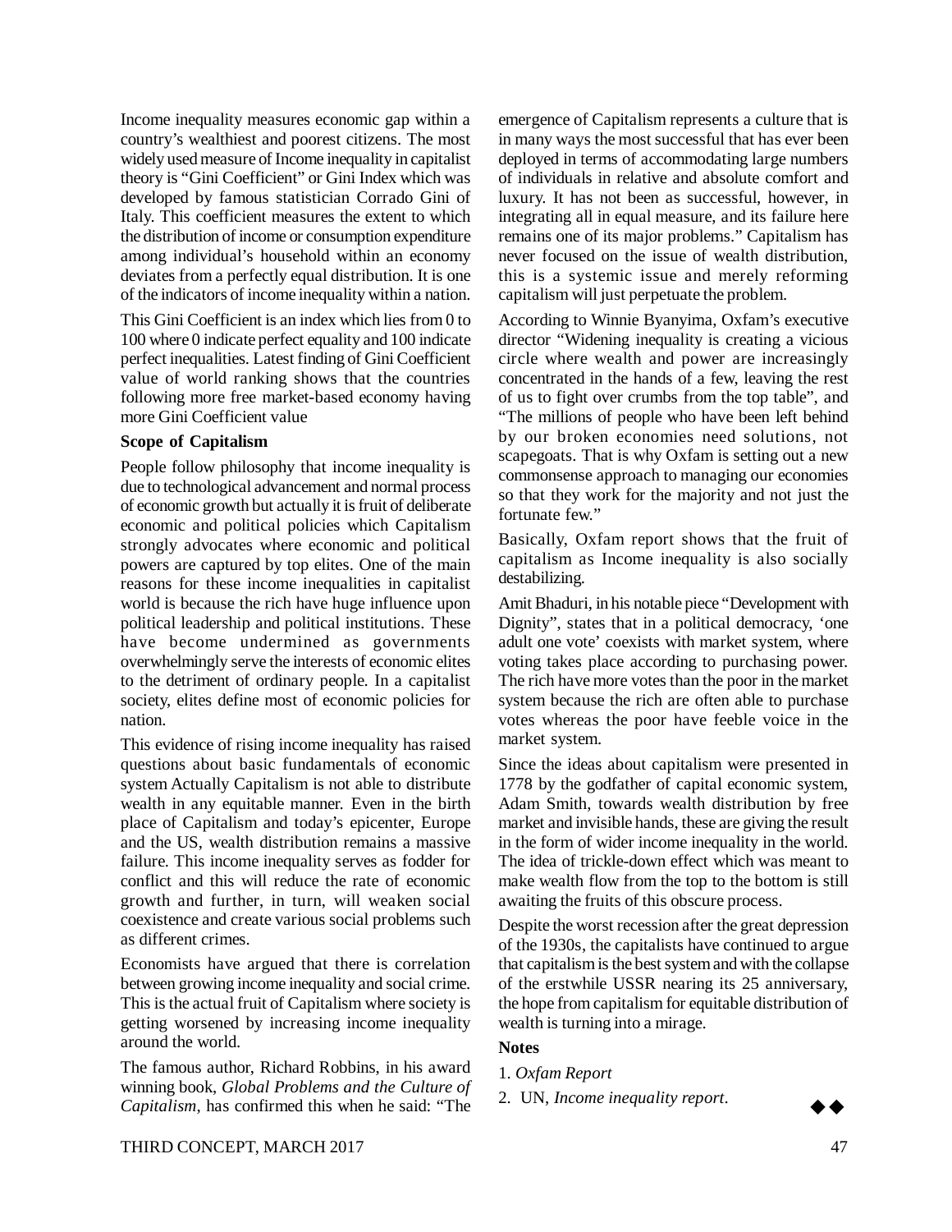Income inequality measures economic gap within a country's wealthiest and poorest citizens. The most widely used measure of Income inequality in capitalist theory is "Gini Coefficient" or Gini Index which was developed by famous statistician Corrado Gini of Italy. This coefficient measures the extent to which the distribution of income or consumption expenditure among individual's household within an economy deviates from a perfectly equal distribution. It is one of the indicators of income inequality within a nation.

This Gini Coefficient is an index which lies from 0 to 100 where 0 indicate perfect equality and 100 indicate perfect inequalities. Latest finding of Gini Coefficient value of world ranking shows that the countries following more free market-based economy having more Gini Coefficient value

**Scope of Capitalism**

People follow philosophy that income inequality is due to technological advancement and normal process of economic growth but actually it is fruit of deliberate economic and political policies which Capitalism strongly advocates where economic and political powers are captured by top elites. One of the main reasons for these income inequalities in capitalist world is because the rich have huge influence upon political leadership and political institutions. These have become undermined as governments overwhelmingly serve the interests of economic elites to the detriment of ordinary people. In a capitalist society, elites define most of economic policies for nation.

This evidence of rising income inequality has raised questions about basic fundamentals of economic system Actually Capitalism is not able to distribute wealth in any equitable manner. Even in the birth place of Capitalism and today's epicenter, Europe and the US, wealth distribution remains a massive failure. This income inequality serves as fodder for conflict and this will reduce the rate of economic growth and further, in turn, will weaken social coexistence and create various social problems such as different crimes.

Economists have argued that there is correlation between growing income inequality and social crime. This is the actual fruit of Capitalism where society is getting worsened by increasing income inequality around the world.

The famous author, Richard Robbins, in his award winning book, *Global Problems and the Culture of Capitalism*, has confirmed this when he said: "The emergence of Capitalism represents a culture that is in many ways the most successful that has ever been deployed in terms of accommodating large numbers of individuals in relative and absolute comfort and luxury. It has not been as successful, however, in integrating all in equal measure, and its failure here remains one of its major problems." Capitalism has never focused on the issue of wealth distribution, this is a systemic issue and merely reforming capitalism will just perpetuate the problem.

According to Winnie Byanyima, Oxfam's executive director "Widening inequality is creating a vicious circle where wealth and power are increasingly concentrated in the hands of a few, leaving the rest of us to fight over crumbs from the top table", and "The millions of people who have been left behind by our broken economies need solutions, not scapegoats. That is why Oxfam is setting out a new commonsense approach to managing our economies so that they work for the majority and not just the fortunate few."

Basically, Oxfam report shows that the fruit of capitalism as Income inequality is also socially destabilizing.

Amit Bhaduri, in his notable piece "Development with Dignity", states that in a political democracy, 'one adult one vote' coexists with market system, where voting takes place according to purchasing power. The rich have more votes than the poor in the market system because the rich are often able to purchase votes whereas the poor have feeble voice in the market system.

Since the ideas about capitalism were presented in 1778 by the godfather of capital economic system, Adam Smith, towards wealth distribution by free market and invisible hands, these are giving the result in the form of wider income inequality in the world. The idea of trickle-down effect which was meant to make wealth flow from the top to the bottom is still awaiting the fruits of this obscure process.

Despite the worst recession after the great depression of the 1930s, the capitalists have continued to argue that capitalism is the best system and with the collapse of the erstwhile USSR nearing its 25 anniversary, the hope from capitalism for equitable distribution of wealth is turning into a mirage.

**Notes**

1. *Oxfam Report*
2. UN, *Income inequality report*.

◆◆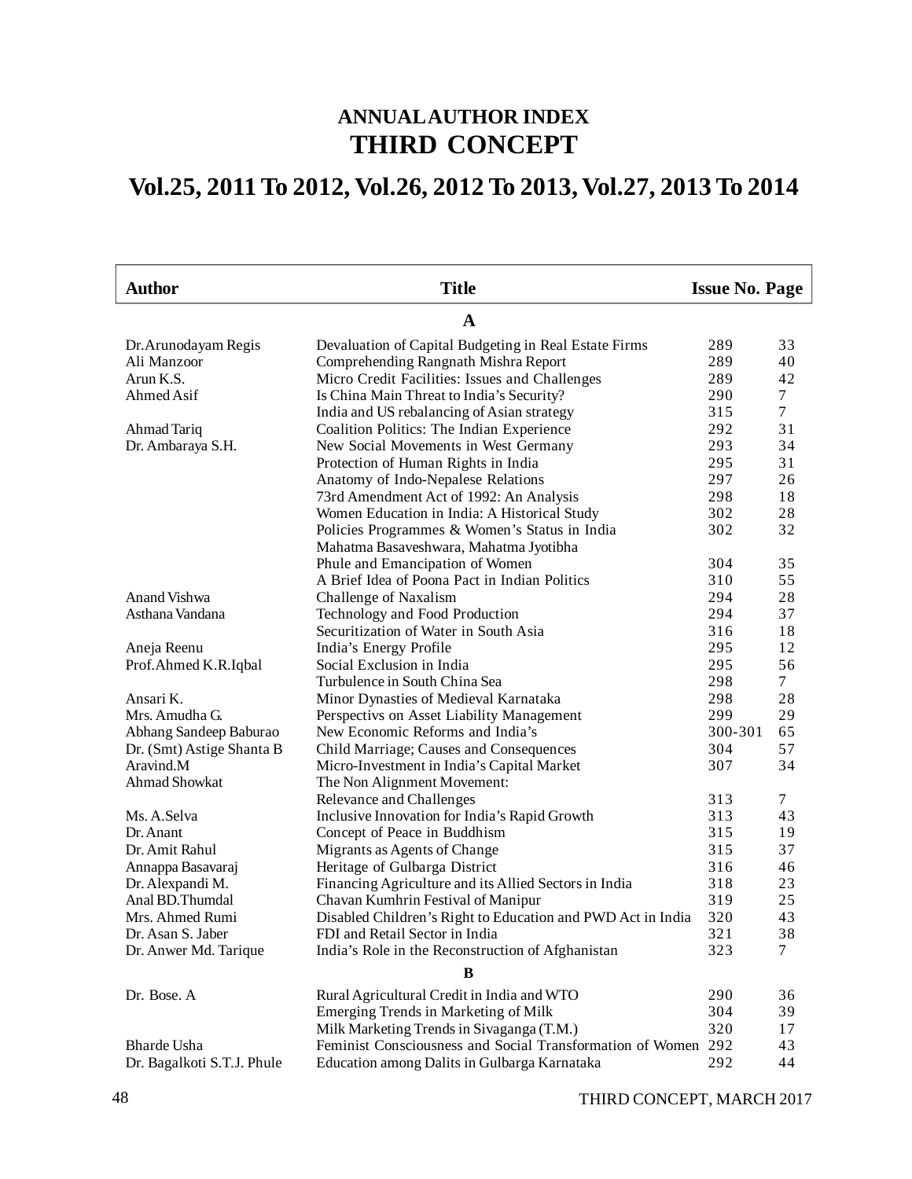# ANNUAL AUTHOR INDEX
# THIRD CONCEPT

## Vol.25, 2011 To 2012, Vol.26, 2012 To 2013, Vol.27, 2013 To 2014

| Author | Title | Issue No. | Page |
|---|---|---|---|
| | **A** | | |
| Dr.Arunodayam Regis | Devaluation of Capital Budgeting in Real Estate Firms | 289 | 33 |
| Ali Manzoor | Comprehending Rangnath Mishra Report | 289 | 40 |
| Arun K.S. | Micro Credit Facilities: Issues and Challenges | 289 | 42 |
| Ahmed Asif | Is China Main Threat to India's Security? | 290 | 7 |
| | India and US rebalancing of Asian strategy | 315 | 7 |
| Ahmad Tariq | Coalition Politics: The Indian Experience | 292 | 31 |
| Dr. Ambaraya S.H. | New Social Movements in West Germany | 293 | 34 |
| | Protection of Human Rights in India | 295 | 31 |
| | Anatomy of Indo-Nepalese Relations | 297 | 26 |
| | 73rd Amendment Act of 1992: An Analysis | 298 | 18 |
| | Women Education in India: A Historical Study | 302 | 28 |
| | Policies Programmes & Women's Status in India | 302 | 32 |
| | Mahatma Basaveshwara, Mahatma Jyotibha Phule and Emancipation of Women | 304 | 35 |
| | A Brief Idea of Poona Pact in Indian Politics | 310 | 55 |
| Anand Vishwa | Challenge of Naxalism | 294 | 28 |
| Asthana Vandana | Technology and Food Production | 294 | 37 |
| | Securitization of Water in South Asia | 316 | 18 |
| Aneja Reenu | India's Energy Profile | 295 | 12 |
| Prof.Ahmed K.R.Iqbal | Social Exclusion in India | 295 | 56 |
| | Turbulence in South China Sea | 298 | 7 |
| Ansari K. | Minor Dynasties of Medieval Karnataka | 298 | 28 |
| Mrs. Amudha G. | Perspectivs on Asset Liability Management | 299 | 29 |
| Abhang Sandeep Baburao | New Economic Reforms and India's | 300-301 | 65 |
| Dr. (Smt) Astige Shanta B | Child Marriage; Causes and Consequences | 304 | 57 |
| Aravind.M | Micro-Investment in India's Capital Market | 307 | 34 |
| Ahmad Showkat | The Non Alignment Movement: Relevance and Challenges | 313 | 7 |
| Ms. A.Selva | Inclusive Innovation for India's Rapid Growth | 313 | 43 |
| Dr. Anant | Concept of Peace in Buddhism | 315 | 19 |
| Dr. Amit Rahul | Migrants as Agents of Change | 315 | 37 |
| Annappa Basavaraj | Heritage of Gulbarga District | 316 | 46 |
| Dr. Alexpandi M. | Financing Agriculture and its Allied Sectors in India | 318 | 23 |
| Anal BD.Thumdal | Chavan Kumhrin Festival of Manipur | 319 | 25 |
| Mrs. Ahmed Rumi | Disabled Children's Right to Education and PWD Act in India | 320 | 43 |
| Dr. Asan S. Jaber | FDI and Retail Sector in India | 321 | 38 |
| Dr. Anwer Md. Tarique | India's Role in the Reconstruction of Afghanistan | 323 | 7 |
| | **B** | | |
| Dr. Bose. A | Rural Agricultural Credit in India and WTO | 290 | 36 |
| | Emerging Trends in Marketing of Milk | 304 | 39 |
| | Milk Marketing Trends in Sivaganga (T.M.) | 320 | 17 |
| Bharde Usha | Feminist Consciousness and Social Transformation of Women | 292 | 43 |
| Dr. Bagalkoti S.T.J. Phule | Education among Dalits in Gulbarga Karnataka | 292 | 44 |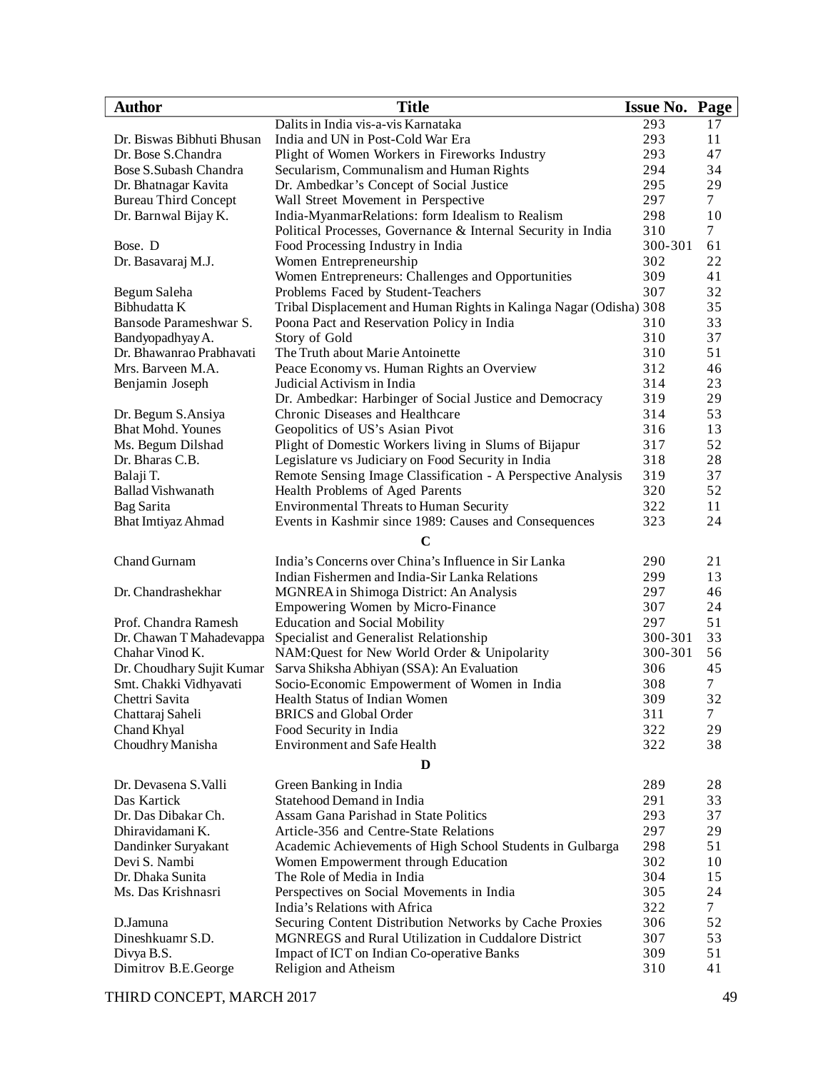| Author | Title | Issue No. | Page |
|---|---|---|---|
| | Dalits in India vis-a-vis Karnataka | 293 | 17 |
| Dr. Biswas Bibhuti Bhusan | India and UN in Post-Cold War Era | 293 | 11 |
| Dr. Bose S.Chandra | Plight of Women Workers in Fireworks Industry | 293 | 47 |
| Bose S.Subash Chandra | Secularism, Communalism and Human Rights | 294 | 34 |
| Dr. Bhatnagar Kavita | Dr. Ambedkar's Concept of Social Justice | 295 | 29 |
| Bureau Third Concept | Wall Street Movement in Perspective | 297 | 7 |
| Dr. Barnwal Bijay K. | India-MyanmarRelations: form Idealism to Realism | 298 | 10 |
| | Political Processes, Governance & Internal Security in India | 310 | 7 |
| Bose. D | Food Processing Industry in India | 300-301 | 61 |
| Dr. Basavaraj M.J. | Women Entrepreneurship | 302 | 22 |
| | Women Entrepreneurs: Challenges and Opportunities | 309 | 41 |
| Begum Saleha | Problems Faced by Student-Teachers | 307 | 32 |
| Bibhudatta K | Tribal Displacement and Human Rights in Kalinga Nagar (Odisha) | 308 | 35 |
| Bansode Parameshwar S. | Poona Pact and Reservation Policy in India | 310 | 33 |
| Bandyopadhyay A. | Story of Gold | 310 | 37 |
| Dr. Bhawanrao Prabhavati | The Truth about Marie Antoinette | 310 | 51 |
| Mrs. Barveen M.A. | Peace Economy vs. Human Rights an Overview | 312 | 46 |
| Benjamin Joseph | Judicial Activism in India | 314 | 23 |
| | Dr. Ambedkar: Harbinger of Social Justice and Democracy | 319 | 29 |
| Dr. Begum S.Ansiya | Chronic Diseases and Healthcare | 314 | 53 |
| Bhat Mohd. Younes | Geopolitics of US's Asian Pivot | 316 | 13 |
| Ms. Begum Dilshad | Plight of Domestic Workers living in Slums of Bijapur | 317 | 52 |
| Dr. Bharas C.B. | Legislature vs Judiciary on Food Security in India | 318 | 28 |
| Balaji T. | Remote Sensing Image Classification - A Perspective Analysis | 319 | 37 |
| Ballad Vishwanath | Health Problems of Aged Parents | 320 | 52 |
| Bag Sarita | Environmental Threats to Human Security | 322 | 11 |
| Bhat Imtiyaz Ahmad | Events in Kashmir since 1989: Causes and Consequences | 323 | 24 |
| | **C** | | |
| Chand Gurnam | India's Concerns over China's Influence in Sir Lanka | 290 | 21 |
| | Indian Fishermen and India-Sir Lanka Relations | 299 | 13 |
| Dr. Chandrashekhar | MGNREA in Shimoga District: An Analysis | 297 | 46 |
| | Empowering Women by Micro-Finance | 307 | 24 |
| Prof. Chandra Ramesh | Education and Social Mobility | 297 | 51 |
| Dr. Chawan T Mahadevappa | Specialist and Generalist Relationship | 300-301 | 33 |
| Chahar Vinod K. | NAM:Quest for New World Order & Unipolarity | 300-301 | 56 |
| Dr. Choudhary Sujit Kumar | Sarva Shiksha Abhiyan (SSA): An Evaluation | 306 | 45 |
| Smt. Chakki Vidhyavati | Socio-Economic Empowerment of Women in India | 308 | 7 |
| Chettri Savita | Health Status of Indian Women | 309 | 32 |
| Chattaraj Saheli | BRICS and Global Order | 311 | 7 |
| Chand Khyal | Food Security in India | 322 | 29 |
| Choudhry Manisha | Environment and Safe Health | 322 | 38 |
| | **D** | | |
| Dr. Devasena S.Valli | Green Banking in India | 289 | 28 |
| Das Kartick | Statehood Demand in India | 291 | 33 |
| Dr. Das Dibakar Ch. | Assam Gana Parishad in State Politics | 293 | 37 |
| Dhiravidamani K. | Article-356 and Centre-State Relations | 297 | 29 |
| Dandinker Suryakant | Academic Achievements of High School Students in Gulbarga | 298 | 51 |
| Devi S. Nambi | Women Empowerment through Education | 302 | 10 |
| Dr. Dhaka Sunita | The Role of Media in India | 304 | 15 |
| Ms. Das Krishnasri | Perspectives on Social Movements in India | 305 | 24 |
| | India's Relations with Africa | 322 | 7 |
| D.Jamuna | Securing Content Distribution Networks by Cache Proxies | 306 | 52 |
| Dineshkuamr S.D. | MGNREGS and Rural Utilization in Cuddalore District | 307 | 53 |
| Divya B.S. | Impact of ICT on Indian Co-operative Banks | 309 | 51 |
| Dimitrov B.E.George | Religion and Atheism | 310 | 41 |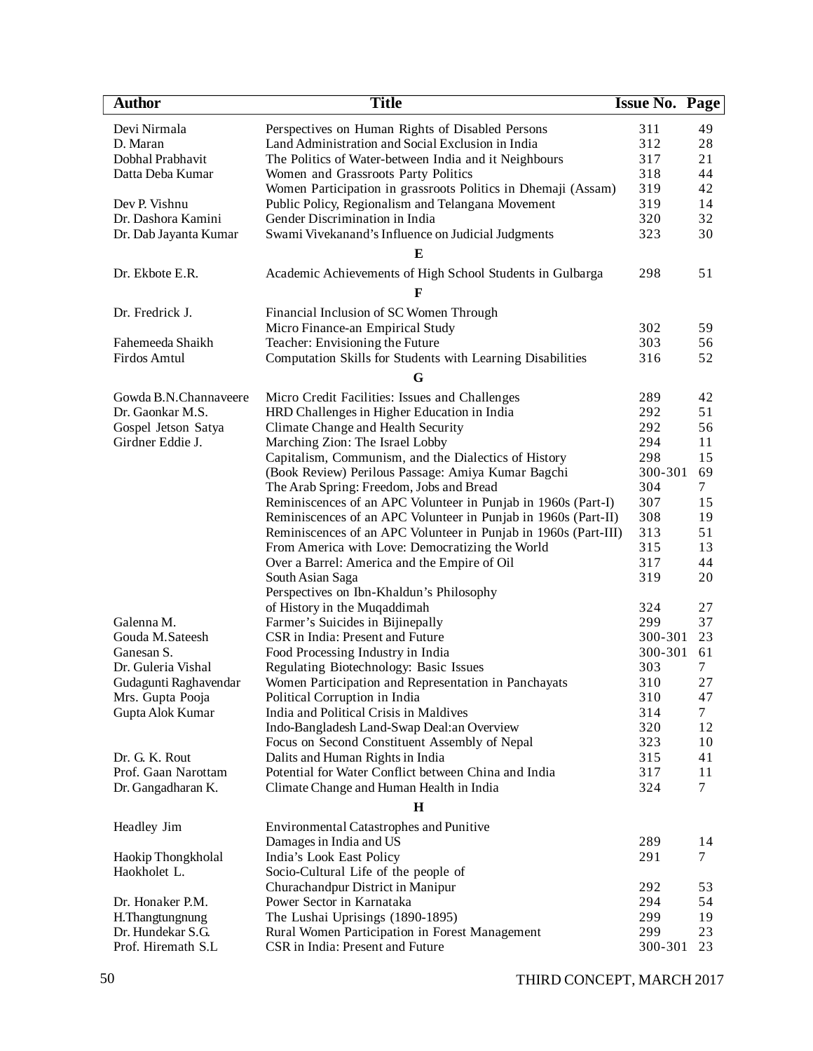| Author | Title | Issue No. | Page |
|---|---|---|---|
| Devi Nirmala | Perspectives on Human Rights of Disabled Persons | 311 | 49 |
| D. Maran | Land Administration and Social Exclusion in India | 312 | 28 |
| Dobhal Prabhavit | The Politics of Water-between India and it Neighbours | 317 | 21 |
| Datta Deba Kumar | Women and Grassroots Party Politics | 318 | 44 |
| | Women Participation in grassroots Politics in Dhemaji (Assam) | 319 | 42 |
| Dev P. Vishnu | Public Policy, Regionalism and Telangana Movement | 319 | 14 |
| Dr. Dashora Kamini | Gender Discrimination in India | 320 | 32 |
| Dr. Dab Jayanta Kumar | Swami Vivekanand's Influence on Judicial Judgments | 323 | 30 |
| | **E** | | |
| Dr. Ekbote E.R. | Academic Achievements of High School Students in Gulbarga | 298 | 51 |
| | **F** | | |
| Dr. Fredrick J. | Financial Inclusion of SC Women Through Micro Finance-an Empirical Study | 302 | 59 |
| Fahemeeda Shaikh | Teacher: Envisioning the Future | 303 | 56 |
| Firdos Amtul | Computation Skills for Students with Learning Disabilities | 316 | 52 |
| | **G** | | |
| Gowda B.N.Channaveere | Micro Credit Facilities: Issues and Challenges | 289 | 42 |
| Dr. Gaonkar M.S. | HRD Challenges in Higher Education in India | 292 | 51 |
| Gospel Jetson Satya | Climate Change and Health Security | 292 | 56 |
| Girdner Eddie J. | Marching Zion: The Israel Lobby | 294 | 11 |
| | Capitalism, Communism, and the Dialectics of History | 298 | 15 |
| | (Book Review) Perilous Passage: Amiya Kumar Bagchi | 300-301 | 69 |
| | The Arab Spring: Freedom, Jobs and Bread | 304 | 7 |
| | Reminiscences of an APC Volunteer in Punjab in 1960s (Part-I) | 307 | 15 |
| | Reminiscences of an APC Volunteer in Punjab in 1960s (Part-II) | 308 | 19 |
| | Reminiscences of an APC Volunteer in Punjab in 1960s (Part-III) | 313 | 51 |
| | From America with Love: Democratizing the World | 315 | 13 |
| | Over a Barrel: America and the Empire of Oil | 317 | 44 |
| | South Asian Saga | 319 | 20 |
| | Perspectives on Ibn-Khaldun's Philosophy of History in the Muqaddimah | 324 | 27 |
| Galenna M. | Farmer's Suicides in Bijinepally | 299 | 37 |
| Gouda M.Sateesh | CSR in India: Present and Future | 300-301 | 23 |
| Ganesan S. | Food Processing Industry in India | 300-301 | 61 |
| Dr. Guleria Vishal | Regulating Biotechnology: Basic Issues | 303 | 7 |
| Gudagunti Raghavendar | Women Participation and Representation in Panchayats | 310 | 27 |
| Mrs. Gupta Pooja | Political Corruption in India | 310 | 47 |
| Gupta Alok Kumar | India and Political Crisis in Maldives | 314 | 7 |
| | Indo-Bangladesh Land-Swap Deal:an Overview | 320 | 12 |
| | Focus on Second Constituent Assembly of Nepal | 323 | 10 |
| Dr. G. K. Rout | Dalits and Human Rights in India | 315 | 41 |
| Prof. Gaan Narottam | Potential for Water Conflict between China and India | 317 | 11 |
| Dr. Gangadharan K. | Climate Change and Human Health in India | 324 | 7 |
| | **H** | | |
| Headley Jim | Environmental Catastrophes and Punitive Damages in India and US | 289 | 14 |
| Haokip Thongkholal | India's Look East Policy | 291 | 7 |
| Haokholet L. | Socio-Cultural Life of the people of Churachandpur District in Manipur | 292 | 53 |
| Dr. Honaker P.M. | Power Sector in Karnataka | 294 | 54 |
| H.Thangtungnung | The Lushai Uprisings (1890-1895) | 299 | 19 |
| Dr. Hundekar S.G. | Rural Women Participation in Forest Management | 299 | 23 |
| Prof. Hiremath S.L | CSR in India: Present and Future | 300-301 | 23 |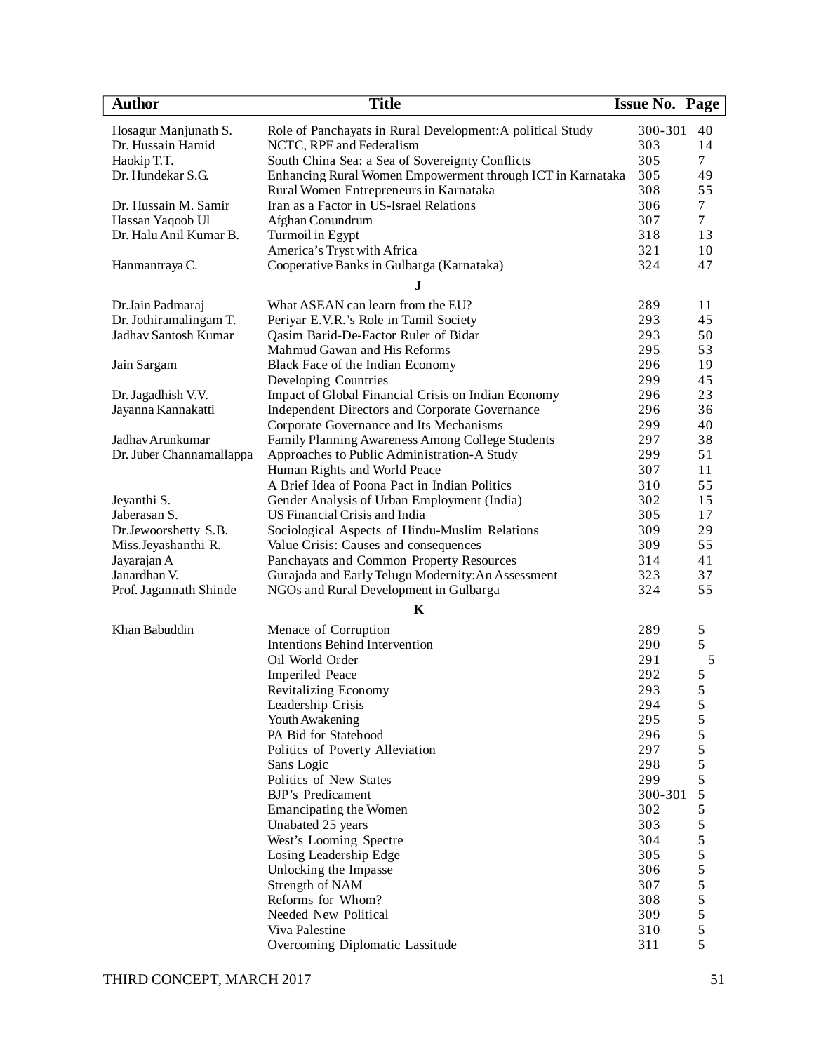| Author | Title | Issue No. | Page |
|---|---|---|---|
| Hosagur Manjunath S. | Role of Panchayats in Rural Development:A political Study | 300-301 | 40 |
| Dr. Hussain Hamid | NCTC, RPF and Federalism | 303 | 14 |
| Haokip T.T. | South China Sea: a Sea of Sovereignty Conflicts | 305 | 7 |
| Dr. Hundekar S.G. | Enhancing Rural Women Empowerment through ICT in Karnataka | 305 | 49 |
| | Rural Women Entrepreneurs in Karnataka | 308 | 55 |
| Dr. Hussain M. Samir | Iran as a Factor in US-Israel Relations | 306 | 7 |
| Hassan Yaqoob Ul | Afghan Conundrum | 307 | 7 |
| Dr. Halu Anil Kumar B. | Turmoil in Egypt | 318 | 13 |
| | America's Tryst with Africa | 321 | 10 |
| Hanmantraya C. | Cooperative Banks in Gulbarga (Karnataka) | 324 | 47 |
| | **J** | | |
| Dr.Jain Padmaraj | What ASEAN can learn from the EU? | 289 | 11 |
| Dr. Jothiramalingam T. | Periyar E.V.R.'s Role in Tamil Society | 293 | 45 |
| Jadhav Santosh Kumar | Qasim Barid-De-Factor Ruler of Bidar | 293 | 50 |
| | Mahmud Gawan and His Reforms | 295 | 53 |
| Jain Sargam | Black Face of the Indian Economy | 296 | 19 |
| | Developing Countries | 299 | 45 |
| Dr. Jagadhish V.V. | Impact of Global Financial Crisis on Indian Economy | 296 | 23 |
| Jayanna Kannakatti | Independent Directors and Corporate Governance | 296 | 36 |
| | Corporate Governance and Its Mechanisms | 299 | 40 |
| Jadhav Arunkumar | Family Planning Awareness Among College Students | 297 | 38 |
| Dr. Juber Channamallappa | Approaches to Public Administration-A Study | 299 | 51 |
| | Human Rights and World Peace | 307 | 11 |
| | A Brief Idea of Poona Pact in Indian Politics | 310 | 55 |
| Jeyanthi S. | Gender Analysis of Urban Employment (India) | 302 | 15 |
| Jaberasan S. | US Financial Crisis and India | 305 | 17 |
| Dr.Jewoorshetty S.B. | Sociological Aspects of Hindu-Muslim Relations | 309 | 29 |
| Miss.Jeyashanthi R. | Value Crisis: Causes and consequences | 309 | 55 |
| Jayarajan A | Panchayats and Common Property Resources | 314 | 41 |
| Janardhan V. | Gurajada and Early Telugu Modernity:An Assessment | 323 | 37 |
| Prof. Jagannath Shinde | NGOs and Rural Development in Gulbarga | 324 | 55 |
| | **K** | | |
| Khan Babuddin | Menace of Corruption | 289 | 5 |
| | Intentions Behind Intervention | 290 | 5 |
| | Oil World Order | 291 | 5 |
| | Imperiled Peace | 292 | 5 |
| | Revitalizing Economy | 293 | 5 |
| | Leadership Crisis | 294 | 5 |
| | Youth Awakening | 295 | 5 |
| | PA Bid for Statehood | 296 | 5 |
| | Politics of Poverty Alleviation | 297 | 5 |
| | Sans Logic | 298 | 5 |
| | Politics of New States | 299 | 5 |
| | BJP's Predicament | 300-301 | 5 |
| | Emancipating the Women | 302 | 5 |
| | Unabated 25 years | 303 | 5 |
| | West's Looming Spectre | 304 | 5 |
| | Losing Leadership Edge | 305 | 5 |
| | Unlocking the Impasse | 306 | 5 |
| | Strength of NAM | 307 | 5 |
| | Reforms for Whom? | 308 | 5 |
| | Needed New Political | 309 | 5 |
| | Viva Palestine | 310 | 5 |
| | Overcoming Diplomatic Lassitude | 311 | 5 |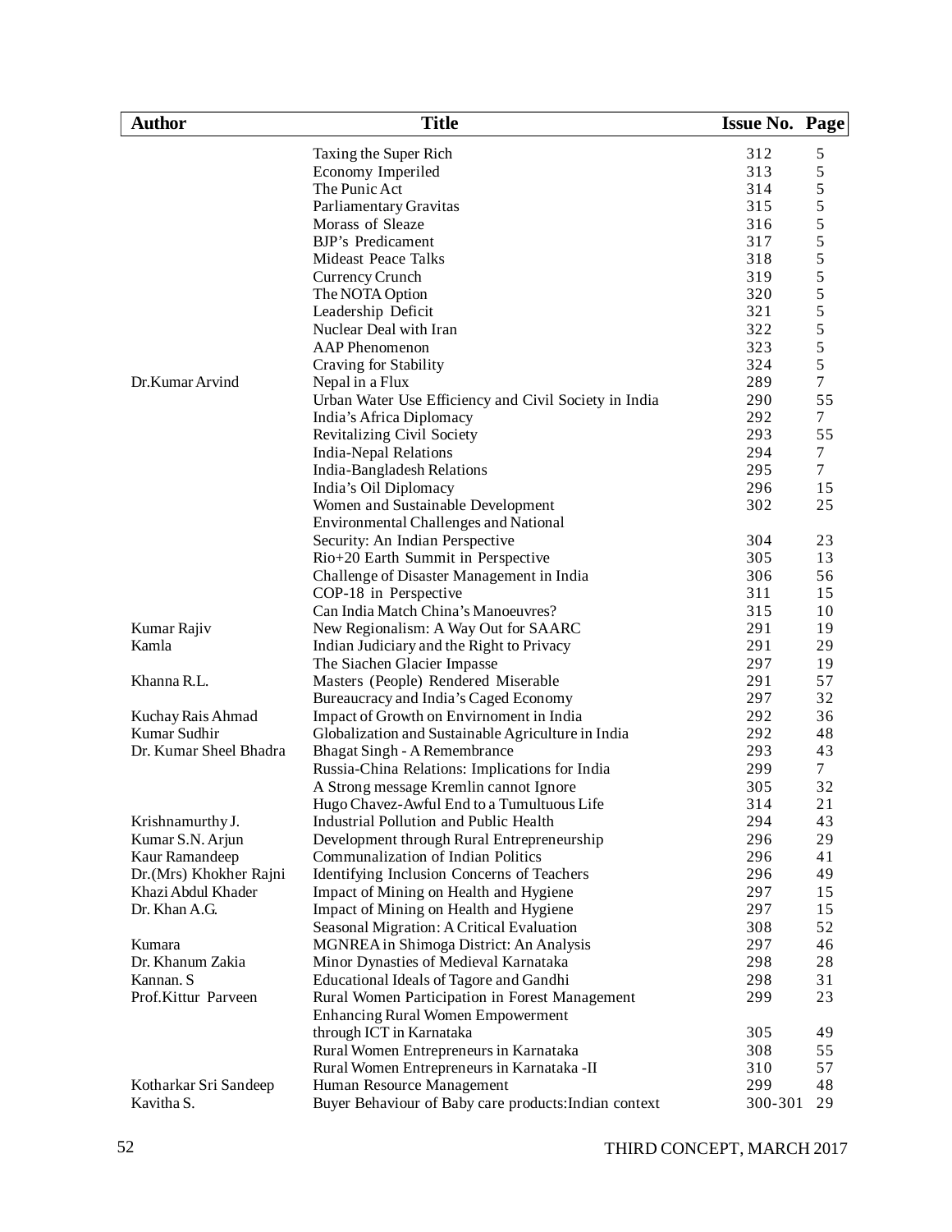| Author | Title | Issue No. | Page |
|---|---|---|---|
| | Taxing the Super Rich | 312 | 5 |
| | Economy Imperiled | 313 | 5 |
| | The Punic Act | 314 | 5 |
| | Parliamentary Gravitas | 315 | 5 |
| | Morass of Sleaze | 316 | 5 |
| | BJP's Predicament | 317 | 5 |
| | Mideast Peace Talks | 318 | 5 |
| | Currency Crunch | 319 | 5 |
| | The NOTA Option | 320 | 5 |
| | Leadership Deficit | 321 | 5 |
| | Nuclear Deal with Iran | 322 | 5 |
| | AAP Phenomenon | 323 | 5 |
| | Craving for Stability | 324 | 5 |
| Dr.Kumar Arvind | Nepal in a Flux | 289 | 7 |
| | Urban Water Use Efficiency and Civil Society in India | 290 | 55 |
| | India's Africa Diplomacy | 292 | 7 |
| | Revitalizing Civil Society | 293 | 55 |
| | India-Nepal Relations | 294 | 7 |
| | India-Bangladesh Relations | 295 | 7 |
| | India's Oil Diplomacy | 296 | 15 |
| | Women and Sustainable Development | 302 | 25 |
| | Environmental Challenges and National Security: An Indian Perspective | 304 | 23 |
| | Rio+20 Earth Summit in Perspective | 305 | 13 |
| | Challenge of Disaster Management in India | 306 | 56 |
| | COP-18 in Perspective | 311 | 15 |
| | Can India Match China's Manoeuvres? | 315 | 10 |
| Kumar Rajiv | New Regionalism: A Way Out for SAARC | 291 | 19 |
| Kamla | Indian Judiciary and the Right to Privacy | 291 | 29 |
| | The Siachen Glacier Impasse | 297 | 19 |
| Khanna R.L. | Masters (People) Rendered Miserable | 291 | 57 |
| | Bureaucracy and India's Caged Economy | 297 | 32 |
| Kuchay Rais Ahmad | Impact of Growth on Envirnoment in India | 292 | 36 |
| Kumar Sudhir | Globalization and Sustainable Agriculture in India | 292 | 48 |
| Dr. Kumar Sheel Bhadra | Bhagat Singh - A Remembrance | 293 | 43 |
| | Russia-China Relations: Implications for India | 299 | 7 |
| | A Strong message Kremlin cannot Ignore | 305 | 32 |
| | Hugo Chavez-Awful End to a Tumultuous Life | 314 | 21 |
| Krishnamurthy J. | Industrial Pollution and Public Health | 294 | 43 |
| Kumar S.N. Arjun | Development through Rural Entrepreneurship | 296 | 29 |
| Kaur Ramandeep | Communalization of Indian Politics | 296 | 41 |
| Dr.(Mrs) Khokher Rajni | Identifying Inclusion Concerns of Teachers | 296 | 49 |
| Khazi Abdul Khader | Impact of Mining on Health and Hygiene | 297 | 15 |
| Dr. Khan A.G. | Impact of Mining on Health and Hygiene | 297 | 15 |
| | Seasonal Migration: A Critical Evaluation | 308 | 52 |
| Kumara | MGNREA in Shimoga District: An Analysis | 297 | 46 |
| Dr. Khanum Zakia | Minor Dynasties of Medieval Karnataka | 298 | 28 |
| Kannan. S | Educational Ideals of Tagore and Gandhi | 298 | 31 |
| Prof.Kittur Parveen | Rural Women Participation in Forest Management | 299 | 23 |
| | Enhancing Rural Women Empowerment through ICT in Karnataka | 305 | 49 |
| | Rural Women Entrepreneurs in Karnataka | 308 | 55 |
| | Rural Women Entrepreneurs in Karnataka -II | 310 | 57 |
| Kotharkar Sri Sandeep | Human Resource Management | 299 | 48 |
| Kavitha S. | Buyer Behaviour of Baby care products:Indian context | 300-301 | 29 |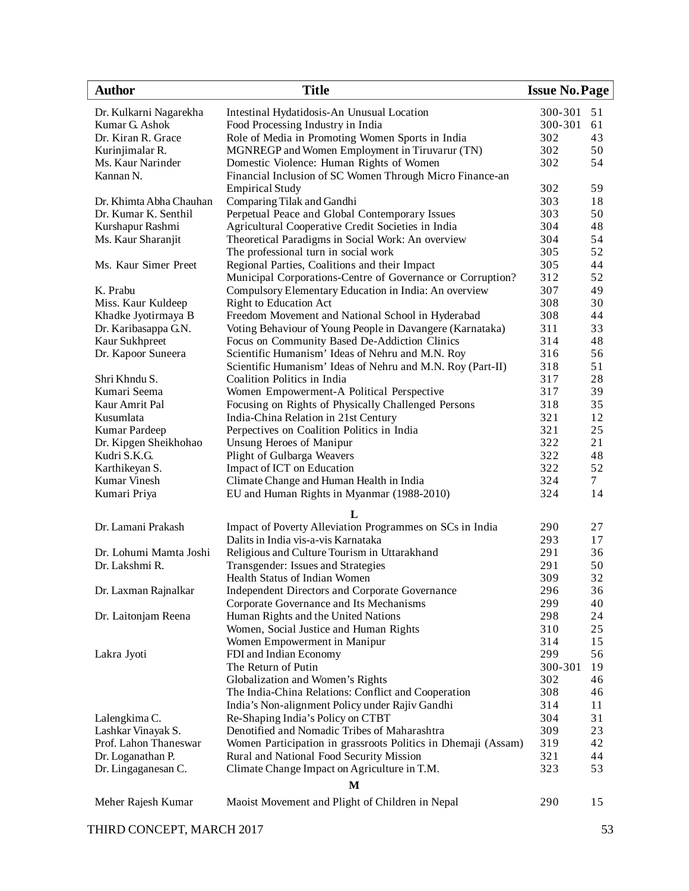| Author | Title | Issue No. | Page |
|---|---|---|---|
| Dr. Kulkarni Nagarekha | Intestinal Hydatidosis-An Unusual Location | 300-301 | 51 |
| Kumar G. Ashok | Food Processing Industry in India | 300-301 | 61 |
| Dr. Kiran R. Grace | Role of Media in Promoting Women Sports in India | 302 | 43 |
| Kurinjimalar R. | MGNREGP and Women Employment in Tiruvarur (TN) | 302 | 50 |
| Ms. Kaur Narinder | Domestic Violence: Human Rights of Women | 302 | 54 |
| Kannan N. | Financial Inclusion of SC Women Through Micro Finance-an Empirical Study | 302 | 59 |
| Dr. Khimta Abha Chauhan | Comparing Tilak and Gandhi | 303 | 18 |
| Dr. Kumar K. Senthil | Perpetual Peace and Global Contemporary Issues | 303 | 50 |
| Kurshapur Rashmi | Agricultural Cooperative Credit Societies in India | 304 | 48 |
| Ms. Kaur Sharanjit | Theoretical Paradigms in Social Work: An overview | 304 | 54 |
| | The professional turn in social work | 305 | 52 |
| Ms. Kaur Simer Preet | Regional Parties, Coalitions and their Impact | 305 | 44 |
| | Municipal Corporations-Centre of Governance or Corruption? | 312 | 52 |
| K. Prabu | Compulsory Elementary Education in India: An overview | 307 | 49 |
| Miss. Kaur Kuldeep | Right to Education Act | 308 | 30 |
| Khadke Jyotirmaya B | Freedom Movement and National School in Hyderabad | 308 | 44 |
| Dr. Karibasappa G.N. | Voting Behaviour of Young People in Davangere (Karnataka) | 311 | 33 |
| Kaur Sukhpreet | Focus on Community Based De-Addiction Clinics | 314 | 48 |
| Dr. Kapoor Suneera | Scientific Humanism' Ideas of Nehru and M.N. Roy | 316 | 56 |
| | Scientific Humanism' Ideas of Nehru and M.N. Roy (Part-II) | 318 | 51 |
| Shri Khndu S. | Coalition Politics in India | 317 | 28 |
| Kumari Seema | Women Empowerment-A Political Perspective | 317 | 39 |
| Kaur Amrit Pal | Focusing on Rights of Physically Challenged Persons | 318 | 35 |
| Kusumlata | India-China Relation in 21st Century | 321 | 12 |
| Kumar Pardeep | Perpectives on Coalition Politics in India | 321 | 25 |
| Dr. Kipgen Sheikhohao | Unsung Heroes of Manipur | 322 | 21 |
| Kudri S.K.G. | Plight of Gulbarga Weavers | 322 | 48 |
| Karthikeyan S. | Impact of ICT on Education | 322 | 52 |
| Kumar Vinesh | Climate Change and Human Health in India | 324 | 7 |
| Kumari Priya | EU and Human Rights in Myanmar (1988-2010) | 324 | 14 |
| | **L** | | |
| Dr. Lamani Prakash | Impact of Poverty Alleviation Programmes on SCs in India | 290 | 27 |
| | Dalits in India vis-a-vis Karnataka | 293 | 17 |
| Dr. Lohumi Mamta Joshi | Religious and Culture Tourism in Uttarakhand | 291 | 36 |
| Dr. Lakshmi R. | Transgender: Issues and Strategies | 291 | 50 |
| | Health Status of Indian Women | 309 | 32 |
| Dr. Laxman Rajnalkar | Independent Directors and Corporate Governance | 296 | 36 |
| | Corporate Governance and Its Mechanisms | 299 | 40 |
| Dr. Laitonjam Reena | Human Rights and the United Nations | 298 | 24 |
| | Women, Social Justice and Human Rights | 310 | 25 |
| | Women Empowerment in Manipur | 314 | 15 |
| Lakra Jyoti | FDI and Indian Economy | 299 | 56 |
| | The Return of Putin | 300-301 | 19 |
| | Globalization and Women's Rights | 302 | 46 |
| | The India-China Relations: Conflict and Cooperation | 308 | 46 |
| | India's Non-alignment Policy under Rajiv Gandhi | 314 | 11 |
| Lalengkima C. | Re-Shaping India's Policy on CTBT | 304 | 31 |
| Lashkar Vinayak S. | Denotified and Nomadic Tribes of Maharashtra | 309 | 23 |
| Prof. Lahon Thaneswar | Women Participation in grassroots Politics in Dhemaji (Assam) | 319 | 42 |
| Dr. Loganathan P. | Rural and National Food Security Mission | 321 | 44 |
| Dr. Lingaganesan C. | Climate Change Impact on Agriculture in T.M. | 323 | 53 |
| | **M** | | |
| Meher Rajesh Kumar | Maoist Movement and Plight of Children in Nepal | 290 | 15 |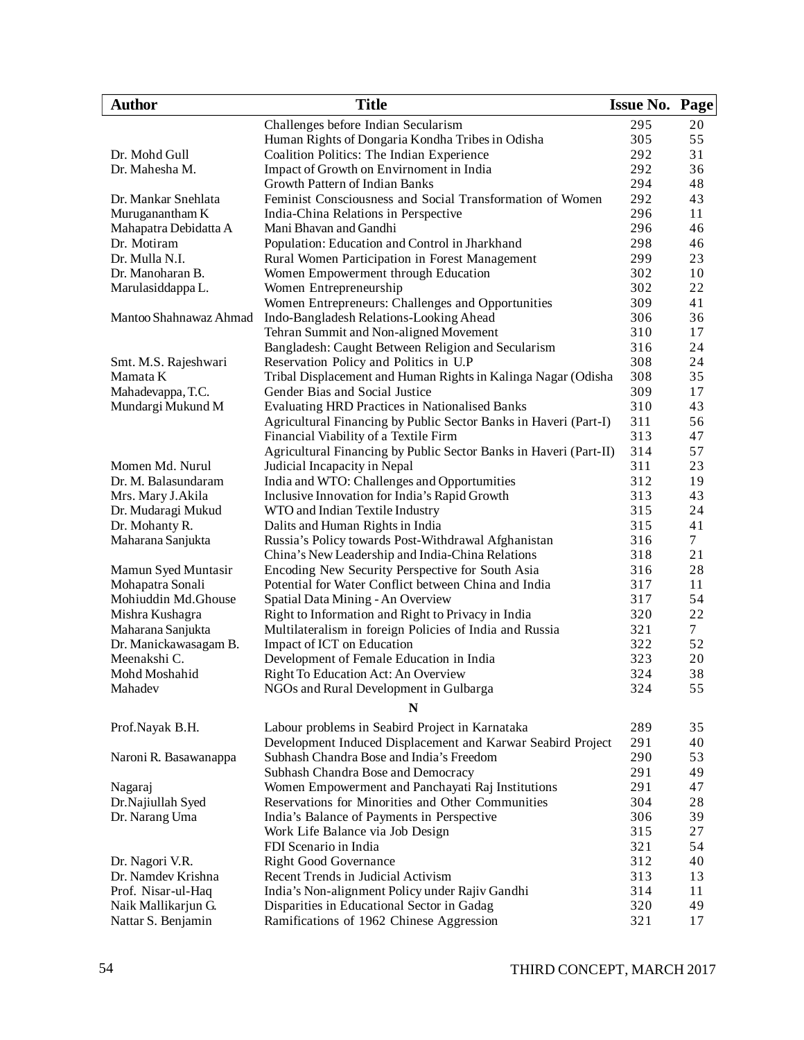| Author | Title | Issue No. | Page |
|---|---|---|---|
| | Challenges before Indian Secularism | 295 | 20 |
| | Human Rights of Dongaria Kondha Tribes in Odisha | 305 | 55 |
| Dr. Mohd Gull | Coalition Politics: The Indian Experience | 292 | 31 |
| Dr. Mahesha M. | Impact of Growth on Envirnoment in India | 292 | 36 |
| | Growth Pattern of Indian Banks | 294 | 48 |
| Dr. Mankar Snehlata | Feminist Consciousness and Social Transformation of Women | 292 | 43 |
| Muruganantham K | India-China Relations in Perspective | 296 | 11 |
| Mahapatra Debidatta A | Mani Bhavan and Gandhi | 296 | 46 |
| Dr. Motiram | Population: Education and Control in Jharkhand | 298 | 46 |
| Dr. Mulla N.I. | Rural Women Participation in Forest Management | 299 | 23 |
| Dr. Manoharan B. | Women Empowerment through Education | 302 | 10 |
| Marulasiddappa L. | Women Entrepreneurship | 302 | 22 |
| | Women Entrepreneurs: Challenges and Opportunities | 309 | 41 |
| Mantoo Shahnawaz Ahmad | Indo-Bangladesh Relations-Looking Ahead | 306 | 36 |
| | Tehran Summit and Non-aligned Movement | 310 | 17 |
| | Bangladesh: Caught Between Religion and Secularism | 316 | 24 |
| Smt. M.S. Rajeshwari | Reservation Policy and Politics in U.P | 308 | 24 |
| Mamata K | Tribal Displacement and Human Rights in Kalinga Nagar (Odisha | 308 | 35 |
| Mahadevappa, T.C. | Gender Bias and Social Justice | 309 | 17 |
| Mundargi Mukund M | Evaluating HRD Practices in Nationalised Banks | 310 | 43 |
| | Agricultural Financing by Public Sector Banks in Haveri (Part-I) | 311 | 56 |
| | Financial Viability of a Textile Firm | 313 | 47 |
| | Agricultural Financing by Public Sector Banks in Haveri (Part-II) | 314 | 57 |
| Momen Md. Nurul | Judicial Incapacity in Nepal | 311 | 23 |
| Dr. M. Balasundaram | India and WTO: Challenges and Opportumities | 312 | 19 |
| Mrs. Mary J.Akila | Inclusive Innovation for India's Rapid Growth | 313 | 43 |
| Dr. Mudaragi Mukud | WTO and Indian Textile Industry | 315 | 24 |
| Dr. Mohanty R. | Dalits and Human Rights in India | 315 | 41 |
| Maharana Sanjukta | Russia's Policy towards Post-Withdrawal Afghanistan | 316 | 7 |
| | China's New Leadership and India-China Relations | 318 | 21 |
| Mamun Syed Muntasir | Encoding New Security Perspective for South Asia | 316 | 28 |
| Mohapatra Sonali | Potential for Water Conflict between China and India | 317 | 11 |
| Mohiuddin Md.Ghouse | Spatial Data Mining - An Overview | 317 | 54 |
| Mishra Kushagra | Right to Information and Right to Privacy in India | 320 | 22 |
| Maharana Sanjukta | Multilateralism in foreign Policies of India and Russia | 321 | 7 |
| Dr. Manickawasagam B. | Impact of ICT on Education | 322 | 52 |
| Meenakshi C. | Development of Female Education in India | 323 | 20 |
| Mohd Moshahid | Right To Education Act: An Overview | 324 | 38 |
| Mahadev | NGOs and Rural Development in Gulbarga | 324 | 55 |
| | **N** | | |
| Prof.Nayak B.H. | Labour problems in Seabird Project in Karnataka | 289 | 35 |
| | Development Induced Displacement and Karwar Seabird Project | 291 | 40 |
| Naroni R. Basawanappa | Subhash Chandra Bose and India's Freedom | 290 | 53 |
| | Subhash Chandra Bose and Democracy | 291 | 49 |
| Nagaraj | Women Empowerment and Panchayati Raj Institutions | 291 | 47 |
| Dr.Najiullah Syed | Reservations for Minorities and Other Communities | 304 | 28 |
| Dr. Narang Uma | India's Balance of Payments in Perspective | 306 | 39 |
| | Work Life Balance via Job Design | 315 | 27 |
| | FDI Scenario in India | 321 | 54 |
| Dr. Nagori V.R. | Right Good Governance | 312 | 40 |
| Dr. Namdev Krishna | Recent Trends in Judicial Activism | 313 | 13 |
| Prof. Nisar-ul-Haq | India's Non-alignment Policy under Rajiv Gandhi | 314 | 11 |
| Naik Mallikarjun G. | Disparities in Educational Sector in Gadag | 320 | 49 |
| Nattar S. Benjamin | Ramifications of 1962 Chinese Aggression | 321 | 17 |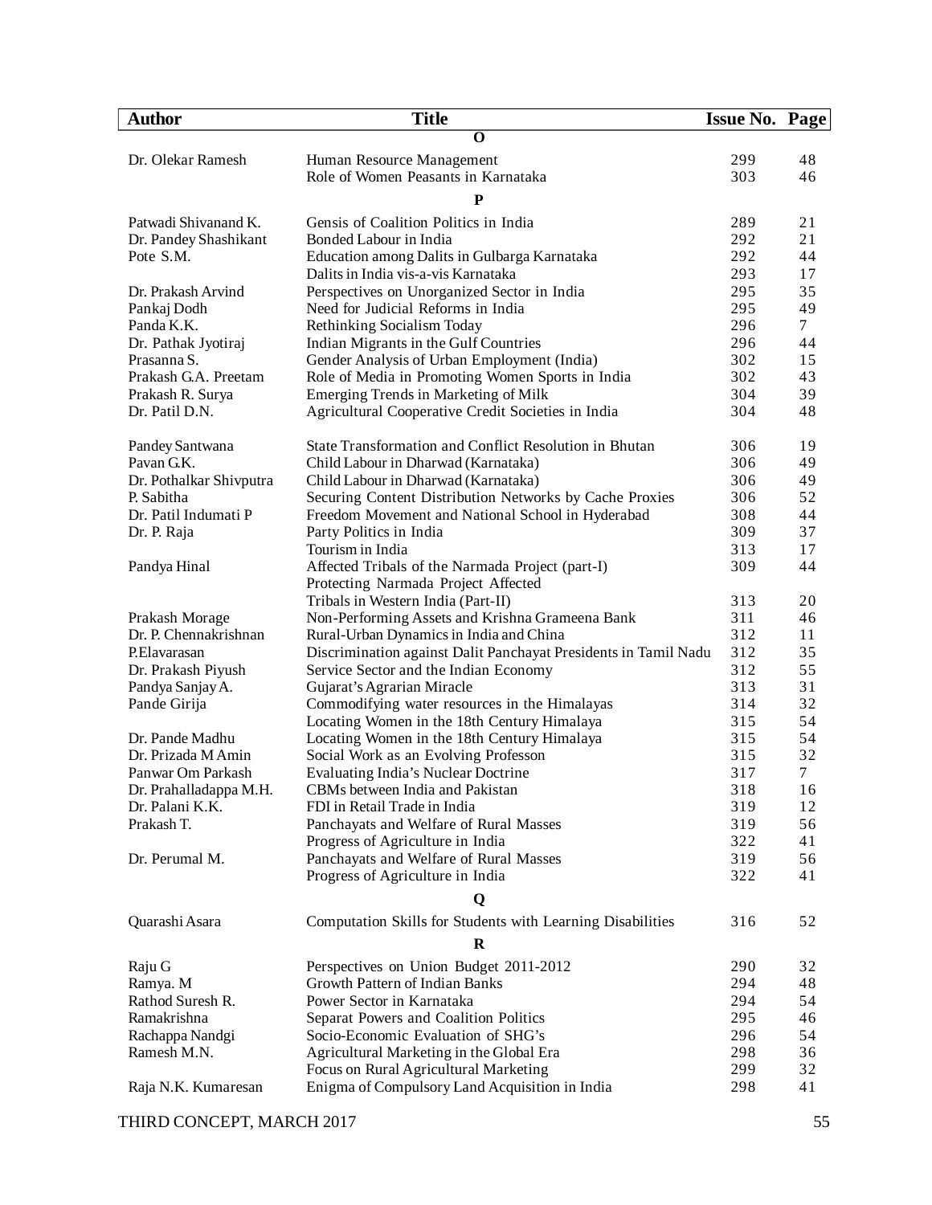| Author | Title | Issue No. | Page |
|---|---|---|---|
| | **O** | | |
| Dr. Olekar Ramesh | Human Resource Management | 299 | 48 |
| | Role of Women Peasants in Karnataka | 303 | 46 |
| | **P** | | |
| Patwadi Shivanand K. | Gensis of Coalition Politics in India | 289 | 21 |
| Dr. Pandey Shashikant | Bonded Labour in India | 292 | 21 |
| Pote S.M. | Education among Dalits in Gulbarga Karnataka | 292 | 44 |
| | Dalits in India vis-a-vis Karnataka | 293 | 17 |
| Dr. Prakash Arvind | Perspectives on Unorganized Sector in India | 295 | 35 |
| Pankaj Dodh | Need for Judicial Reforms in India | 295 | 49 |
| Panda K.K. | Rethinking Socialism Today | 296 | 7 |
| Dr. Pathak Jyotiraj | Indian Migrants in the Gulf Countries | 296 | 44 |
| Prasanna S. | Gender Analysis of Urban Employment (India) | 302 | 15 |
| Prakash G.A. Preetam | Role of Media in Promoting Women Sports in India | 302 | 43 |
| Prakash R. Surya | Emerging Trends in Marketing of Milk | 304 | 39 |
| Dr. Patil D.N. | Agricultural Cooperative Credit Societies in India | 304 | 48 |
| Pandey Santwana | State Transformation and Conflict Resolution in Bhutan | 306 | 19 |
| Pavan G.K. | Child Labour in Dharwad (Karnataka) | 306 | 49 |
| Dr. Pothalkar Shivputra | Child Labour in Dharwad (Karnataka) | 306 | 49 |
| P. Sabitha | Securing Content Distribution Networks by Cache Proxies | 306 | 52 |
| Dr. Patil Indumati P | Freedom Movement and National School in Hyderabad | 308 | 44 |
| Dr. P. Raja | Party Politics in India | 309 | 37 |
| | Tourism in India | 313 | 17 |
| Pandya Hinal | Affected Tribals of the Narmada Project (part-I) | 309 | 44 |
| | Protecting Narmada Project Affected Tribals in Western India (Part-II) | 313 | 20 |
| Prakash Morage | Non-Performing Assets and Krishna Grameena Bank | 311 | 46 |
| Dr. P. Chennakrishnan | Rural-Urban Dynamics in India and China | 312 | 11 |
| P.Elavarasan | Discrimination against Dalit Panchayat Presidents in Tamil Nadu | 312 | 35 |
| Dr. Prakash Piyush | Service Sector and the Indian Economy | 312 | 55 |
| Pandya Sanjay A. | Gujarat's Agrarian Miracle | 313 | 31 |
| Pande Girija | Commodifying water resources in the Himalayas | 314 | 32 |
| | Locating Women in the 18th Century Himalaya | 315 | 54 |
| Dr. Pande Madhu | Locating Women in the 18th Century Himalaya | 315 | 54 |
| Dr. Prizada M Amin | Social Work as an Evolving Professon | 315 | 32 |
| Panwar Om Parkash | Evaluating India's Nuclear Doctrine | 317 | 7 |
| Dr. Prahalladappa M.H. | CBMs between India and Pakistan | 318 | 16 |
| Dr. Palani K.K. | FDI in Retail Trade in India | 319 | 12 |
| Prakash T. | Panchayats and Welfare of Rural Masses | 319 | 56 |
| | Progress of Agriculture in India | 322 | 41 |
| Dr. Perumal M. | Panchayats and Welfare of Rural Masses | 319 | 56 |
| | Progress of Agriculture in India | 322 | 41 |
| | **Q** | | |
| Quarashi Asara | Computation Skills for Students with Learning Disabilities | 316 | 52 |
| | **R** | | |
| Raju G | Perspectives on Union Budget 2011-2012 | 290 | 32 |
| Ramya. M | Growth Pattern of Indian Banks | 294 | 48 |
| Rathod Suresh R. | Power Sector in Karnataka | 294 | 54 |
| Ramakrishna | Separat Powers and Coalition Politics | 295 | 46 |
| Rachappa Nandgi | Socio-Economic Evaluation of SHG's | 296 | 54 |
| Ramesh M.N. | Agricultural Marketing in the Global Era | 298 | 36 |
| | Focus on Rural Agricultural Marketing | 299 | 32 |
| Raja N.K. Kumaresan | Enigma of Compulsory Land Acquisition in India | 298 | 41 |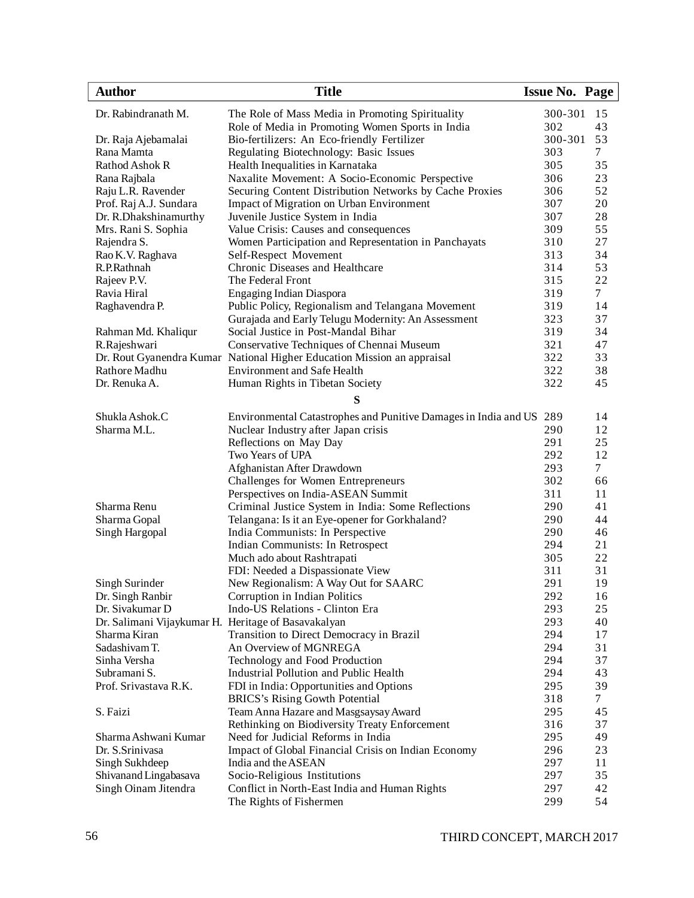| Author | Title | Issue No. | Page |
|---|---|---|---|
| Dr. Rabindranath M. | The Role of Mass Media in Promoting Spirituality | 300-301 | 15 |
| | Role of Media in Promoting Women Sports in India | 302 | 43 |
| Dr. Raja Ajebamalai | Bio-fertilizers: An Eco-friendly Fertilizer | 300-301 | 53 |
| Rana Mamta | Regulating Biotechnology: Basic Issues | 303 | 7 |
| Rathod Ashok R | Health Inequalities in Karnataka | 305 | 35 |
| Rana Rajbala | Naxalite Movement: A Socio-Economic Perspective | 306 | 23 |
| Raju L.R. Ravender | Securing Content Distribution Networks by Cache Proxies | 306 | 52 |
| Prof. Raj A.J. Sundara | Impact of Migration on Urban Environment | 307 | 20 |
| Dr. R.Dhakshinamurthy | Juvenile Justice System in India | 307 | 28 |
| Mrs. Rani S. Sophia | Value Crisis: Causes and consequences | 309 | 55 |
| Rajendra S. | Women Participation and Representation in Panchayats | 310 | 27 |
| Rao K.V. Raghava | Self-Respect Movement | 313 | 34 |
| R.P.Rathnah | Chronic Diseases and Healthcare | 314 | 53 |
| Rajeev P.V. | The Federal Front | 315 | 22 |
| Ravia Hiral | Engaging Indian Diaspora | 319 | 7 |
| Raghavendra P. | Public Policy, Regionalism and Telangana Movement | 319 | 14 |
| | Gurajada and Early Telugu Modernity: An Assessment | 323 | 37 |
| Rahman Md. Khaliqur | Social Justice in Post-Mandal Bihar | 319 | 34 |
| R.Rajeshwari | Conservative Techniques of Chennai Museum | 321 | 47 |
| Dr. Rout Gyanendra Kumar | National Higher Education Mission an appraisal | 322 | 33 |
| Rathore Madhu | Environment and Safe Health | 322 | 38 |
| Dr. Renuka A. | Human Rights in Tibetan Society | 322 | 45 |
| | **S** | | |
| Shukla Ashok.C | Environmental Catastrophes and Punitive Damages in India and US | 289 | 14 |
| Sharma M.L. | Nuclear Industry after Japan crisis | 290 | 12 |
| | Reflections on May Day | 291 | 25 |
| | Two Years of UPA | 292 | 12 |
| | Afghanistan After Drawdown | 293 | 7 |
| | Challenges for Women Entrepreneurs | 302 | 66 |
| | Perspectives on India-ASEAN Summit | 311 | 11 |
| Sharma Renu | Criminal Justice System in India: Some Reflections | 290 | 41 |
| Sharma Gopal | Telangana: Is it an Eye-opener for Gorkhaland? | 290 | 44 |
| Singh Hargopal | India Communists: In Perspective | 290 | 46 |
| | Indian Communists: In Retrospect | 294 | 21 |
| | Much ado about Rashtrapati | 305 | 22 |
| | FDI: Needed a Dispassionate View | 311 | 31 |
| Singh Surinder | New Regionalism: A Way Out for SAARC | 291 | 19 |
| Dr. Singh Ranbir | Corruption in Indian Politics | 292 | 16 |
| Dr. Sivakumar D | Indo-US Relations - Clinton Era | 293 | 25 |
| Dr. Salimani Vijaykumar H. | Heritage of Basavakalyan | 293 | 40 |
| Sharma Kiran | Transition to Direct Democracy in Brazil | 294 | 17 |
| Sadashivam T. | An Overview of MGNREGA | 294 | 31 |
| Sinha Versha | Technology and Food Production | 294 | 37 |
| Subramani S. | Industrial Pollution and Public Health | 294 | 43 |
| Prof. Srivastava R.K. | FDI in India: Opportunities and Options | 295 | 39 |
| | BRICS's Rising Gowth Potential | 318 | 7 |
| S. Faizi | Team Anna Hazare and Masgsaysay Award | 295 | 45 |
| | Rethinking on Biodiversity Treaty Enforcement | 316 | 37 |
| Sharma Ashwani Kumar | Need for Judicial Reforms in India | 295 | 49 |
| Dr. S.Srinivasa | Impact of Global Financial Crisis on Indian Economy | 296 | 23 |
| Singh Sukhdeep | India and the ASEAN | 297 | 11 |
| Shivanand Lingabasava | Socio-Religious Institutions | 297 | 35 |
| Singh Oinam Jitendra | Conflict in North-East India and Human Rights | 297 | 42 |
| | The Rights of Fishermen | 299 | 54 |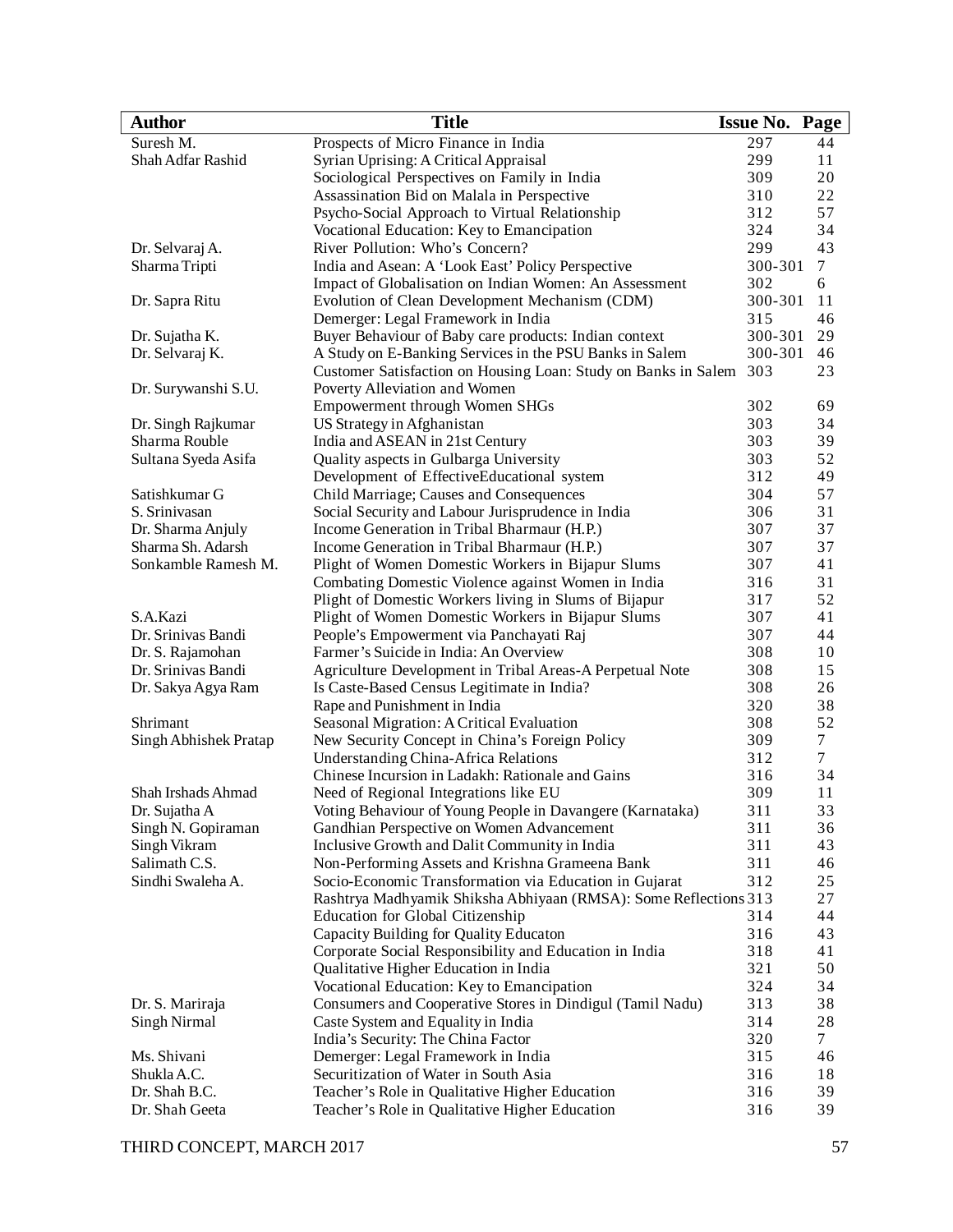| Author | Title | Issue No. | Page |
|---|---|---|---|
| Suresh M. | Prospects of Micro Finance in India | 297 | 44 |
| Shah Adfar Rashid | Syrian Uprising: A Critical Appraisal | 299 | 11 |
| | Sociological Perspectives on Family in India | 309 | 20 |
| | Assassination Bid on Malala in Perspective | 310 | 22 |
| | Psycho-Social Approach to Virtual Relationship | 312 | 57 |
| | Vocational Education: Key to Emancipation | 324 | 34 |
| Dr. Selvaraj A. | River Pollution: Who's Concern? | 299 | 43 |
| Sharma Tripti | India and Asean: A 'Look East' Policy Perspective | 300-301 | 7 |
| | Impact of Globalisation on Indian Women: An Assessment | 302 | 6 |
| Dr. Sapra Ritu | Evolution of Clean Development Mechanism (CDM) | 300-301 | 11 |
| | Demerger: Legal Framework in India | 315 | 46 |
| Dr. Sujatha K. | Buyer Behaviour of Baby care products: Indian context | 300-301 | 29 |
| Dr. Selvaraj K. | A Study on E-Banking Services in the PSU Banks in Salem | 300-301 | 46 |
| | Customer Satisfaction on Housing Loan: Study on Banks in Salem | 303 | 23 |
| Dr. Surywanshi S.U. | Poverty Alleviation and Women Empowerment through Women SHGs | 302 | 69 |
| Dr. Singh Rajkumar | US Strategy in Afghanistan | 303 | 34 |
| Sharma Rouble | India and ASEAN in 21st Century | 303 | 39 |
| Sultana Syeda Asifa | Quality aspects in Gulbarga University | 303 | 52 |
| | Development of EffectiveEducational system | 312 | 49 |
| Satishkumar G | Child Marriage; Causes and Consequences | 304 | 57 |
| S. Srinivasan | Social Security and Labour Jurisprudence in India | 306 | 31 |
| Dr. Sharma Anjuly | Income Generation in Tribal Bharmaur (H.P.) | 307 | 37 |
| Sharma Sh. Adarsh | Income Generation in Tribal Bharmaur (H.P.) | 307 | 37 |
| Sonkamble Ramesh M. | Plight of Women Domestic Workers in Bijapur Slums | 307 | 41 |
| | Combating Domestic Violence against Women in India | 316 | 31 |
| | Plight of Domestic Workers living in Slums of Bijapur | 317 | 52 |
| S.A.Kazi | Plight of Women Domestic Workers in Bijapur Slums | 307 | 41 |
| Dr. Srinivas Bandi | People's Empowerment via Panchayati Raj | 307 | 44 |
| Dr. S. Rajamohan | Farmer's Suicide in India: An Overview | 308 | 10 |
| Dr. Srinivas Bandi | Agriculture Development in Tribal Areas-A Perpetual Note | 308 | 15 |
| Dr. Sakya Agya Ram | Is Caste-Based Census Legitimate in India? | 308 | 26 |
| | Rape and Punishment in India | 320 | 38 |
| Shrimant | Seasonal Migration: A Critical Evaluation | 308 | 52 |
| Singh Abhishek Pratap | New Security Concept in China's Foreign Policy | 309 | 7 |
| | Understanding China-Africa Relations | 312 | 7 |
| | Chinese Incursion in Ladakh: Rationale and Gains | 316 | 34 |
| Shah Irshads Ahmad | Need of Regional Integrations like EU | 309 | 11 |
| Dr. Sujatha A | Voting Behaviour of Young People in Davangere (Karnataka) | 311 | 33 |
| Singh N. Gopiraman | Gandhian Perspective on Women Advancement | 311 | 36 |
| Singh Vikram | Inclusive Growth and Dalit Community in India | 311 | 43 |
| Salimath C.S. | Non-Performing Assets and Krishna Grameena Bank | 311 | 46 |
| Sindhi Swaleha A. | Socio-Economic Transformation via Education in Gujarat | 312 | 25 |
| | Rashtrya Madhyamik Shiksha Abhiyaan (RMSA): Some Reflections | 313 | 27 |
| | Education for Global Citizenship | 314 | 44 |
| | Capacity Building for Quality Educaton | 316 | 43 |
| | Corporate Social Responsibility and Education in India | 318 | 41 |
| | Qualitative Higher Education in India | 321 | 50 |
| | Vocational Education: Key to Emancipation | 324 | 34 |
| Dr. S. Mariraja | Consumers and Cooperative Stores in Dindigul (Tamil Nadu) | 313 | 38 |
| Singh Nirmal | Caste System and Equality in India | 314 | 28 |
| | India's Security: The China Factor | 320 | 7 |
| Ms. Shivani | Demerger: Legal Framework in India | 315 | 46 |
| Shukla A.C. | Securitization of Water in South Asia | 316 | 18 |
| Dr. Shah B.C. | Teacher's Role in Qualitative Higher Education | 316 | 39 |
| Dr. Shah Geeta | Teacher's Role in Qualitative Higher Education | 316 | 39 |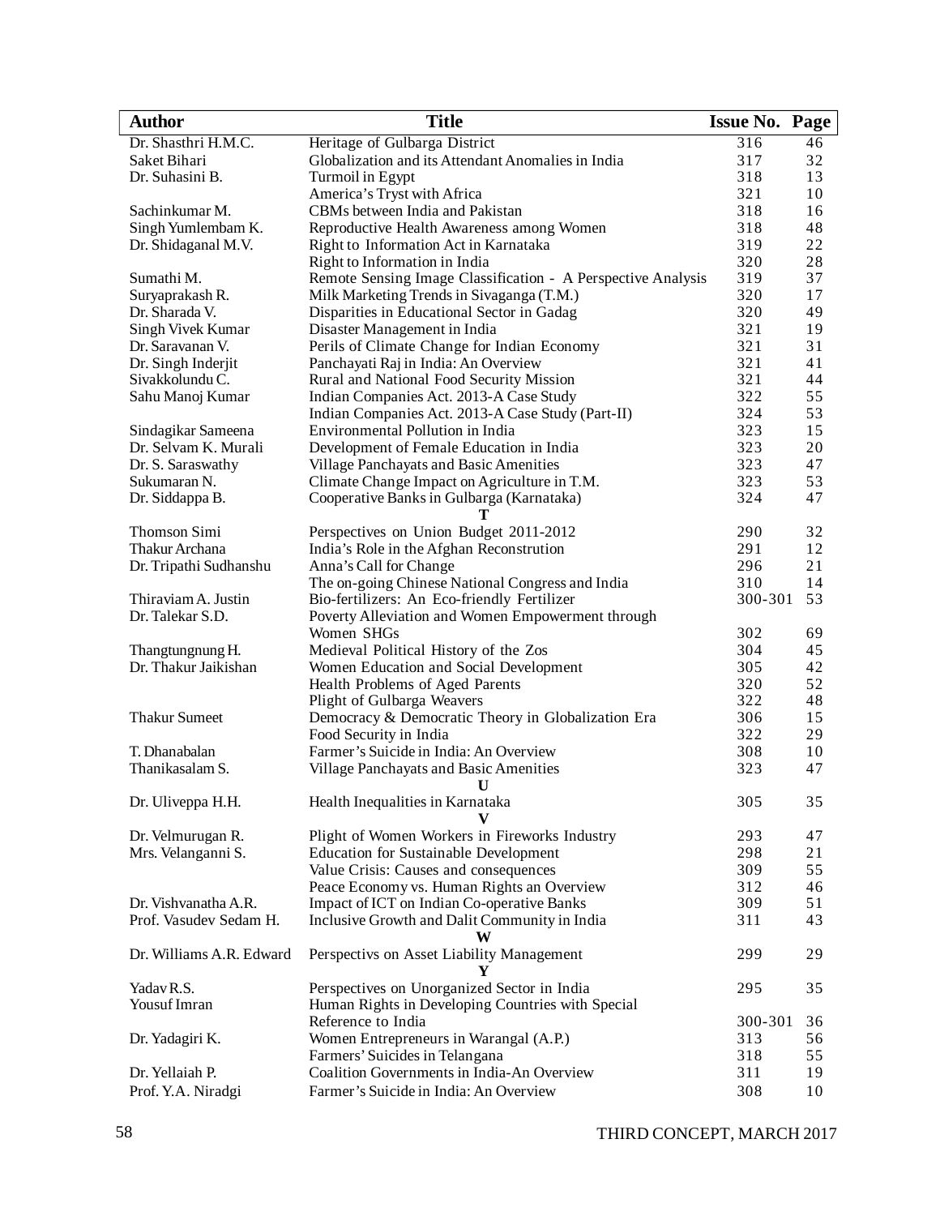| Author | Title | Issue No. | Page |
|---|---|---|---|
| Dr. Shasthri H.M.C. | Heritage of Gulbarga District | 316 | 46 |
| Saket Bihari | Globalization and its Attendant Anomalies in India | 317 | 32 |
| Dr. Suhasini B. | Turmoil in Egypt | 318 | 13 |
| | America's Tryst with Africa | 321 | 10 |
| Sachinkumar M. | CBMs between India and Pakistan | 318 | 16 |
| Singh Yumlembam K. | Reproductive Health Awareness among Women | 318 | 48 |
| Dr. Shidaganal M.V. | Right to Information Act in Karnataka | 319 | 22 |
| | Right to Information in India | 320 | 28 |
| Sumathi M. | Remote Sensing Image Classification - A Perspective Analysis | 319 | 37 |
| Suryaprakash R. | Milk Marketing Trends in Sivaganga (T.M.) | 320 | 17 |
| Dr. Sharada V. | Disparities in Educational Sector in Gadag | 320 | 49 |
| Singh Vivek Kumar | Disaster Management in India | 321 | 19 |
| Dr. Saravanan V. | Perils of Climate Change for Indian Economy | 321 | 31 |
| Dr. Singh Inderjit | Panchayati Raj in India: An Overview | 321 | 41 |
| Sivakkolundu C. | Rural and National Food Security Mission | 321 | 44 |
| Sahu Manoj Kumar | Indian Companies Act. 2013-A Case Study | 322 | 55 |
| | Indian Companies Act. 2013-A Case Study (Part-II) | 324 | 53 |
| Sindagikar Sameena | Environmental Pollution in India | 323 | 15 |
| Dr. Selvam K. Murali | Development of Female Education in India | 323 | 20 |
| Dr. S. Saraswathy | Village Panchayats and Basic Amenities | 323 | 47 |
| Sukumaran N. | Climate Change Impact on Agriculture in T.M. | 323 | 53 |
| Dr. Siddappa B. | Cooperative Banks in Gulbarga (Karnataka) | 324 | 47 |
| | **T** | | |
| Thomson Simi | Perspectives on Union Budget 2011-2012 | 290 | 32 |
| Thakur Archana | India's Role in the Afghan Reconstrution | 291 | 12 |
| Dr. Tripathi Sudhanshu | Anna's Call for Change | 296 | 21 |
| | The on-going Chinese National Congress and India | 310 | 14 |
| Thiraviam A. Justin | Bio-fertilizers: An Eco-friendly Fertilizer | 300-301 | 53 |
| Dr. Talekar S.D. | Poverty Alleviation and Women Empowerment through Women SHGs | 302 | 69 |
| Thangtungnung H. | Medieval Political History of the Zos | 304 | 45 |
| Dr. Thakur Jaikishan | Women Education and Social Development | 305 | 42 |
| | Health Problems of Aged Parents | 320 | 52 |
| | Plight of Gulbarga Weavers | 322 | 48 |
| Thakur Sumeet | Democracy & Democratic Theory in Globalization Era | 306 | 15 |
| | Food Security in India | 322 | 29 |
| T. Dhanabalan | Farmer's Suicide in India: An Overview | 308 | 10 |
| Thanikasalam S. | Village Panchayats and Basic Amenities | 323 | 47 |
| | **U** | | |
| Dr. Uliveppa H.H. | Health Inequalities in Karnataka | 305 | 35 |
| | **V** | | |
| Dr. Velmurugan R. | Plight of Women Workers in Fireworks Industry | 293 | 47 |
| Mrs. Velanganni S. | Education for Sustainable Development | 298 | 21 |
| | Value Crisis: Causes and consequences | 309 | 55 |
| | Peace Economy vs. Human Rights an Overview | 312 | 46 |
| Dr. Vishvanatha A.R. | Impact of ICT on Indian Co-operative Banks | 309 | 51 |
| Prof. Vasudev Sedam H. | Inclusive Growth and Dalit Community in India | 311 | 43 |
| | **W** | | |
| Dr. Williams A.R. Edward | Perspectivs on Asset Liability Management | 299 | 29 |
| | **Y** | | |
| Yadav R.S. | Perspectives on Unorganized Sector in India | 295 | 35 |
| Yousuf Imran | Human Rights in Developing Countries with Special Reference to India | 300-301 | 36 |
| Dr. Yadagiri K. | Women Entrepreneurs in Warangal (A.P.) | 313 | 56 |
| | Farmers' Suicides in Telangana | 318 | 55 |
| Dr. Yellaiah P. | Coalition Governments in India-An Overview | 311 | 19 |
| Prof. Y.A. Niradgi | Farmer's Suicide in India: An Overview | 308 | 10 |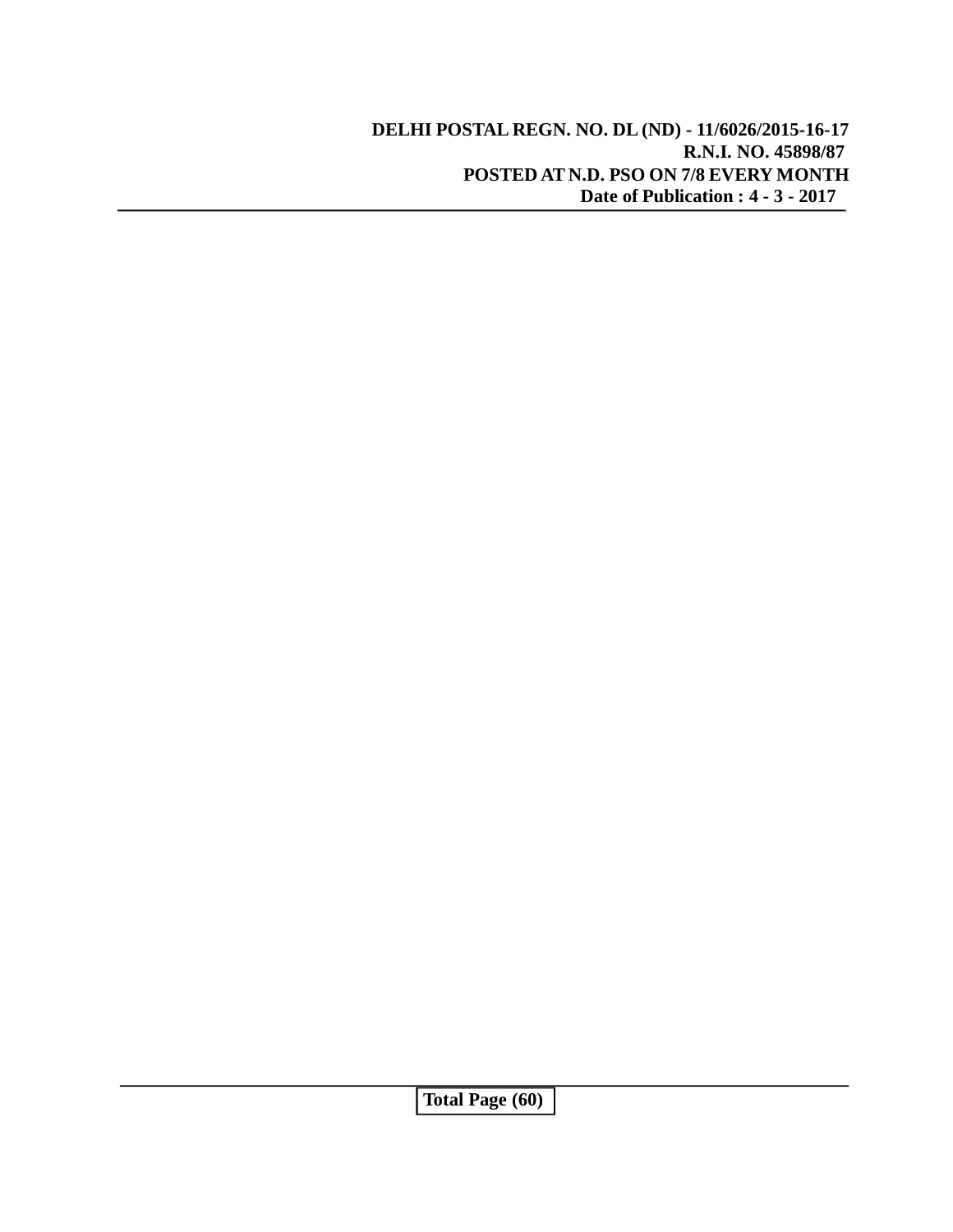**DELHI POSTAL REGN. NO. DL (ND) - 11/6026/2015-16-17**
**R.N.I. NO. 45898/87**
**POSTED AT N.D. PSO ON 7/8 EVERY MONTH**
**Date of Publication : 4 - 3 - 2017**

---

---

**Total Page (60)**